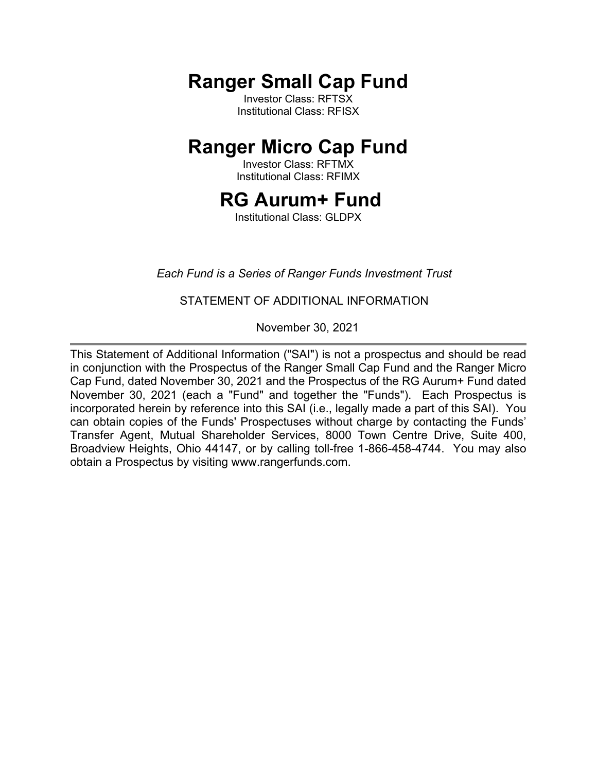# Ranger Small Cap Fund

Investor Class: RFTSX
Institutional Class: RFISX

# Ranger Micro Cap Fund

Investor Class: RFTMX
Institutional Class: RFIMX

# RG Aurum+ Fund

Institutional Class: GLDPX

*Each Fund is a Series of Ranger Funds Investment Trust*

STATEMENT OF ADDITIONAL INFORMATION

November 30, 2021

---

This Statement of Additional Information ("SAI") is not a prospectus and should be read in conjunction with the Prospectus of the Ranger Small Cap Fund and the Ranger Micro Cap Fund, dated November 30, 2021 and the Prospectus of the RG Aurum+ Fund dated November 30, 2021 (each a "Fund" and together the "Funds"). Each Prospectus is incorporated herein by reference into this SAI (i.e., legally made a part of this SAI). You can obtain copies of the Funds' Prospectuses without charge by contacting the Funds' Transfer Agent, Mutual Shareholder Services, 8000 Town Centre Drive, Suite 400, Broadview Heights, Ohio 44147, or by calling toll-free 1-866-458-4744. You may also obtain a Prospectus by visiting www.rangerfunds.com.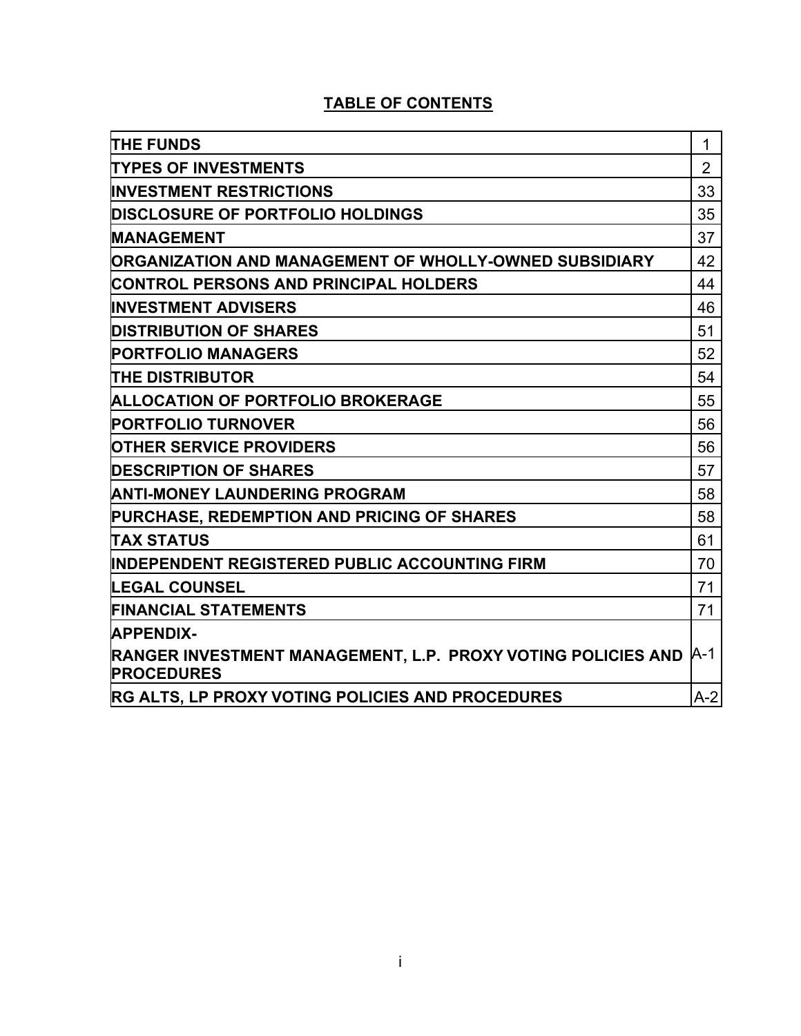## TABLE OF CONTENTS

| | |
|---|---|
| **THE FUNDS** | 1 |
| **TYPES OF INVESTMENTS** | 2 |
| **INVESTMENT RESTRICTIONS** | 33 |
| **DISCLOSURE OF PORTFOLIO HOLDINGS** | 35 |
| **MANAGEMENT** | 37 |
| **ORGANIZATION AND MANAGEMENT OF WHOLLY-OWNED SUBSIDIARY** | 42 |
| **CONTROL PERSONS AND PRINCIPAL HOLDERS** | 44 |
| **INVESTMENT ADVISERS** | 46 |
| **DISTRIBUTION OF SHARES** | 51 |
| **PORTFOLIO MANAGERS** | 52 |
| **THE DISTRIBUTOR** | 54 |
| **ALLOCATION OF PORTFOLIO BROKERAGE** | 55 |
| **PORTFOLIO TURNOVER** | 56 |
| **OTHER SERVICE PROVIDERS** | 56 |
| **DESCRIPTION OF SHARES** | 57 |
| **ANTI-MONEY LAUNDERING PROGRAM** | 58 |
| **PURCHASE, REDEMPTION AND PRICING OF SHARES** | 58 |
| **TAX STATUS** | 61 |
| **INDEPENDENT REGISTERED PUBLIC ACCOUNTING FIRM** | 70 |
| **LEGAL COUNSEL** | 71 |
| **FINANCIAL STATEMENTS** | 71 |
| **APPENDIX-** **RANGER INVESTMENT MANAGEMENT, L.P. PROXY VOTING POLICIES AND PROCEDURES** | A-1 |
| **RG ALTS, LP PROXY VOTING POLICIES AND PROCEDURES** | A-2 |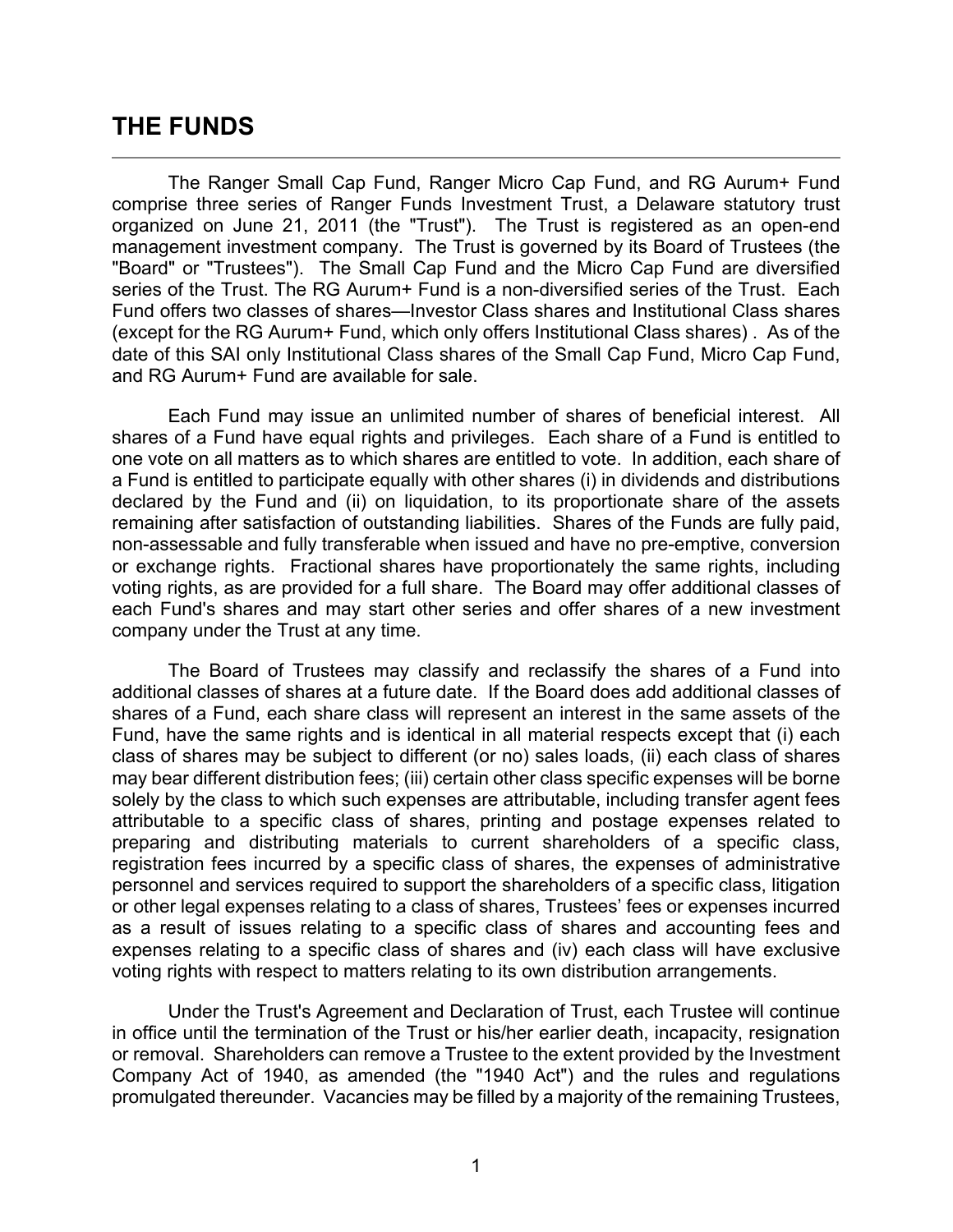# THE FUNDS

The Ranger Small Cap Fund, Ranger Micro Cap Fund, and RG Aurum+ Fund comprise three series of Ranger Funds Investment Trust, a Delaware statutory trust organized on June 21, 2011 (the "Trust"). The Trust is registered as an open-end management investment company. The Trust is governed by its Board of Trustees (the "Board" or "Trustees"). The Small Cap Fund and the Micro Cap Fund are diversified series of the Trust. The RG Aurum+ Fund is a non-diversified series of the Trust. Each Fund offers two classes of shares—Investor Class shares and Institutional Class shares (except for the RG Aurum+ Fund, which only offers Institutional Class shares) . As of the date of this SAI only Institutional Class shares of the Small Cap Fund, Micro Cap Fund, and RG Aurum+ Fund are available for sale.

Each Fund may issue an unlimited number of shares of beneficial interest. All shares of a Fund have equal rights and privileges. Each share of a Fund is entitled to one vote on all matters as to which shares are entitled to vote. In addition, each share of a Fund is entitled to participate equally with other shares (i) in dividends and distributions declared by the Fund and (ii) on liquidation, to its proportionate share of the assets remaining after satisfaction of outstanding liabilities. Shares of the Funds are fully paid, non-assessable and fully transferable when issued and have no pre-emptive, conversion or exchange rights. Fractional shares have proportionately the same rights, including voting rights, as are provided for a full share. The Board may offer additional classes of each Fund's shares and may start other series and offer shares of a new investment company under the Trust at any time.

The Board of Trustees may classify and reclassify the shares of a Fund into additional classes of shares at a future date. If the Board does add additional classes of shares of a Fund, each share class will represent an interest in the same assets of the Fund, have the same rights and is identical in all material respects except that (i) each class of shares may be subject to different (or no) sales loads, (ii) each class of shares may bear different distribution fees; (iii) certain other class specific expenses will be borne solely by the class to which such expenses are attributable, including transfer agent fees attributable to a specific class of shares, printing and postage expenses related to preparing and distributing materials to current shareholders of a specific class, registration fees incurred by a specific class of shares, the expenses of administrative personnel and services required to support the shareholders of a specific class, litigation or other legal expenses relating to a class of shares, Trustees' fees or expenses incurred as a result of issues relating to a specific class of shares and accounting fees and expenses relating to a specific class of shares and (iv) each class will have exclusive voting rights with respect to matters relating to its own distribution arrangements.

Under the Trust's Agreement and Declaration of Trust, each Trustee will continue in office until the termination of the Trust or his/her earlier death, incapacity, resignation or removal. Shareholders can remove a Trustee to the extent provided by the Investment Company Act of 1940, as amended (the "1940 Act") and the rules and regulations promulgated thereunder. Vacancies may be filled by a majority of the remaining Trustees,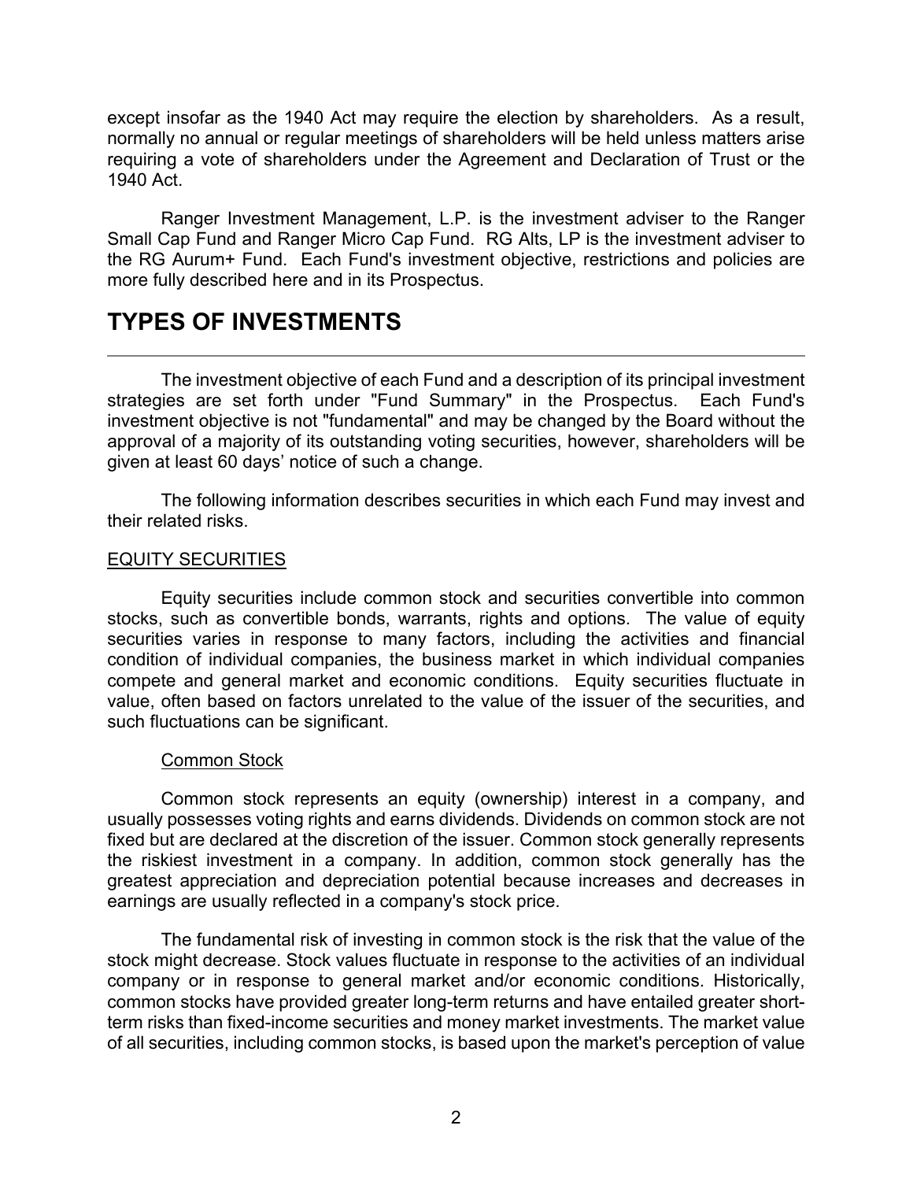except insofar as the 1940 Act may require the election by shareholders. As a result, normally no annual or regular meetings of shareholders will be held unless matters arise requiring a vote of shareholders under the Agreement and Declaration of Trust or the 1940 Act.

Ranger Investment Management, L.P. is the investment adviser to the Ranger Small Cap Fund and Ranger Micro Cap Fund. RG Alts, LP is the investment adviser to the RG Aurum+ Fund. Each Fund's investment objective, restrictions and policies are more fully described here and in its Prospectus.

# TYPES OF INVESTMENTS

The investment objective of each Fund and a description of its principal investment strategies are set forth under "Fund Summary" in the Prospectus. Each Fund's investment objective is not "fundamental" and may be changed by the Board without the approval of a majority of its outstanding voting securities, however, shareholders will be given at least 60 days' notice of such a change.

The following information describes securities in which each Fund may invest and their related risks.

## EQUITY SECURITIES

Equity securities include common stock and securities convertible into common stocks, such as convertible bonds, warrants, rights and options. The value of equity securities varies in response to many factors, including the activities and financial condition of individual companies, the business market in which individual companies compete and general market and economic conditions. Equity securities fluctuate in value, often based on factors unrelated to the value of the issuer of the securities, and such fluctuations can be significant.

### Common Stock

Common stock represents an equity (ownership) interest in a company, and usually possesses voting rights and earns dividends. Dividends on common stock are not fixed but are declared at the discretion of the issuer. Common stock generally represents the riskiest investment in a company. In addition, common stock generally has the greatest appreciation and depreciation potential because increases and decreases in earnings are usually reflected in a company's stock price.

The fundamental risk of investing in common stock is the risk that the value of the stock might decrease. Stock values fluctuate in response to the activities of an individual company or in response to general market and/or economic conditions. Historically, common stocks have provided greater long-term returns and have entailed greater short-term risks than fixed-income securities and money market investments. The market value of all securities, including common stocks, is based upon the market's perception of value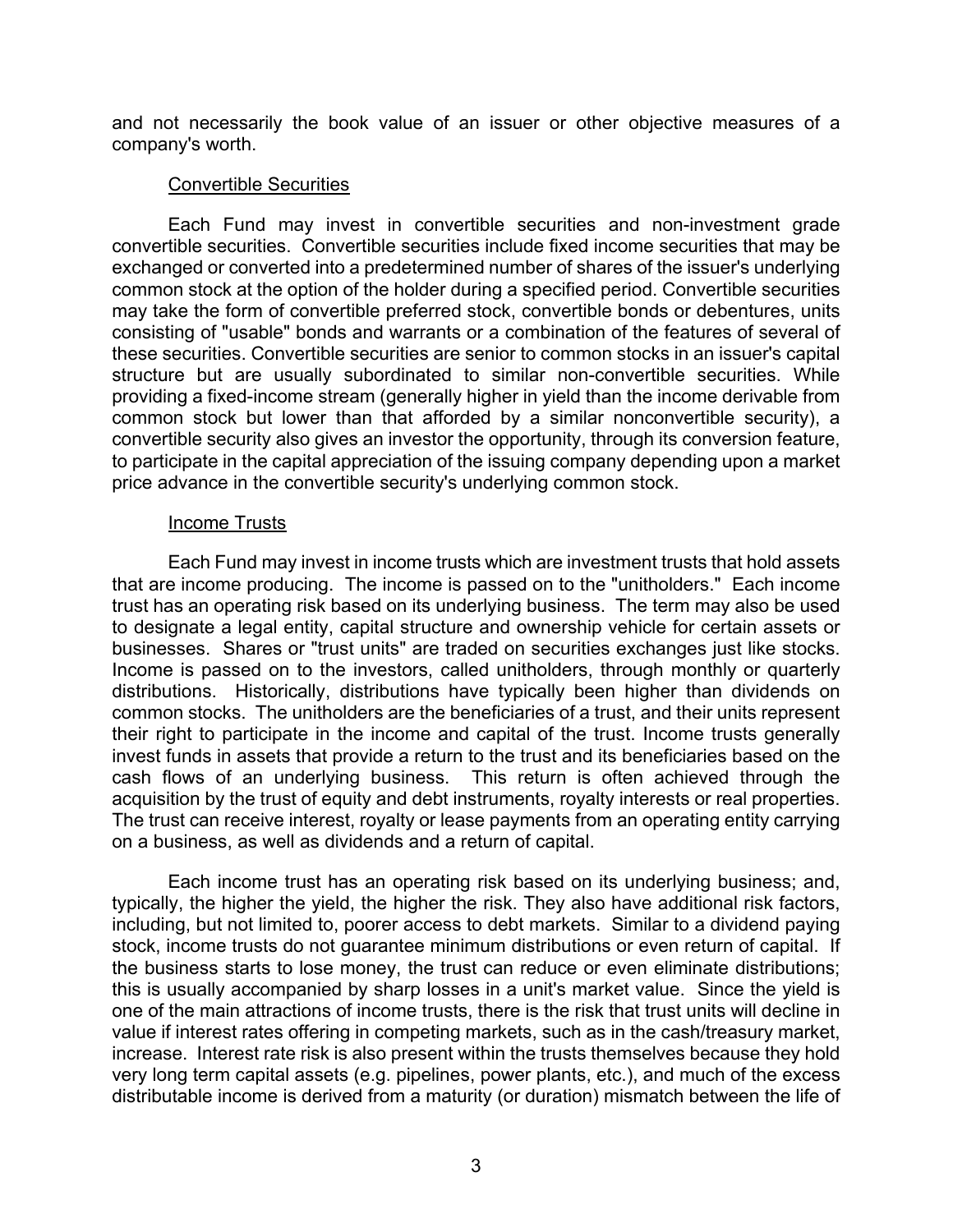and not necessarily the book value of an issuer or other objective measures of a company's worth.

Convertible Securities

Each Fund may invest in convertible securities and non-investment grade convertible securities. Convertible securities include fixed income securities that may be exchanged or converted into a predetermined number of shares of the issuer's underlying common stock at the option of the holder during a specified period. Convertible securities may take the form of convertible preferred stock, convertible bonds or debentures, units consisting of "usable" bonds and warrants or a combination of the features of several of these securities. Convertible securities are senior to common stocks in an issuer's capital structure but are usually subordinated to similar non-convertible securities. While providing a fixed-income stream (generally higher in yield than the income derivable from common stock but lower than that afforded by a similar nonconvertible security), a convertible security also gives an investor the opportunity, through its conversion feature, to participate in the capital appreciation of the issuing company depending upon a market price advance in the convertible security's underlying common stock.

Income Trusts

Each Fund may invest in income trusts which are investment trusts that hold assets that are income producing. The income is passed on to the "unitholders." Each income trust has an operating risk based on its underlying business. The term may also be used to designate a legal entity, capital structure and ownership vehicle for certain assets or businesses. Shares or "trust units" are traded on securities exchanges just like stocks. Income is passed on to the investors, called unitholders, through monthly or quarterly distributions. Historically, distributions have typically been higher than dividends on common stocks. The unitholders are the beneficiaries of a trust, and their units represent their right to participate in the income and capital of the trust. Income trusts generally invest funds in assets that provide a return to the trust and its beneficiaries based on the cash flows of an underlying business. This return is often achieved through the acquisition by the trust of equity and debt instruments, royalty interests or real properties. The trust can receive interest, royalty or lease payments from an operating entity carrying on a business, as well as dividends and a return of capital.

Each income trust has an operating risk based on its underlying business; and, typically, the higher the yield, the higher the risk. They also have additional risk factors, including, but not limited to, poorer access to debt markets. Similar to a dividend paying stock, income trusts do not guarantee minimum distributions or even return of capital. If the business starts to lose money, the trust can reduce or even eliminate distributions; this is usually accompanied by sharp losses in a unit's market value. Since the yield is one of the main attractions of income trusts, there is the risk that trust units will decline in value if interest rates offering in competing markets, such as in the cash/treasury market, increase. Interest rate risk is also present within the trusts themselves because they hold very long term capital assets (e.g. pipelines, power plants, etc.), and much of the excess distributable income is derived from a maturity (or duration) mismatch between the life of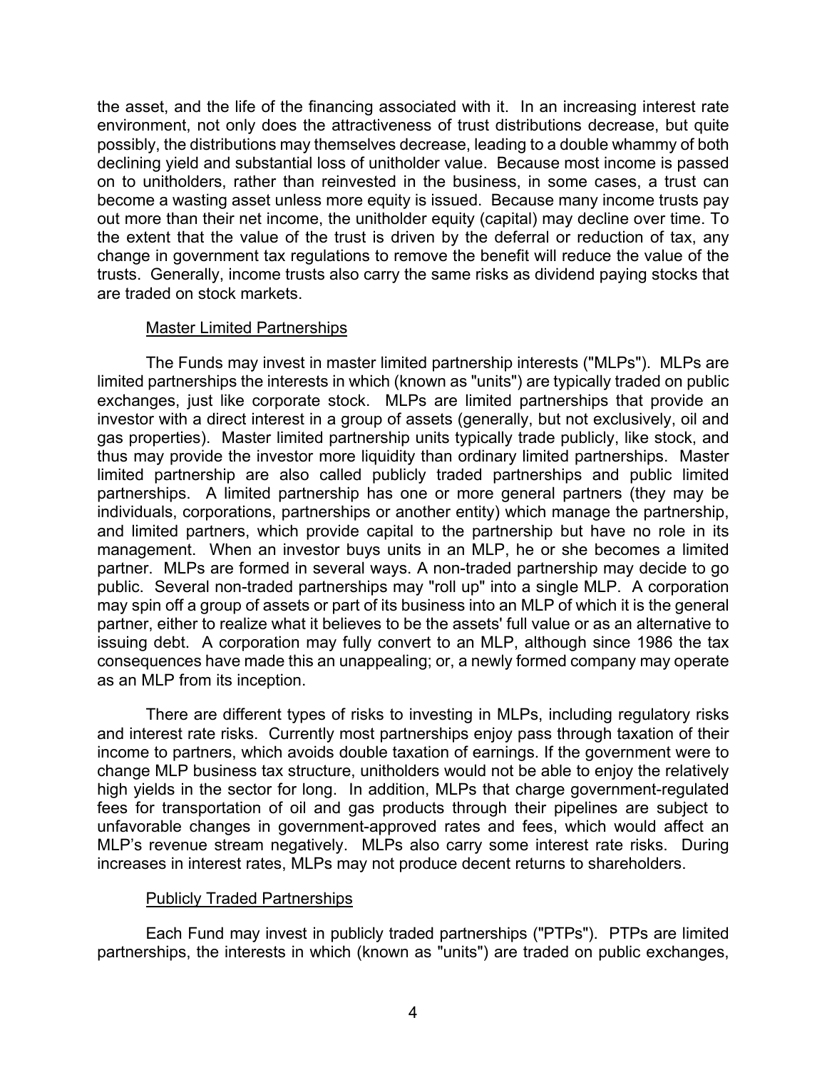the asset, and the life of the financing associated with it. In an increasing interest rate environment, not only does the attractiveness of trust distributions decrease, but quite possibly, the distributions may themselves decrease, leading to a double whammy of both declining yield and substantial loss of unitholder value. Because most income is passed on to unitholders, rather than reinvested in the business, in some cases, a trust can become a wasting asset unless more equity is issued. Because many income trusts pay out more than their net income, the unitholder equity (capital) may decline over time. To the extent that the value of the trust is driven by the deferral or reduction of tax, any change in government tax regulations to remove the benefit will reduce the value of the trusts. Generally, income trusts also carry the same risks as dividend paying stocks that are traded on stock markets.

Master Limited Partnerships

The Funds may invest in master limited partnership interests ("MLPs"). MLPs are limited partnerships the interests in which (known as "units") are typically traded on public exchanges, just like corporate stock. MLPs are limited partnerships that provide an investor with a direct interest in a group of assets (generally, but not exclusively, oil and gas properties). Master limited partnership units typically trade publicly, like stock, and thus may provide the investor more liquidity than ordinary limited partnerships. Master limited partnership are also called publicly traded partnerships and public limited partnerships. A limited partnership has one or more general partners (they may be individuals, corporations, partnerships or another entity) which manage the partnership, and limited partners, which provide capital to the partnership but have no role in its management. When an investor buys units in an MLP, he or she becomes a limited partner. MLPs are formed in several ways. A non-traded partnership may decide to go public. Several non-traded partnerships may "roll up" into a single MLP. A corporation may spin off a group of assets or part of its business into an MLP of which it is the general partner, either to realize what it believes to be the assets' full value or as an alternative to issuing debt. A corporation may fully convert to an MLP, although since 1986 the tax consequences have made this an unappealing; or, a newly formed company may operate as an MLP from its inception.

There are different types of risks to investing in MLPs, including regulatory risks and interest rate risks. Currently most partnerships enjoy pass through taxation of their income to partners, which avoids double taxation of earnings. If the government were to change MLP business tax structure, unitholders would not be able to enjoy the relatively high yields in the sector for long. In addition, MLPs that charge government-regulated fees for transportation of oil and gas products through their pipelines are subject to unfavorable changes in government-approved rates and fees, which would affect an MLP's revenue stream negatively. MLPs also carry some interest rate risks. During increases in interest rates, MLPs may not produce decent returns to shareholders.

Publicly Traded Partnerships

Each Fund may invest in publicly traded partnerships ("PTPs"). PTPs are limited partnerships, the interests in which (known as "units") are traded on public exchanges,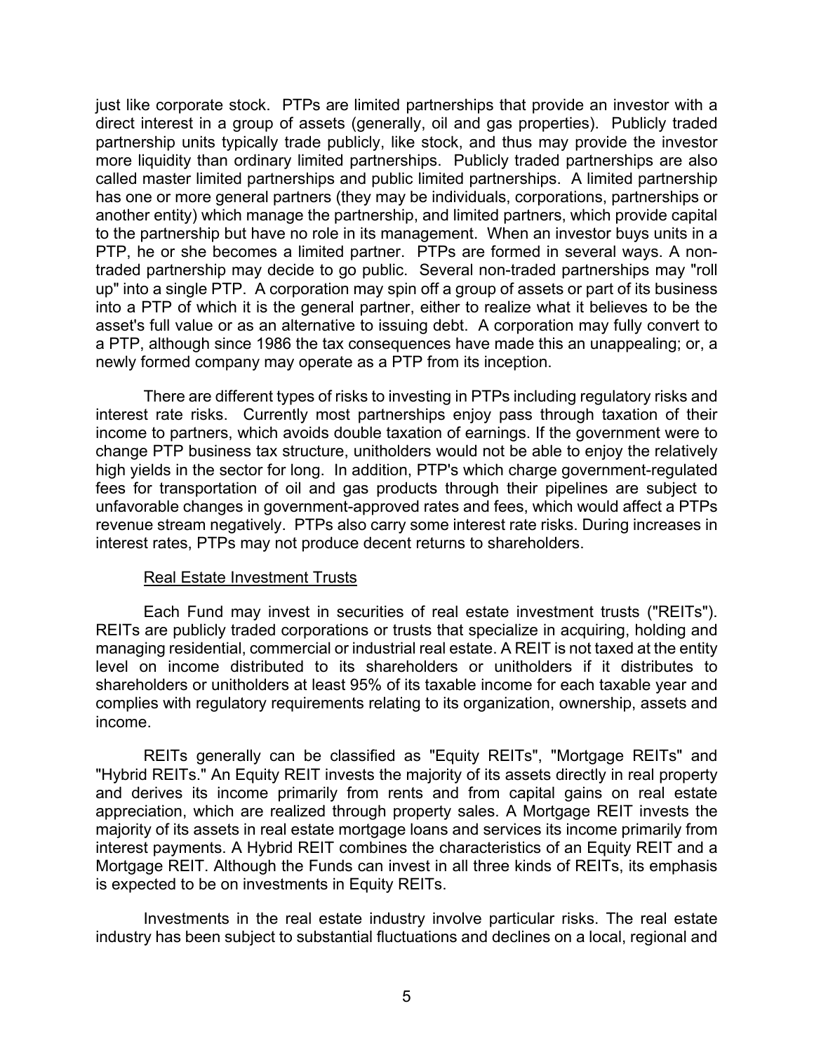just like corporate stock. PTPs are limited partnerships that provide an investor with a direct interest in a group of assets (generally, oil and gas properties). Publicly traded partnership units typically trade publicly, like stock, and thus may provide the investor more liquidity than ordinary limited partnerships. Publicly traded partnerships are also called master limited partnerships and public limited partnerships. A limited partnership has one or more general partners (they may be individuals, corporations, partnerships or another entity) which manage the partnership, and limited partners, which provide capital to the partnership but have no role in its management. When an investor buys units in a PTP, he or she becomes a limited partner. PTPs are formed in several ways. A non-traded partnership may decide to go public. Several non-traded partnerships may "roll up" into a single PTP. A corporation may spin off a group of assets or part of its business into a PTP of which it is the general partner, either to realize what it believes to be the asset's full value or as an alternative to issuing debt. A corporation may fully convert to a PTP, although since 1986 the tax consequences have made this an unappealing; or, a newly formed company may operate as a PTP from its inception.

There are different types of risks to investing in PTPs including regulatory risks and interest rate risks. Currently most partnerships enjoy pass through taxation of their income to partners, which avoids double taxation of earnings. If the government were to change PTP business tax structure, unitholders would not be able to enjoy the relatively high yields in the sector for long. In addition, PTP's which charge government-regulated fees for transportation of oil and gas products through their pipelines are subject to unfavorable changes in government-approved rates and fees, which would affect a PTPs revenue stream negatively. PTPs also carry some interest rate risks. During increases in interest rates, PTPs may not produce decent returns to shareholders.

Real Estate Investment Trusts

Each Fund may invest in securities of real estate investment trusts ("REITs"). REITs are publicly traded corporations or trusts that specialize in acquiring, holding and managing residential, commercial or industrial real estate. A REIT is not taxed at the entity level on income distributed to its shareholders or unitholders if it distributes to shareholders or unitholders at least 95% of its taxable income for each taxable year and complies with regulatory requirements relating to its organization, ownership, assets and income.

REITs generally can be classified as "Equity REITs", "Mortgage REITs" and "Hybrid REITs." An Equity REIT invests the majority of its assets directly in real property and derives its income primarily from rents and from capital gains on real estate appreciation, which are realized through property sales. A Mortgage REIT invests the majority of its assets in real estate mortgage loans and services its income primarily from interest payments. A Hybrid REIT combines the characteristics of an Equity REIT and a Mortgage REIT. Although the Funds can invest in all three kinds of REITs, its emphasis is expected to be on investments in Equity REITs.

Investments in the real estate industry involve particular risks. The real estate industry has been subject to substantial fluctuations and declines on a local, regional and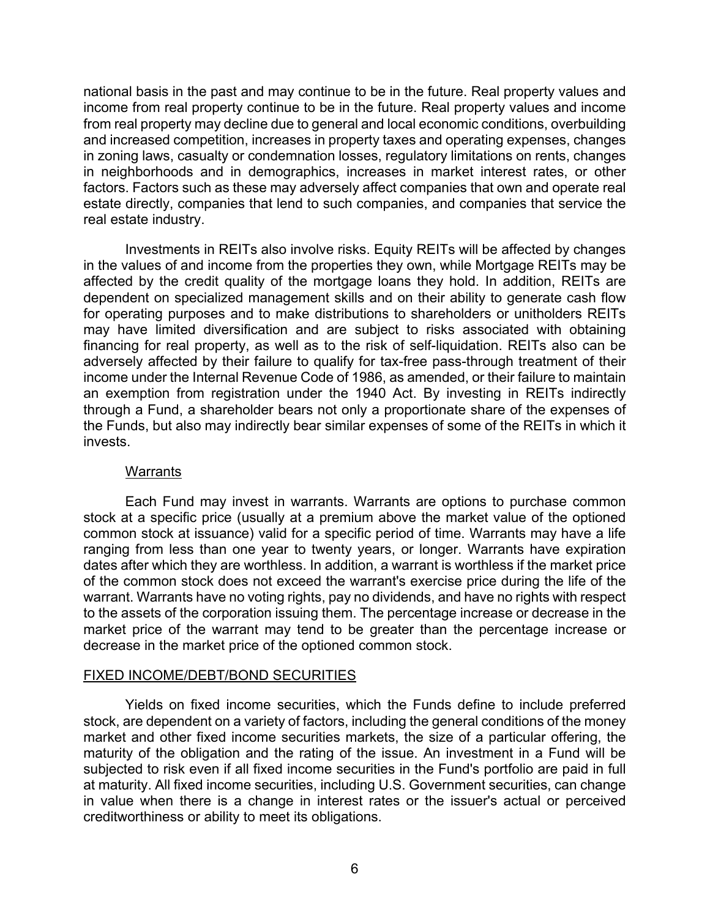national basis in the past and may continue to be in the future. Real property values and income from real property continue to be in the future. Real property values and income from real property may decline due to general and local economic conditions, overbuilding and increased competition, increases in property taxes and operating expenses, changes in zoning laws, casualty or condemnation losses, regulatory limitations on rents, changes in neighborhoods and in demographics, increases in market interest rates, or other factors. Factors such as these may adversely affect companies that own and operate real estate directly, companies that lend to such companies, and companies that service the real estate industry.

Investments in REITs also involve risks. Equity REITs will be affected by changes in the values of and income from the properties they own, while Mortgage REITs may be affected by the credit quality of the mortgage loans they hold. In addition, REITs are dependent on specialized management skills and on their ability to generate cash flow for operating purposes and to make distributions to shareholders or unitholders REITs may have limited diversification and are subject to risks associated with obtaining financing for real property, as well as to the risk of self-liquidation. REITs also can be adversely affected by their failure to qualify for tax-free pass-through treatment of their income under the Internal Revenue Code of 1986, as amended, or their failure to maintain an exemption from registration under the 1940 Act. By investing in REITs indirectly through a Fund, a shareholder bears not only a proportionate share of the expenses of the Funds, but also may indirectly bear similar expenses of some of the REITs in which it invests.

### Warrants

Each Fund may invest in warrants. Warrants are options to purchase common stock at a specific price (usually at a premium above the market value of the optioned common stock at issuance) valid for a specific period of time. Warrants may have a life ranging from less than one year to twenty years, or longer. Warrants have expiration dates after which they are worthless. In addition, a warrant is worthless if the market price of the common stock does not exceed the warrant's exercise price during the life of the warrant. Warrants have no voting rights, pay no dividends, and have no rights with respect to the assets of the corporation issuing them. The percentage increase or decrease in the market price of the warrant may tend to be greater than the percentage increase or decrease in the market price of the optioned common stock.

## FIXED INCOME/DEBT/BOND SECURITIES

Yields on fixed income securities, which the Funds define to include preferred stock, are dependent on a variety of factors, including the general conditions of the money market and other fixed income securities markets, the size of a particular offering, the maturity of the obligation and the rating of the issue. An investment in a Fund will be subjected to risk even if all fixed income securities in the Fund's portfolio are paid in full at maturity. All fixed income securities, including U.S. Government securities, can change in value when there is a change in interest rates or the issuer's actual or perceived creditworthiness or ability to meet its obligations.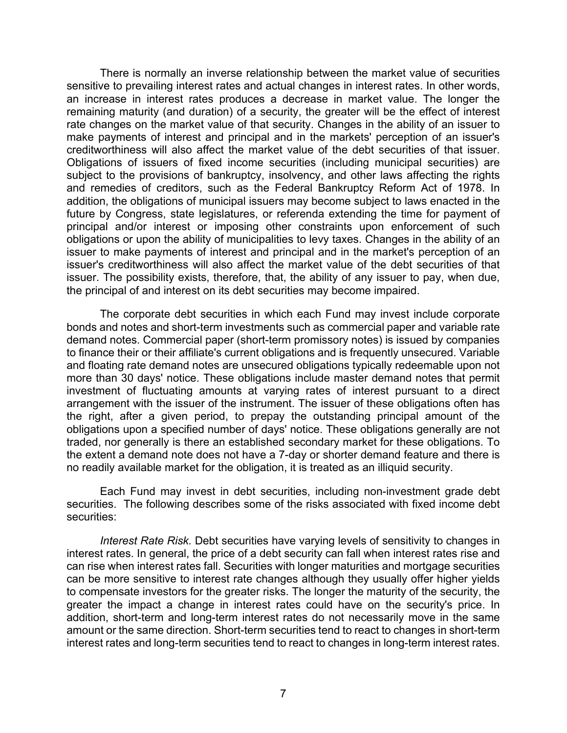There is normally an inverse relationship between the market value of securities sensitive to prevailing interest rates and actual changes in interest rates. In other words, an increase in interest rates produces a decrease in market value. The longer the remaining maturity (and duration) of a security, the greater will be the effect of interest rate changes on the market value of that security. Changes in the ability of an issuer to make payments of interest and principal and in the markets' perception of an issuer's creditworthiness will also affect the market value of the debt securities of that issuer. Obligations of issuers of fixed income securities (including municipal securities) are subject to the provisions of bankruptcy, insolvency, and other laws affecting the rights and remedies of creditors, such as the Federal Bankruptcy Reform Act of 1978. In addition, the obligations of municipal issuers may become subject to laws enacted in the future by Congress, state legislatures, or referenda extending the time for payment of principal and/or interest or imposing other constraints upon enforcement of such obligations or upon the ability of municipalities to levy taxes. Changes in the ability of an issuer to make payments of interest and principal and in the market's perception of an issuer's creditworthiness will also affect the market value of the debt securities of that issuer. The possibility exists, therefore, that, the ability of any issuer to pay, when due, the principal of and interest on its debt securities may become impaired.

The corporate debt securities in which each Fund may invest include corporate bonds and notes and short-term investments such as commercial paper and variable rate demand notes. Commercial paper (short-term promissory notes) is issued by companies to finance their or their affiliate's current obligations and is frequently unsecured. Variable and floating rate demand notes are unsecured obligations typically redeemable upon not more than 30 days' notice. These obligations include master demand notes that permit investment of fluctuating amounts at varying rates of interest pursuant to a direct arrangement with the issuer of the instrument. The issuer of these obligations often has the right, after a given period, to prepay the outstanding principal amount of the obligations upon a specified number of days' notice. These obligations generally are not traded, nor generally is there an established secondary market for these obligations. To the extent a demand note does not have a 7-day or shorter demand feature and there is no readily available market for the obligation, it is treated as an illiquid security.

Each Fund may invest in debt securities, including non-investment grade debt securities. The following describes some of the risks associated with fixed income debt securities:

*Interest Rate Risk.* Debt securities have varying levels of sensitivity to changes in interest rates. In general, the price of a debt security can fall when interest rates rise and can rise when interest rates fall. Securities with longer maturities and mortgage securities can be more sensitive to interest rate changes although they usually offer higher yields to compensate investors for the greater risks. The longer the maturity of the security, the greater the impact a change in interest rates could have on the security's price. In addition, short-term and long-term interest rates do not necessarily move in the same amount or the same direction. Short-term securities tend to react to changes in short-term interest rates and long-term securities tend to react to changes in long-term interest rates.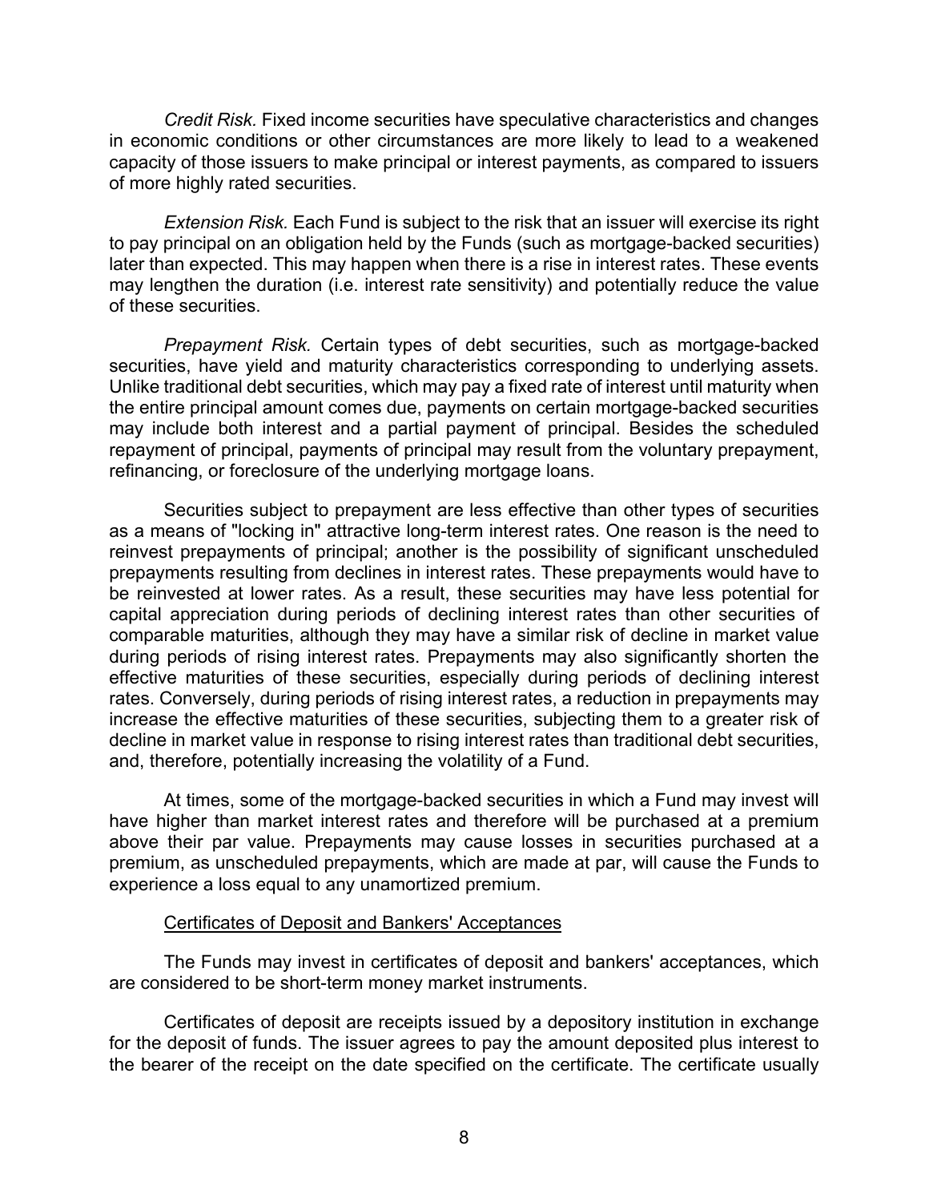*Credit Risk.* Fixed income securities have speculative characteristics and changes in economic conditions or other circumstances are more likely to lead to a weakened capacity of those issuers to make principal or interest payments, as compared to issuers of more highly rated securities.

*Extension Risk.* Each Fund is subject to the risk that an issuer will exercise its right to pay principal on an obligation held by the Funds (such as mortgage-backed securities) later than expected. This may happen when there is a rise in interest rates. These events may lengthen the duration (i.e. interest rate sensitivity) and potentially reduce the value of these securities.

*Prepayment Risk.* Certain types of debt securities, such as mortgage-backed securities, have yield and maturity characteristics corresponding to underlying assets. Unlike traditional debt securities, which may pay a fixed rate of interest until maturity when the entire principal amount comes due, payments on certain mortgage-backed securities may include both interest and a partial payment of principal. Besides the scheduled repayment of principal, payments of principal may result from the voluntary prepayment, refinancing, or foreclosure of the underlying mortgage loans.

Securities subject to prepayment are less effective than other types of securities as a means of "locking in" attractive long-term interest rates. One reason is the need to reinvest prepayments of principal; another is the possibility of significant unscheduled prepayments resulting from declines in interest rates. These prepayments would have to be reinvested at lower rates. As a result, these securities may have less potential for capital appreciation during periods of declining interest rates than other securities of comparable maturities, although they may have a similar risk of decline in market value during periods of rising interest rates. Prepayments may also significantly shorten the effective maturities of these securities, especially during periods of declining interest rates. Conversely, during periods of rising interest rates, a reduction in prepayments may increase the effective maturities of these securities, subjecting them to a greater risk of decline in market value in response to rising interest rates than traditional debt securities, and, therefore, potentially increasing the volatility of a Fund.

At times, some of the mortgage-backed securities in which a Fund may invest will have higher than market interest rates and therefore will be purchased at a premium above their par value. Prepayments may cause losses in securities purchased at a premium, as unscheduled prepayments, which are made at par, will cause the Funds to experience a loss equal to any unamortized premium.

Certificates of Deposit and Bankers' Acceptances

The Funds may invest in certificates of deposit and bankers' acceptances, which are considered to be short-term money market instruments.

Certificates of deposit are receipts issued by a depository institution in exchange for the deposit of funds. The issuer agrees to pay the amount deposited plus interest to the bearer of the receipt on the date specified on the certificate. The certificate usually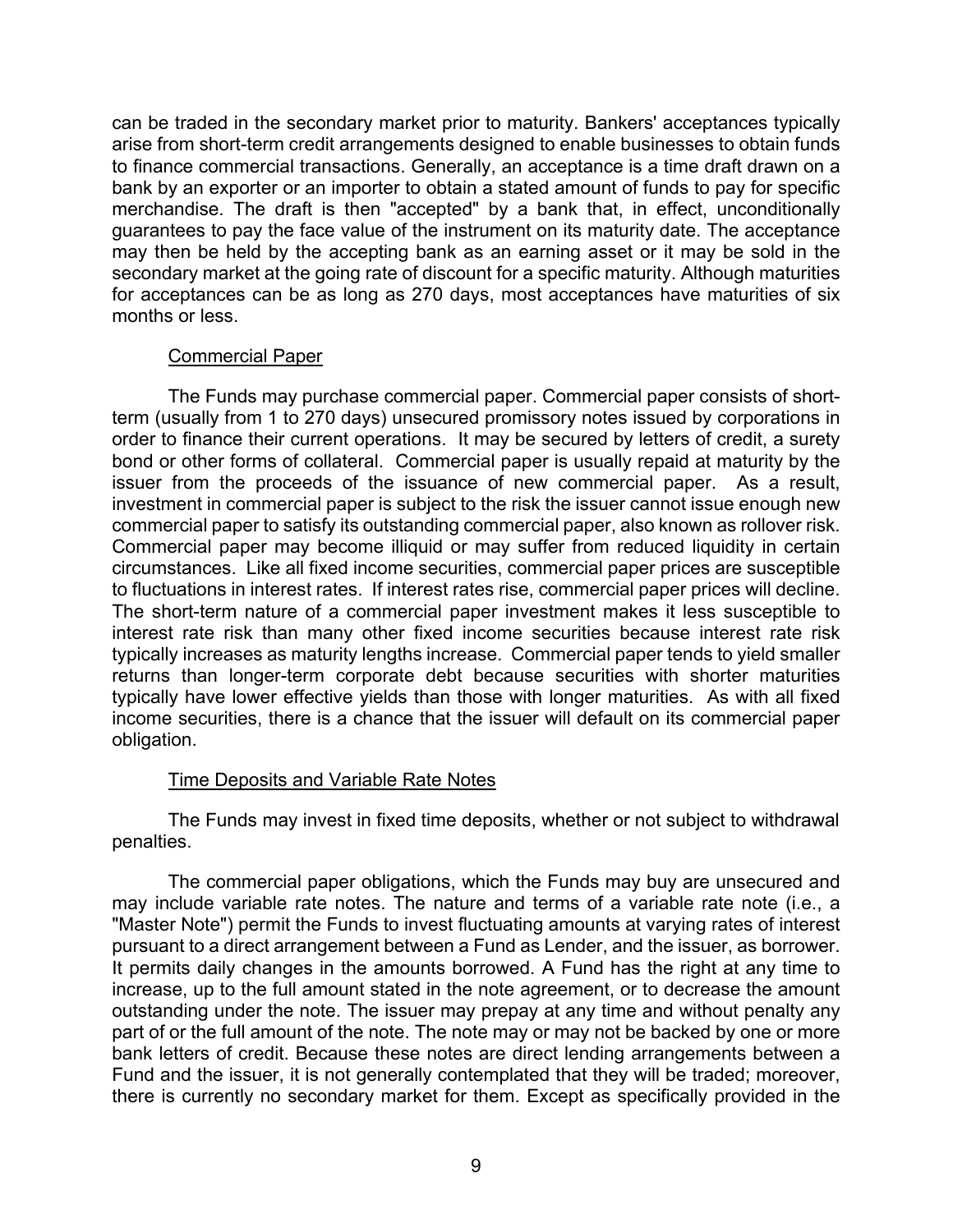can be traded in the secondary market prior to maturity. Bankers' acceptances typically arise from short-term credit arrangements designed to enable businesses to obtain funds to finance commercial transactions. Generally, an acceptance is a time draft drawn on a bank by an exporter or an importer to obtain a stated amount of funds to pay for specific merchandise. The draft is then "accepted" by a bank that, in effect, unconditionally guarantees to pay the face value of the instrument on its maturity date. The acceptance may then be held by the accepting bank as an earning asset or it may be sold in the secondary market at the going rate of discount for a specific maturity. Although maturities for acceptances can be as long as 270 days, most acceptances have maturities of six months or less.

## Commercial Paper

The Funds may purchase commercial paper. Commercial paper consists of short-term (usually from 1 to 270 days) unsecured promissory notes issued by corporations in order to finance their current operations. It may be secured by letters of credit, a surety bond or other forms of collateral. Commercial paper is usually repaid at maturity by the issuer from the proceeds of the issuance of new commercial paper. As a result, investment in commercial paper is subject to the risk the issuer cannot issue enough new commercial paper to satisfy its outstanding commercial paper, also known as rollover risk. Commercial paper may become illiquid or may suffer from reduced liquidity in certain circumstances. Like all fixed income securities, commercial paper prices are susceptible to fluctuations in interest rates. If interest rates rise, commercial paper prices will decline. The short-term nature of a commercial paper investment makes it less susceptible to interest rate risk than many other fixed income securities because interest rate risk typically increases as maturity lengths increase. Commercial paper tends to yield smaller returns than longer-term corporate debt because securities with shorter maturities typically have lower effective yields than those with longer maturities. As with all fixed income securities, there is a chance that the issuer will default on its commercial paper obligation.

## Time Deposits and Variable Rate Notes

The Funds may invest in fixed time deposits, whether or not subject to withdrawal penalties.

The commercial paper obligations, which the Funds may buy are unsecured and may include variable rate notes. The nature and terms of a variable rate note (i.e., a "Master Note") permit the Funds to invest fluctuating amounts at varying rates of interest pursuant to a direct arrangement between a Fund as Lender, and the issuer, as borrower. It permits daily changes in the amounts borrowed. A Fund has the right at any time to increase, up to the full amount stated in the note agreement, or to decrease the amount outstanding under the note. The issuer may prepay at any time and without penalty any part of or the full amount of the note. The note may or may not be backed by one or more bank letters of credit. Because these notes are direct lending arrangements between a Fund and the issuer, it is not generally contemplated that they will be traded; moreover, there is currently no secondary market for them. Except as specifically provided in the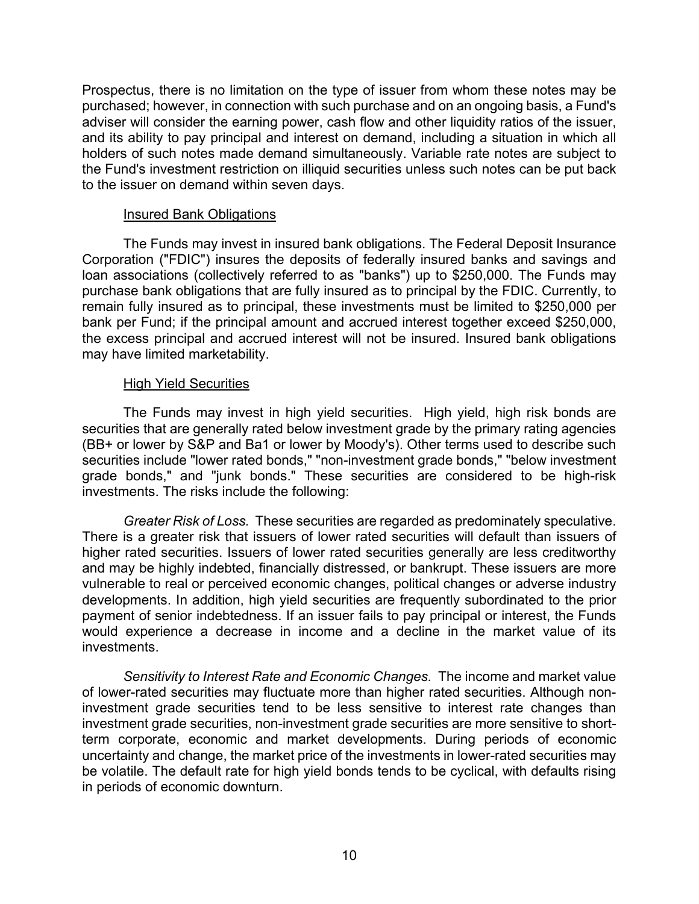Prospectus, there is no limitation on the type of issuer from whom these notes may be purchased; however, in connection with such purchase and on an ongoing basis, a Fund's adviser will consider the earning power, cash flow and other liquidity ratios of the issuer, and its ability to pay principal and interest on demand, including a situation in which all holders of such notes made demand simultaneously. Variable rate notes are subject to the Fund's investment restriction on illiquid securities unless such notes can be put back to the issuer on demand within seven days.

Insured Bank Obligations

The Funds may invest in insured bank obligations. The Federal Deposit Insurance Corporation ("FDIC") insures the deposits of federally insured banks and savings and loan associations (collectively referred to as "banks") up to $250,000. The Funds may purchase bank obligations that are fully insured as to principal by the FDIC. Currently, to remain fully insured as to principal, these investments must be limited to $250,000 per bank per Fund; if the principal amount and accrued interest together exceed $250,000, the excess principal and accrued interest will not be insured. Insured bank obligations may have limited marketability.

High Yield Securities

The Funds may invest in high yield securities. High yield, high risk bonds are securities that are generally rated below investment grade by the primary rating agencies (BB+ or lower by S&P and Ba1 or lower by Moody's). Other terms used to describe such securities include "lower rated bonds," "non-investment grade bonds," "below investment grade bonds," and "junk bonds." These securities are considered to be high-risk investments. The risks include the following:

*Greater Risk of Loss.* These securities are regarded as predominately speculative. There is a greater risk that issuers of lower rated securities will default than issuers of higher rated securities. Issuers of lower rated securities generally are less creditworthy and may be highly indebted, financially distressed, or bankrupt. These issuers are more vulnerable to real or perceived economic changes, political changes or adverse industry developments. In addition, high yield securities are frequently subordinated to the prior payment of senior indebtedness. If an issuer fails to pay principal or interest, the Funds would experience a decrease in income and a decline in the market value of its investments.

*Sensitivity to Interest Rate and Economic Changes.* The income and market value of lower-rated securities may fluctuate more than higher rated securities. Although non-investment grade securities tend to be less sensitive to interest rate changes than investment grade securities, non-investment grade securities are more sensitive to short-term corporate, economic and market developments. During periods of economic uncertainty and change, the market price of the investments in lower-rated securities may be volatile. The default rate for high yield bonds tends to be cyclical, with defaults rising in periods of economic downturn.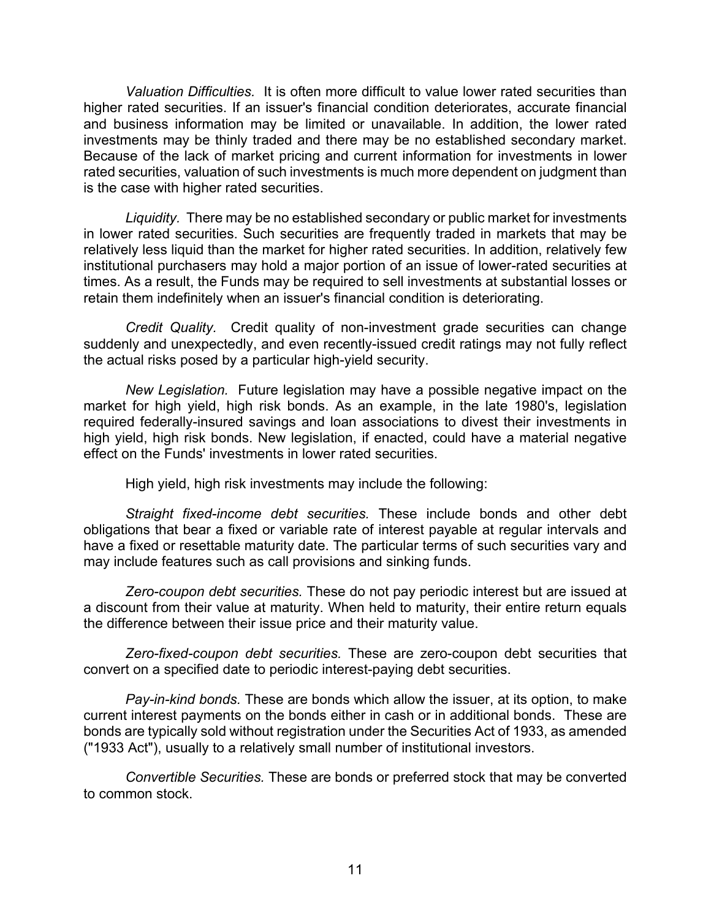*Valuation Difficulties.* It is often more difficult to value lower rated securities than higher rated securities. If an issuer's financial condition deteriorates, accurate financial and business information may be limited or unavailable. In addition, the lower rated investments may be thinly traded and there may be no established secondary market. Because of the lack of market pricing and current information for investments in lower rated securities, valuation of such investments is much more dependent on judgment than is the case with higher rated securities.

*Liquidity.* There may be no established secondary or public market for investments in lower rated securities. Such securities are frequently traded in markets that may be relatively less liquid than the market for higher rated securities. In addition, relatively few institutional purchasers may hold a major portion of an issue of lower-rated securities at times. As a result, the Funds may be required to sell investments at substantial losses or retain them indefinitely when an issuer's financial condition is deteriorating.

*Credit Quality.* Credit quality of non-investment grade securities can change suddenly and unexpectedly, and even recently-issued credit ratings may not fully reflect the actual risks posed by a particular high-yield security.

*New Legislation.* Future legislation may have a possible negative impact on the market for high yield, high risk bonds. As an example, in the late 1980's, legislation required federally-insured savings and loan associations to divest their investments in high yield, high risk bonds. New legislation, if enacted, could have a material negative effect on the Funds' investments in lower rated securities.

High yield, high risk investments may include the following:

*Straight fixed-income debt securities.* These include bonds and other debt obligations that bear a fixed or variable rate of interest payable at regular intervals and have a fixed or resettable maturity date. The particular terms of such securities vary and may include features such as call provisions and sinking funds.

*Zero-coupon debt securities.* These do not pay periodic interest but are issued at a discount from their value at maturity. When held to maturity, their entire return equals the difference between their issue price and their maturity value.

*Zero-fixed-coupon debt securities.* These are zero-coupon debt securities that convert on a specified date to periodic interest-paying debt securities.

*Pay-in-kind bonds.* These are bonds which allow the issuer, at its option, to make current interest payments on the bonds either in cash or in additional bonds. These are bonds are typically sold without registration under the Securities Act of 1933, as amended ("1933 Act"), usually to a relatively small number of institutional investors.

*Convertible Securities.* These are bonds or preferred stock that may be converted to common stock.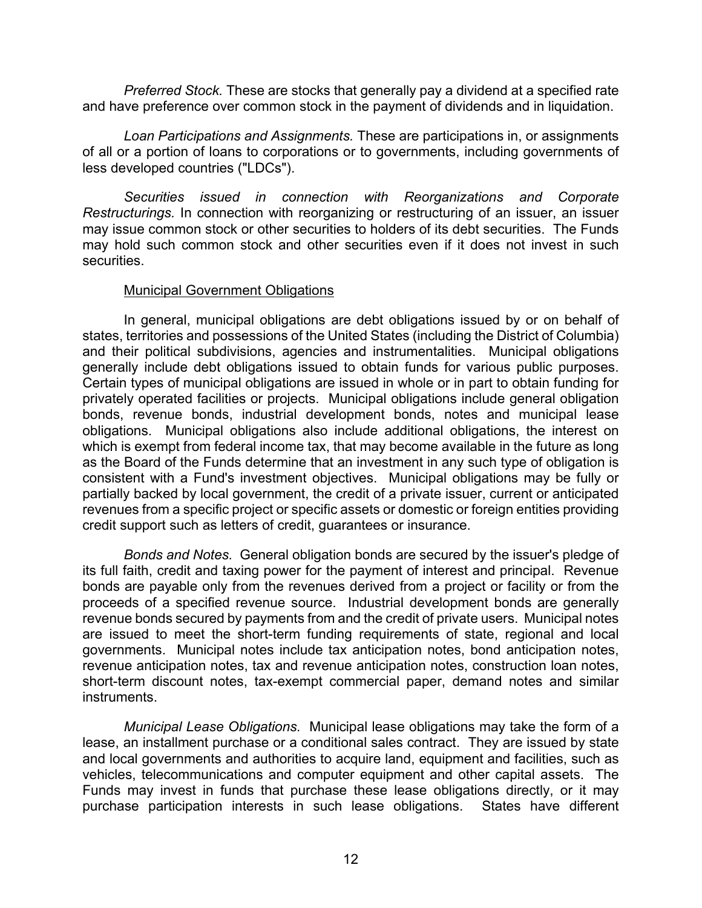*Preferred Stock.* These are stocks that generally pay a dividend at a specified rate and have preference over common stock in the payment of dividends and in liquidation.

*Loan Participations and Assignments.* These are participations in, or assignments of all or a portion of loans to corporations or to governments, including governments of less developed countries ("LDCs").

*Securities issued in connection with Reorganizations and Corporate Restructurings.* In connection with reorganizing or restructuring of an issuer, an issuer may issue common stock or other securities to holders of its debt securities. The Funds may hold such common stock and other securities even if it does not invest in such securities.

Municipal Government Obligations

In general, municipal obligations are debt obligations issued by or on behalf of states, territories and possessions of the United States (including the District of Columbia) and their political subdivisions, agencies and instrumentalities. Municipal obligations generally include debt obligations issued to obtain funds for various public purposes. Certain types of municipal obligations are issued in whole or in part to obtain funding for privately operated facilities or projects. Municipal obligations include general obligation bonds, revenue bonds, industrial development bonds, notes and municipal lease obligations. Municipal obligations also include additional obligations, the interest on which is exempt from federal income tax, that may become available in the future as long as the Board of the Funds determine that an investment in any such type of obligation is consistent with a Fund's investment objectives. Municipal obligations may be fully or partially backed by local government, the credit of a private issuer, current or anticipated revenues from a specific project or specific assets or domestic or foreign entities providing credit support such as letters of credit, guarantees or insurance.

*Bonds and Notes.* General obligation bonds are secured by the issuer's pledge of its full faith, credit and taxing power for the payment of interest and principal. Revenue bonds are payable only from the revenues derived from a project or facility or from the proceeds of a specified revenue source. Industrial development bonds are generally revenue bonds secured by payments from and the credit of private users. Municipal notes are issued to meet the short-term funding requirements of state, regional and local governments. Municipal notes include tax anticipation notes, bond anticipation notes, revenue anticipation notes, tax and revenue anticipation notes, construction loan notes, short-term discount notes, tax-exempt commercial paper, demand notes and similar instruments.

*Municipal Lease Obligations.* Municipal lease obligations may take the form of a lease, an installment purchase or a conditional sales contract. They are issued by state and local governments and authorities to acquire land, equipment and facilities, such as vehicles, telecommunications and computer equipment and other capital assets. The Funds may invest in funds that purchase these lease obligations directly, or it may purchase participation interests in such lease obligations. States have different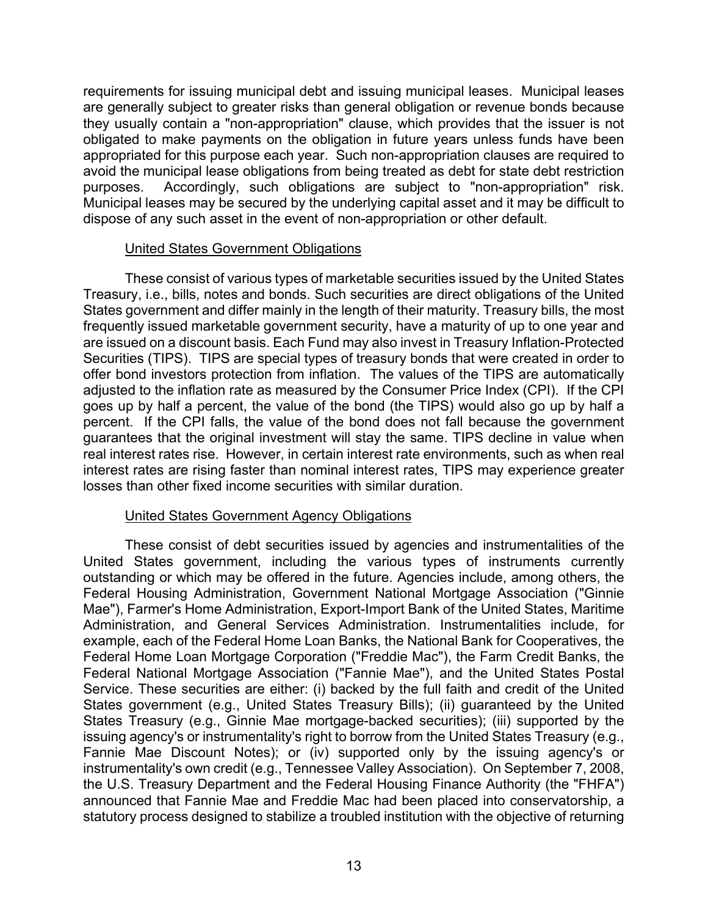requirements for issuing municipal debt and issuing municipal leases. Municipal leases are generally subject to greater risks than general obligation or revenue bonds because they usually contain a "non-appropriation" clause, which provides that the issuer is not obligated to make payments on the obligation in future years unless funds have been appropriated for this purpose each year. Such non-appropriation clauses are required to avoid the municipal lease obligations from being treated as debt for state debt restriction purposes. Accordingly, such obligations are subject to "non-appropriation" risk. Municipal leases may be secured by the underlying capital asset and it may be difficult to dispose of any such asset in the event of non-appropriation or other default.

United States Government Obligations

These consist of various types of marketable securities issued by the United States Treasury, i.e., bills, notes and bonds. Such securities are direct obligations of the United States government and differ mainly in the length of their maturity. Treasury bills, the most frequently issued marketable government security, have a maturity of up to one year and are issued on a discount basis. Each Fund may also invest in Treasury Inflation-Protected Securities (TIPS). TIPS are special types of treasury bonds that were created in order to offer bond investors protection from inflation. The values of the TIPS are automatically adjusted to the inflation rate as measured by the Consumer Price Index (CPI). If the CPI goes up by half a percent, the value of the bond (the TIPS) would also go up by half a percent. If the CPI falls, the value of the bond does not fall because the government guarantees that the original investment will stay the same. TIPS decline in value when real interest rates rise. However, in certain interest rate environments, such as when real interest rates are rising faster than nominal interest rates, TIPS may experience greater losses than other fixed income securities with similar duration.

United States Government Agency Obligations

These consist of debt securities issued by agencies and instrumentalities of the United States government, including the various types of instruments currently outstanding or which may be offered in the future. Agencies include, among others, the Federal Housing Administration, Government National Mortgage Association ("Ginnie Mae"), Farmer's Home Administration, Export-Import Bank of the United States, Maritime Administration, and General Services Administration. Instrumentalities include, for example, each of the Federal Home Loan Banks, the National Bank for Cooperatives, the Federal Home Loan Mortgage Corporation ("Freddie Mac"), the Farm Credit Banks, the Federal National Mortgage Association ("Fannie Mae"), and the United States Postal Service. These securities are either: (i) backed by the full faith and credit of the United States government (e.g., United States Treasury Bills); (ii) guaranteed by the United States Treasury (e.g., Ginnie Mae mortgage-backed securities); (iii) supported by the issuing agency's or instrumentality's right to borrow from the United States Treasury (e.g., Fannie Mae Discount Notes); or (iv) supported only by the issuing agency's or instrumentality's own credit (e.g., Tennessee Valley Association). On September 7, 2008, the U.S. Treasury Department and the Federal Housing Finance Authority (the "FHFA") announced that Fannie Mae and Freddie Mac had been placed into conservatorship, a statutory process designed to stabilize a troubled institution with the objective of returning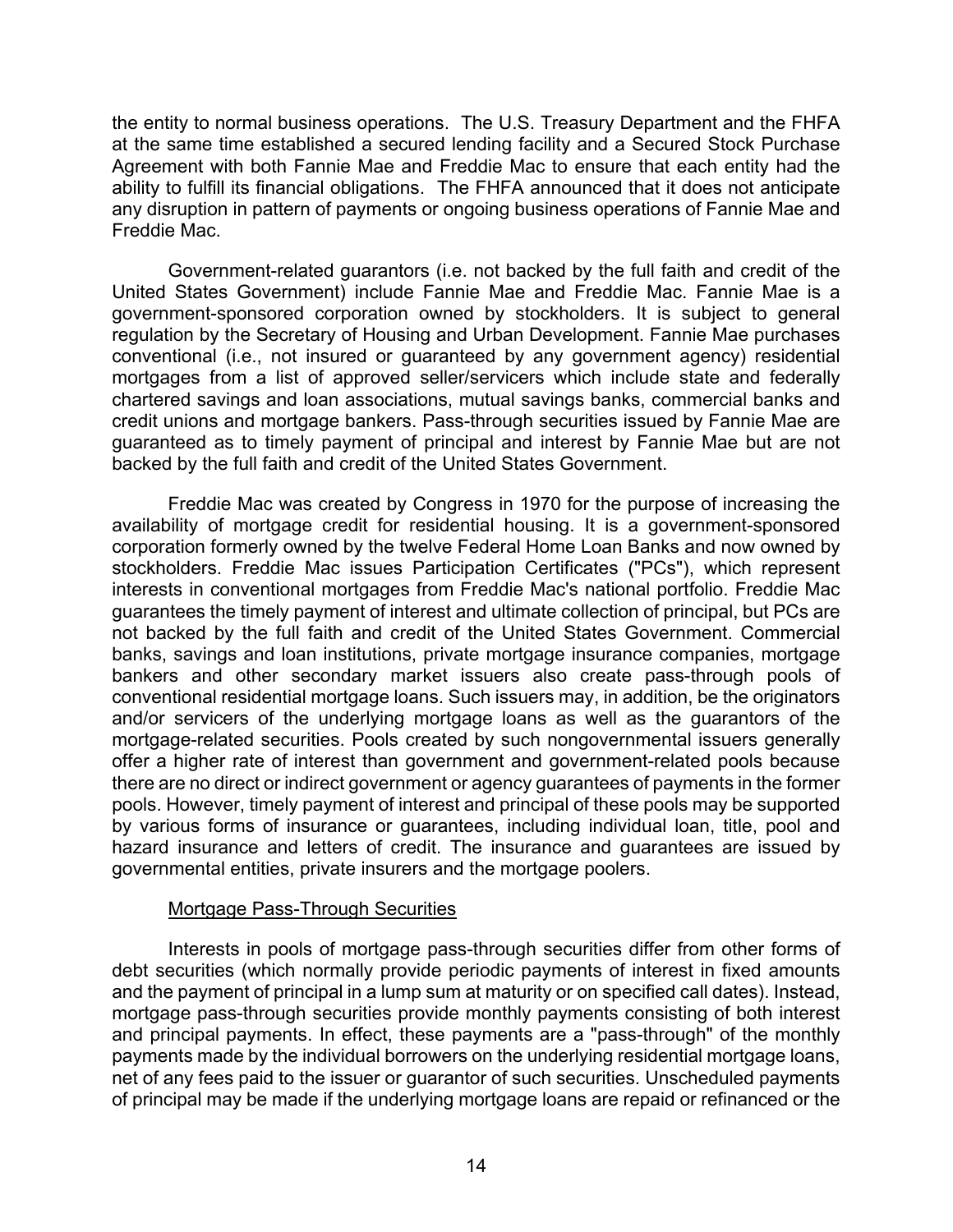the entity to normal business operations. The U.S. Treasury Department and the FHFA at the same time established a secured lending facility and a Secured Stock Purchase Agreement with both Fannie Mae and Freddie Mac to ensure that each entity had the ability to fulfill its financial obligations. The FHFA announced that it does not anticipate any disruption in pattern of payments or ongoing business operations of Fannie Mae and Freddie Mac.

Government-related guarantors (i.e. not backed by the full faith and credit of the United States Government) include Fannie Mae and Freddie Mac. Fannie Mae is a government-sponsored corporation owned by stockholders. It is subject to general regulation by the Secretary of Housing and Urban Development. Fannie Mae purchases conventional (i.e., not insured or guaranteed by any government agency) residential mortgages from a list of approved seller/servicers which include state and federally chartered savings and loan associations, mutual savings banks, commercial banks and credit unions and mortgage bankers. Pass-through securities issued by Fannie Mae are guaranteed as to timely payment of principal and interest by Fannie Mae but are not backed by the full faith and credit of the United States Government.

Freddie Mac was created by Congress in 1970 for the purpose of increasing the availability of mortgage credit for residential housing. It is a government-sponsored corporation formerly owned by the twelve Federal Home Loan Banks and now owned by stockholders. Freddie Mac issues Participation Certificates ("PCs"), which represent interests in conventional mortgages from Freddie Mac's national portfolio. Freddie Mac guarantees the timely payment of interest and ultimate collection of principal, but PCs are not backed by the full faith and credit of the United States Government. Commercial banks, savings and loan institutions, private mortgage insurance companies, mortgage bankers and other secondary market issuers also create pass-through pools of conventional residential mortgage loans. Such issuers may, in addition, be the originators and/or servicers of the underlying mortgage loans as well as the guarantors of the mortgage-related securities. Pools created by such nongovernmental issuers generally offer a higher rate of interest than government and government-related pools because there are no direct or indirect government or agency guarantees of payments in the former pools. However, timely payment of interest and principal of these pools may be supported by various forms of insurance or guarantees, including individual loan, title, pool and hazard insurance and letters of credit. The insurance and guarantees are issued by governmental entities, private insurers and the mortgage poolers.

Mortgage Pass-Through Securities

Interests in pools of mortgage pass-through securities differ from other forms of debt securities (which normally provide periodic payments of interest in fixed amounts and the payment of principal in a lump sum at maturity or on specified call dates). Instead, mortgage pass-through securities provide monthly payments consisting of both interest and principal payments. In effect, these payments are a "pass-through" of the monthly payments made by the individual borrowers on the underlying residential mortgage loans, net of any fees paid to the issuer or guarantor of such securities. Unscheduled payments of principal may be made if the underlying mortgage loans are repaid or refinanced or the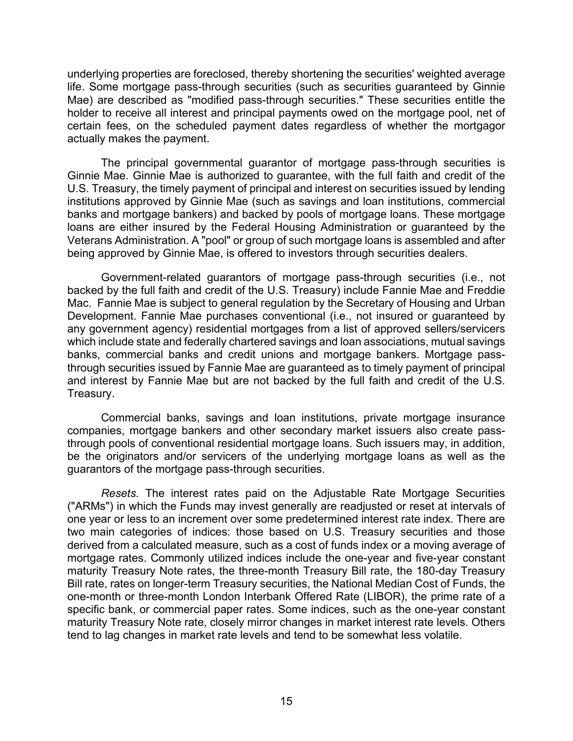underlying properties are foreclosed, thereby shortening the securities' weighted average life. Some mortgage pass-through securities (such as securities guaranteed by Ginnie Mae) are described as "modified pass-through securities." These securities entitle the holder to receive all interest and principal payments owed on the mortgage pool, net of certain fees, on the scheduled payment dates regardless of whether the mortgagor actually makes the payment.

The principal governmental guarantor of mortgage pass-through securities is Ginnie Mae. Ginnie Mae is authorized to guarantee, with the full faith and credit of the U.S. Treasury, the timely payment of principal and interest on securities issued by lending institutions approved by Ginnie Mae (such as savings and loan institutions, commercial banks and mortgage bankers) and backed by pools of mortgage loans. These mortgage loans are either insured by the Federal Housing Administration or guaranteed by the Veterans Administration. A "pool" or group of such mortgage loans is assembled and after being approved by Ginnie Mae, is offered to investors through securities dealers.

Government-related guarantors of mortgage pass-through securities (i.e., not backed by the full faith and credit of the U.S. Treasury) include Fannie Mae and Freddie Mac. Fannie Mae is subject to general regulation by the Secretary of Housing and Urban Development. Fannie Mae purchases conventional (i.e., not insured or guaranteed by any government agency) residential mortgages from a list of approved sellers/servicers which include state and federally chartered savings and loan associations, mutual savings banks, commercial banks and credit unions and mortgage bankers. Mortgage pass-through securities issued by Fannie Mae are guaranteed as to timely payment of principal and interest by Fannie Mae but are not backed by the full faith and credit of the U.S. Treasury.

Commercial banks, savings and loan institutions, private mortgage insurance companies, mortgage bankers and other secondary market issuers also create pass-through pools of conventional residential mortgage loans. Such issuers may, in addition, be the originators and/or servicers of the underlying mortgage loans as well as the guarantors of the mortgage pass-through securities.

*Resets.* The interest rates paid on the Adjustable Rate Mortgage Securities ("ARMs") in which the Funds may invest generally are readjusted or reset at intervals of one year or less to an increment over some predetermined interest rate index. There are two main categories of indices: those based on U.S. Treasury securities and those derived from a calculated measure, such as a cost of funds index or a moving average of mortgage rates. Commonly utilized indices include the one-year and five-year constant maturity Treasury Note rates, the three-month Treasury Bill rate, the 180-day Treasury Bill rate, rates on longer-term Treasury securities, the National Median Cost of Funds, the one-month or three-month London Interbank Offered Rate (LIBOR), the prime rate of a specific bank, or commercial paper rates. Some indices, such as the one-year constant maturity Treasury Note rate, closely mirror changes in market interest rate levels. Others tend to lag changes in market rate levels and tend to be somewhat less volatile.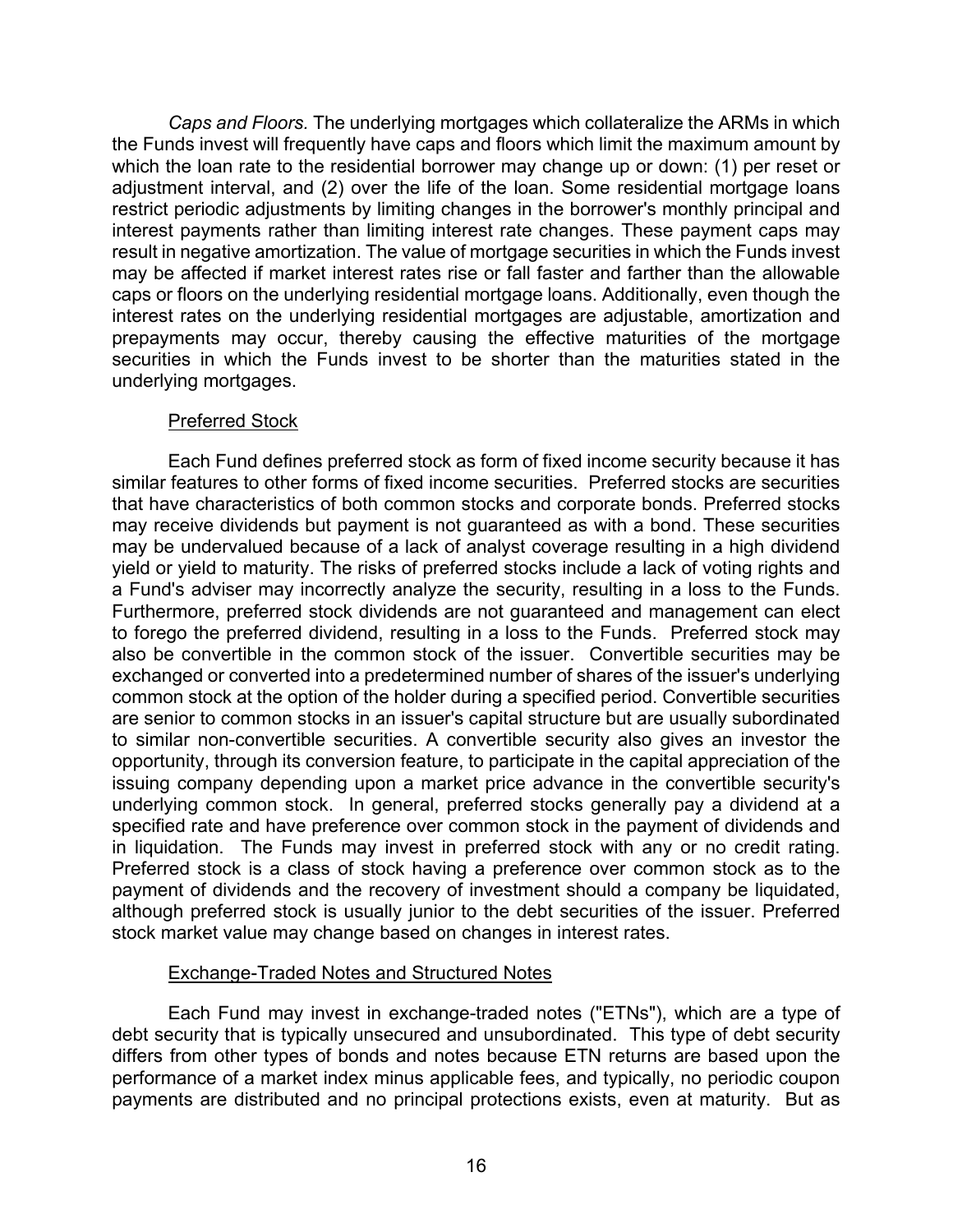*Caps and Floors.* The underlying mortgages which collateralize the ARMs in which the Funds invest will frequently have caps and floors which limit the maximum amount by which the loan rate to the residential borrower may change up or down: (1) per reset or adjustment interval, and (2) over the life of the loan. Some residential mortgage loans restrict periodic adjustments by limiting changes in the borrower's monthly principal and interest payments rather than limiting interest rate changes. These payment caps may result in negative amortization. The value of mortgage securities in which the Funds invest may be affected if market interest rates rise or fall faster and farther than the allowable caps or floors on the underlying residential mortgage loans. Additionally, even though the interest rates on the underlying residential mortgages are adjustable, amortization and prepayments may occur, thereby causing the effective maturities of the mortgage securities in which the Funds invest to be shorter than the maturities stated in the underlying mortgages.

Preferred Stock

Each Fund defines preferred stock as form of fixed income security because it has similar features to other forms of fixed income securities. Preferred stocks are securities that have characteristics of both common stocks and corporate bonds. Preferred stocks may receive dividends but payment is not guaranteed as with a bond. These securities may be undervalued because of a lack of analyst coverage resulting in a high dividend yield or yield to maturity. The risks of preferred stocks include a lack of voting rights and a Fund's adviser may incorrectly analyze the security, resulting in a loss to the Funds. Furthermore, preferred stock dividends are not guaranteed and management can elect to forego the preferred dividend, resulting in a loss to the Funds. Preferred stock may also be convertible in the common stock of the issuer. Convertible securities may be exchanged or converted into a predetermined number of shares of the issuer's underlying common stock at the option of the holder during a specified period. Convertible securities are senior to common stocks in an issuer's capital structure but are usually subordinated to similar non-convertible securities. A convertible security also gives an investor the opportunity, through its conversion feature, to participate in the capital appreciation of the issuing company depending upon a market price advance in the convertible security's underlying common stock. In general, preferred stocks generally pay a dividend at a specified rate and have preference over common stock in the payment of dividends and in liquidation. The Funds may invest in preferred stock with any or no credit rating. Preferred stock is a class of stock having a preference over common stock as to the payment of dividends and the recovery of investment should a company be liquidated, although preferred stock is usually junior to the debt securities of the issuer. Preferred stock market value may change based on changes in interest rates.

Exchange-Traded Notes and Structured Notes

Each Fund may invest in exchange-traded notes ("ETNs"), which are a type of debt security that is typically unsecured and unsubordinated. This type of debt security differs from other types of bonds and notes because ETN returns are based upon the performance of a market index minus applicable fees, and typically, no periodic coupon payments are distributed and no principal protections exists, even at maturity. But as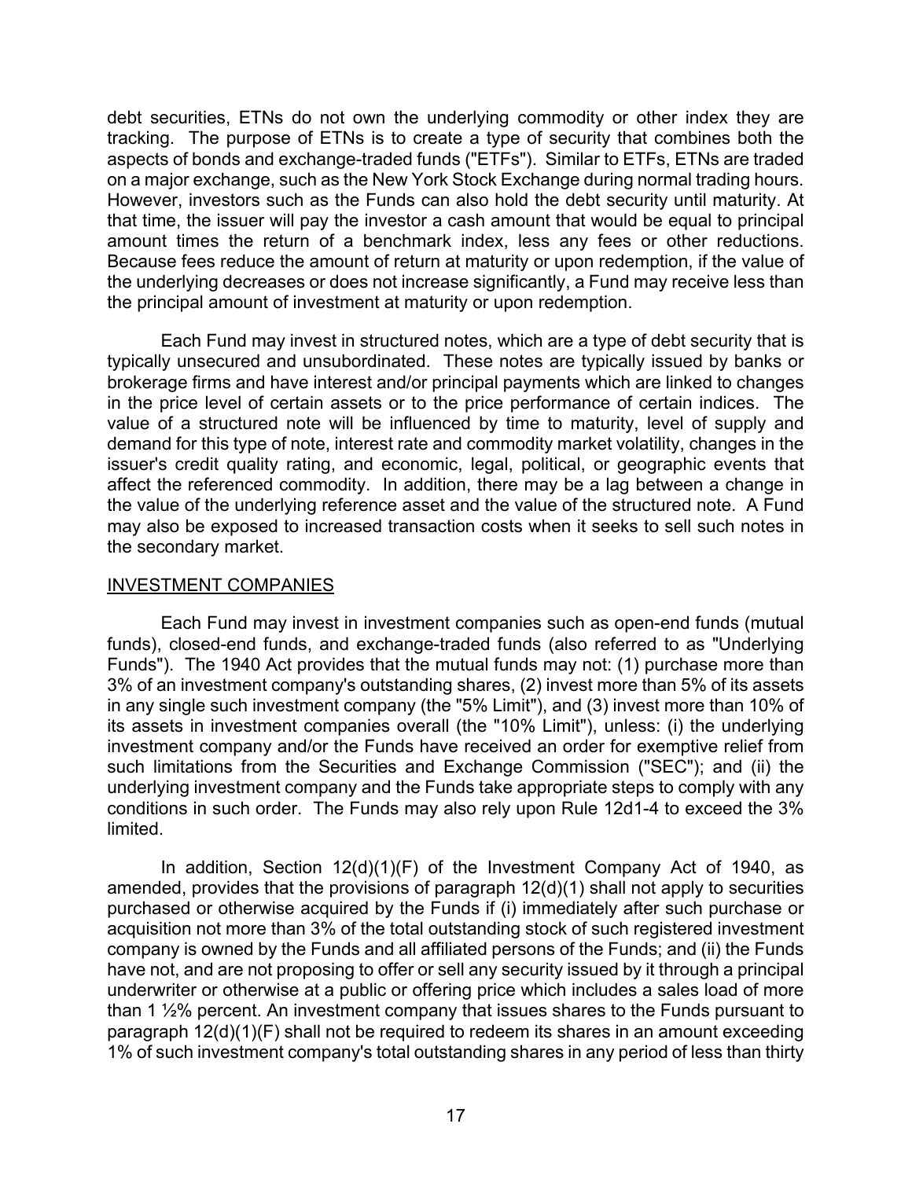debt securities, ETNs do not own the underlying commodity or other index they are tracking. The purpose of ETNs is to create a type of security that combines both the aspects of bonds and exchange-traded funds ("ETFs"). Similar to ETFs, ETNs are traded on a major exchange, such as the New York Stock Exchange during normal trading hours. However, investors such as the Funds can also hold the debt security until maturity. At that time, the issuer will pay the investor a cash amount that would be equal to principal amount times the return of a benchmark index, less any fees or other reductions. Because fees reduce the amount of return at maturity or upon redemption, if the value of the underlying decreases or does not increase significantly, a Fund may receive less than the principal amount of investment at maturity or upon redemption.

Each Fund may invest in structured notes, which are a type of debt security that is typically unsecured and unsubordinated. These notes are typically issued by banks or brokerage firms and have interest and/or principal payments which are linked to changes in the price level of certain assets or to the price performance of certain indices. The value of a structured note will be influenced by time to maturity, level of supply and demand for this type of note, interest rate and commodity market volatility, changes in the issuer's credit quality rating, and economic, legal, political, or geographic events that affect the referenced commodity. In addition, there may be a lag between a change in the value of the underlying reference asset and the value of the structured note. A Fund may also be exposed to increased transaction costs when it seeks to sell such notes in the secondary market.

## INVESTMENT COMPANIES

Each Fund may invest in investment companies such as open-end funds (mutual funds), closed-end funds, and exchange-traded funds (also referred to as "Underlying Funds"). The 1940 Act provides that the mutual funds may not: (1) purchase more than 3% of an investment company's outstanding shares, (2) invest more than 5% of its assets in any single such investment company (the "5% Limit"), and (3) invest more than 10% of its assets in investment companies overall (the "10% Limit"), unless: (i) the underlying investment company and/or the Funds have received an order for exemptive relief from such limitations from the Securities and Exchange Commission ("SEC"); and (ii) the underlying investment company and the Funds take appropriate steps to comply with any conditions in such order. The Funds may also rely upon Rule 12d1-4 to exceed the 3% limited.

In addition, Section 12(d)(1)(F) of the Investment Company Act of 1940, as amended, provides that the provisions of paragraph 12(d)(1) shall not apply to securities purchased or otherwise acquired by the Funds if (i) immediately after such purchase or acquisition not more than 3% of the total outstanding stock of such registered investment company is owned by the Funds and all affiliated persons of the Funds; and (ii) the Funds have not, and are not proposing to offer or sell any security issued by it through a principal underwriter or otherwise at a public or offering price which includes a sales load of more than 1 ½% percent. An investment company that issues shares to the Funds pursuant to paragraph 12(d)(1)(F) shall not be required to redeem its shares in an amount exceeding 1% of such investment company's total outstanding shares in any period of less than thirty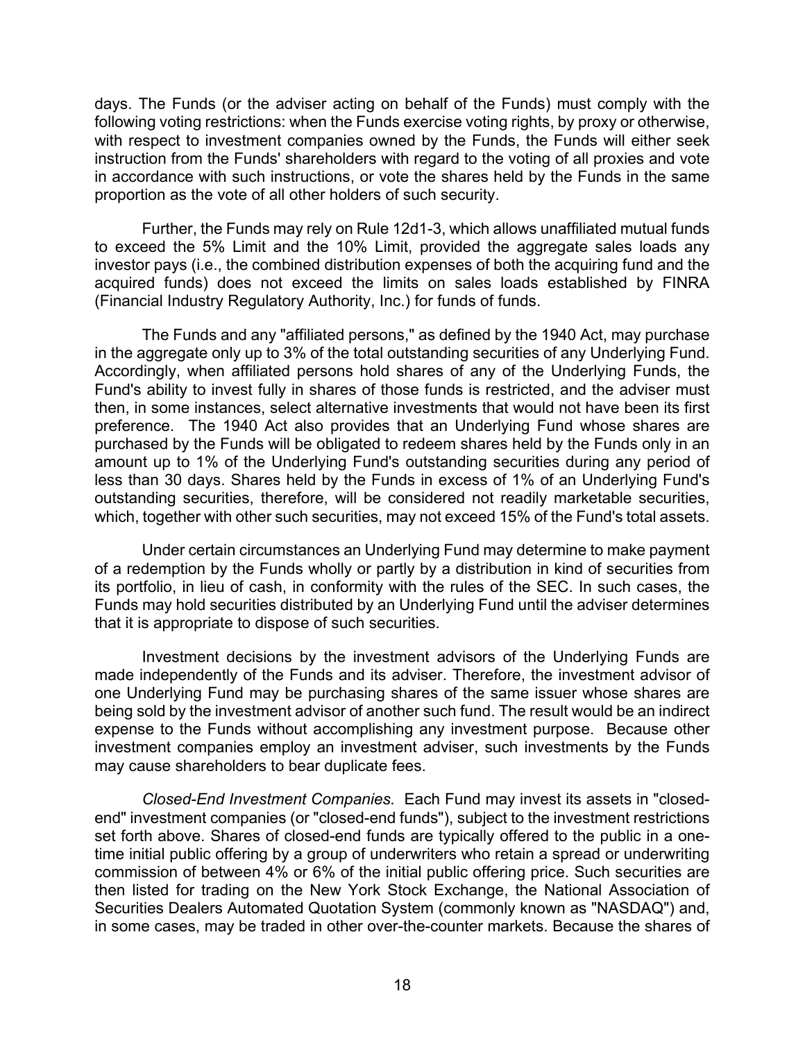days. The Funds (or the adviser acting on behalf of the Funds) must comply with the following voting restrictions: when the Funds exercise voting rights, by proxy or otherwise, with respect to investment companies owned by the Funds, the Funds will either seek instruction from the Funds' shareholders with regard to the voting of all proxies and vote in accordance with such instructions, or vote the shares held by the Funds in the same proportion as the vote of all other holders of such security.

Further, the Funds may rely on Rule 12d1-3, which allows unaffiliated mutual funds to exceed the 5% Limit and the 10% Limit, provided the aggregate sales loads any investor pays (i.e., the combined distribution expenses of both the acquiring fund and the acquired funds) does not exceed the limits on sales loads established by FINRA (Financial Industry Regulatory Authority, Inc.) for funds of funds.

The Funds and any "affiliated persons," as defined by the 1940 Act, may purchase in the aggregate only up to 3% of the total outstanding securities of any Underlying Fund. Accordingly, when affiliated persons hold shares of any of the Underlying Funds, the Fund's ability to invest fully in shares of those funds is restricted, and the adviser must then, in some instances, select alternative investments that would not have been its first preference. The 1940 Act also provides that an Underlying Fund whose shares are purchased by the Funds will be obligated to redeem shares held by the Funds only in an amount up to 1% of the Underlying Fund's outstanding securities during any period of less than 30 days. Shares held by the Funds in excess of 1% of an Underlying Fund's outstanding securities, therefore, will be considered not readily marketable securities, which, together with other such securities, may not exceed 15% of the Fund's total assets.

Under certain circumstances an Underlying Fund may determine to make payment of a redemption by the Funds wholly or partly by a distribution in kind of securities from its portfolio, in lieu of cash, in conformity with the rules of the SEC. In such cases, the Funds may hold securities distributed by an Underlying Fund until the adviser determines that it is appropriate to dispose of such securities.

Investment decisions by the investment advisors of the Underlying Funds are made independently of the Funds and its adviser. Therefore, the investment advisor of one Underlying Fund may be purchasing shares of the same issuer whose shares are being sold by the investment advisor of another such fund. The result would be an indirect expense to the Funds without accomplishing any investment purpose. Because other investment companies employ an investment adviser, such investments by the Funds may cause shareholders to bear duplicate fees.

*Closed-End Investment Companies.* Each Fund may invest its assets in "closed-end" investment companies (or "closed-end funds"), subject to the investment restrictions set forth above. Shares of closed-end funds are typically offered to the public in a one-time initial public offering by a group of underwriters who retain a spread or underwriting commission of between 4% or 6% of the initial public offering price. Such securities are then listed for trading on the New York Stock Exchange, the National Association of Securities Dealers Automated Quotation System (commonly known as "NASDAQ") and, in some cases, may be traded in other over-the-counter markets. Because the shares of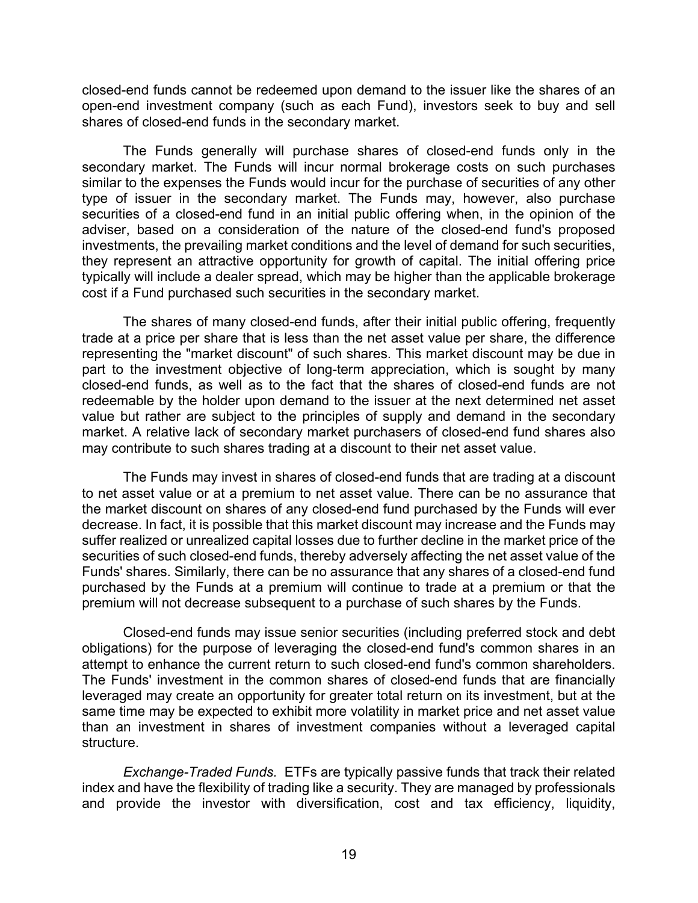closed-end funds cannot be redeemed upon demand to the issuer like the shares of an open-end investment company (such as each Fund), investors seek to buy and sell shares of closed-end funds in the secondary market.

The Funds generally will purchase shares of closed-end funds only in the secondary market. The Funds will incur normal brokerage costs on such purchases similar to the expenses the Funds would incur for the purchase of securities of any other type of issuer in the secondary market. The Funds may, however, also purchase securities of a closed-end fund in an initial public offering when, in the opinion of the adviser, based on a consideration of the nature of the closed-end fund's proposed investments, the prevailing market conditions and the level of demand for such securities, they represent an attractive opportunity for growth of capital. The initial offering price typically will include a dealer spread, which may be higher than the applicable brokerage cost if a Fund purchased such securities in the secondary market.

The shares of many closed-end funds, after their initial public offering, frequently trade at a price per share that is less than the net asset value per share, the difference representing the "market discount" of such shares. This market discount may be due in part to the investment objective of long-term appreciation, which is sought by many closed-end funds, as well as to the fact that the shares of closed-end funds are not redeemable by the holder upon demand to the issuer at the next determined net asset value but rather are subject to the principles of supply and demand in the secondary market. A relative lack of secondary market purchasers of closed-end fund shares also may contribute to such shares trading at a discount to their net asset value.

The Funds may invest in shares of closed-end funds that are trading at a discount to net asset value or at a premium to net asset value. There can be no assurance that the market discount on shares of any closed-end fund purchased by the Funds will ever decrease. In fact, it is possible that this market discount may increase and the Funds may suffer realized or unrealized capital losses due to further decline in the market price of the securities of such closed-end funds, thereby adversely affecting the net asset value of the Funds' shares. Similarly, there can be no assurance that any shares of a closed-end fund purchased by the Funds at a premium will continue to trade at a premium or that the premium will not decrease subsequent to a purchase of such shares by the Funds.

Closed-end funds may issue senior securities (including preferred stock and debt obligations) for the purpose of leveraging the closed-end fund's common shares in an attempt to enhance the current return to such closed-end fund's common shareholders. The Funds' investment in the common shares of closed-end funds that are financially leveraged may create an opportunity for greater total return on its investment, but at the same time may be expected to exhibit more volatility in market price and net asset value than an investment in shares of investment companies without a leveraged capital structure.

*Exchange-Traded Funds.* ETFs are typically passive funds that track their related index and have the flexibility of trading like a security. They are managed by professionals and provide the investor with diversification, cost and tax efficiency, liquidity,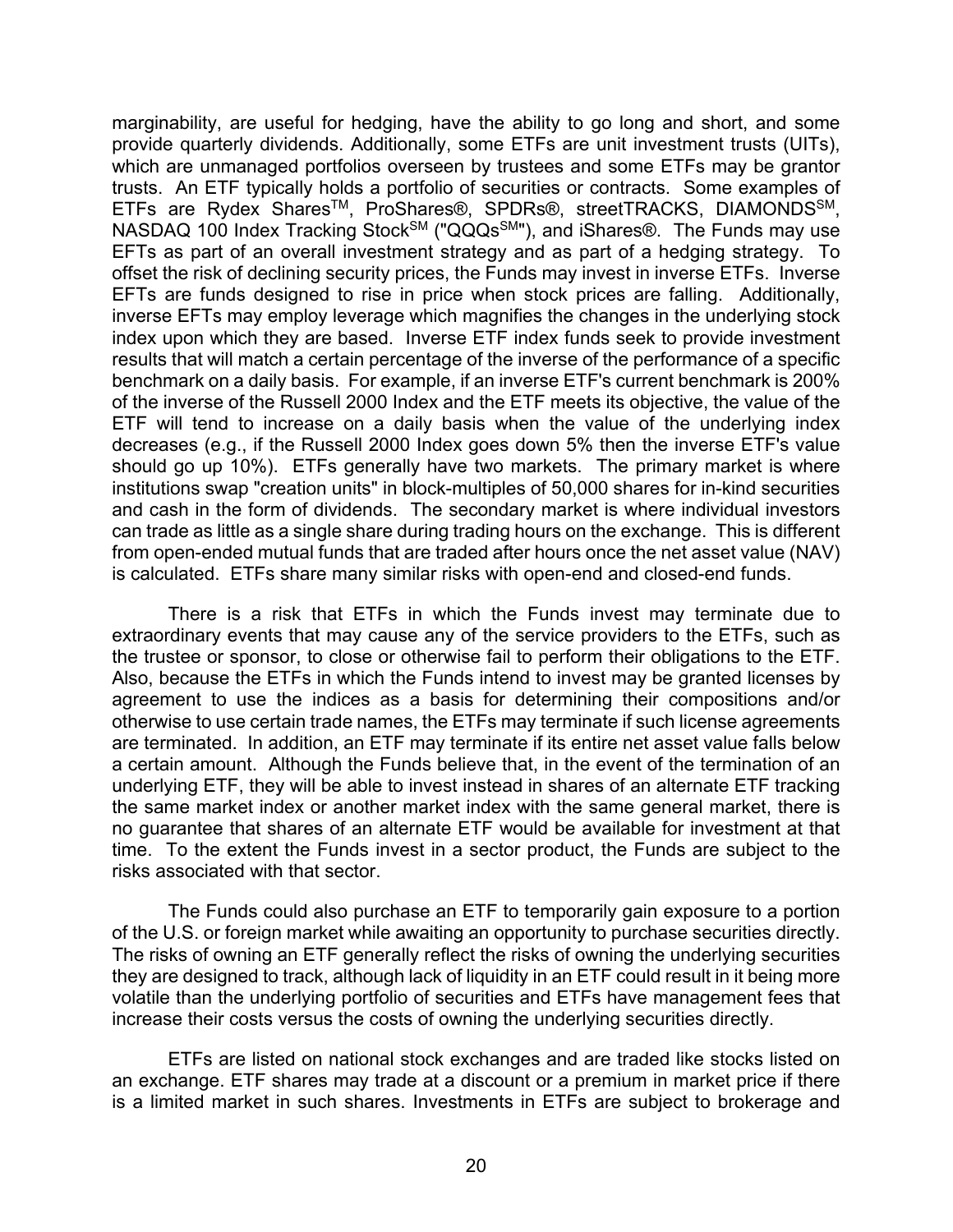marginability, are useful for hedging, have the ability to go long and short, and some provide quarterly dividends. Additionally, some ETFs are unit investment trusts (UITs), which are unmanaged portfolios overseen by trustees and some ETFs may be grantor trusts. An ETF typically holds a portfolio of securities or contracts. Some examples of ETFs are Rydex Shares™, ProShares®, SPDRs®, streetTRACKS, DIAMONDS℠, NASDAQ 100 Index Tracking Stock℠ ("QQQs℠"), and iShares®. The Funds may use EFTs as part of an overall investment strategy and as part of a hedging strategy. To offset the risk of declining security prices, the Funds may invest in inverse ETFs. Inverse EFTs are funds designed to rise in price when stock prices are falling. Additionally, inverse EFTs may employ leverage which magnifies the changes in the underlying stock index upon which they are based. Inverse ETF index funds seek to provide investment results that will match a certain percentage of the inverse of the performance of a specific benchmark on a daily basis. For example, if an inverse ETF's current benchmark is 200% of the inverse of the Russell 2000 Index and the ETF meets its objective, the value of the ETF will tend to increase on a daily basis when the value of the underlying index decreases (e.g., if the Russell 2000 Index goes down 5% then the inverse ETF's value should go up 10%). ETFs generally have two markets. The primary market is where institutions swap "creation units" in block-multiples of 50,000 shares for in-kind securities and cash in the form of dividends. The secondary market is where individual investors can trade as little as a single share during trading hours on the exchange. This is different from open-ended mutual funds that are traded after hours once the net asset value (NAV) is calculated. ETFs share many similar risks with open-end and closed-end funds.

There is a risk that ETFs in which the Funds invest may terminate due to extraordinary events that may cause any of the service providers to the ETFs, such as the trustee or sponsor, to close or otherwise fail to perform their obligations to the ETF. Also, because the ETFs in which the Funds intend to invest may be granted licenses by agreement to use the indices as a basis for determining their compositions and/or otherwise to use certain trade names, the ETFs may terminate if such license agreements are terminated. In addition, an ETF may terminate if its entire net asset value falls below a certain amount. Although the Funds believe that, in the event of the termination of an underlying ETF, they will be able to invest instead in shares of an alternate ETF tracking the same market index or another market index with the same general market, there is no guarantee that shares of an alternate ETF would be available for investment at that time. To the extent the Funds invest in a sector product, the Funds are subject to the risks associated with that sector.

The Funds could also purchase an ETF to temporarily gain exposure to a portion of the U.S. or foreign market while awaiting an opportunity to purchase securities directly. The risks of owning an ETF generally reflect the risks of owning the underlying securities they are designed to track, although lack of liquidity in an ETF could result in it being more volatile than the underlying portfolio of securities and ETFs have management fees that increase their costs versus the costs of owning the underlying securities directly.

ETFs are listed on national stock exchanges and are traded like stocks listed on an exchange. ETF shares may trade at a discount or a premium in market price if there is a limited market in such shares. Investments in ETFs are subject to brokerage and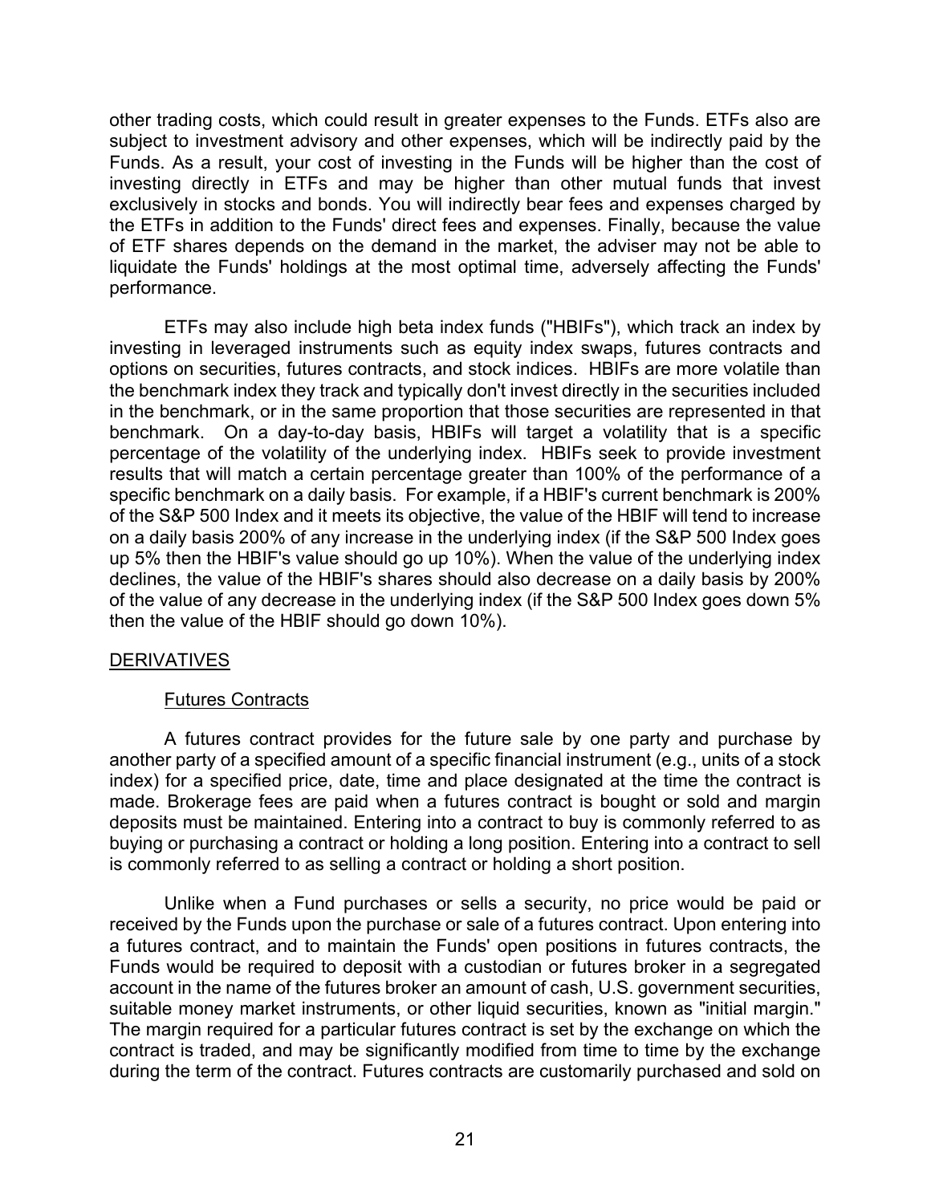other trading costs, which could result in greater expenses to the Funds. ETFs also are subject to investment advisory and other expenses, which will be indirectly paid by the Funds. As a result, your cost of investing in the Funds will be higher than the cost of investing directly in ETFs and may be higher than other mutual funds that invest exclusively in stocks and bonds. You will indirectly bear fees and expenses charged by the ETFs in addition to the Funds' direct fees and expenses. Finally, because the value of ETF shares depends on the demand in the market, the adviser may not be able to liquidate the Funds' holdings at the most optimal time, adversely affecting the Funds' performance.

ETFs may also include high beta index funds ("HBIFs"), which track an index by investing in leveraged instruments such as equity index swaps, futures contracts and options on securities, futures contracts, and stock indices. HBIFs are more volatile than the benchmark index they track and typically don't invest directly in the securities included in the benchmark, or in the same proportion that those securities are represented in that benchmark. On a day-to-day basis, HBIFs will target a volatility that is a specific percentage of the volatility of the underlying index. HBIFs seek to provide investment results that will match a certain percentage greater than 100% of the performance of a specific benchmark on a daily basis. For example, if a HBIF's current benchmark is 200% of the S&P 500 Index and it meets its objective, the value of the HBIF will tend to increase on a daily basis 200% of any increase in the underlying index (if the S&P 500 Index goes up 5% then the HBIF's value should go up 10%). When the value of the underlying index declines, the value of the HBIF's shares should also decrease on a daily basis by 200% of the value of any decrease in the underlying index (if the S&P 500 Index goes down 5% then the value of the HBIF should go down 10%).

## DERIVATIVES

### Futures Contracts

A futures contract provides for the future sale by one party and purchase by another party of a specified amount of a specific financial instrument (e.g., units of a stock index) for a specified price, date, time and place designated at the time the contract is made. Brokerage fees are paid when a futures contract is bought or sold and margin deposits must be maintained. Entering into a contract to buy is commonly referred to as buying or purchasing a contract or holding a long position. Entering into a contract to sell is commonly referred to as selling a contract or holding a short position.

Unlike when a Fund purchases or sells a security, no price would be paid or received by the Funds upon the purchase or sale of a futures contract. Upon entering into a futures contract, and to maintain the Funds' open positions in futures contracts, the Funds would be required to deposit with a custodian or futures broker in a segregated account in the name of the futures broker an amount of cash, U.S. government securities, suitable money market instruments, or other liquid securities, known as "initial margin." The margin required for a particular futures contract is set by the exchange on which the contract is traded, and may be significantly modified from time to time by the exchange during the term of the contract. Futures contracts are customarily purchased and sold on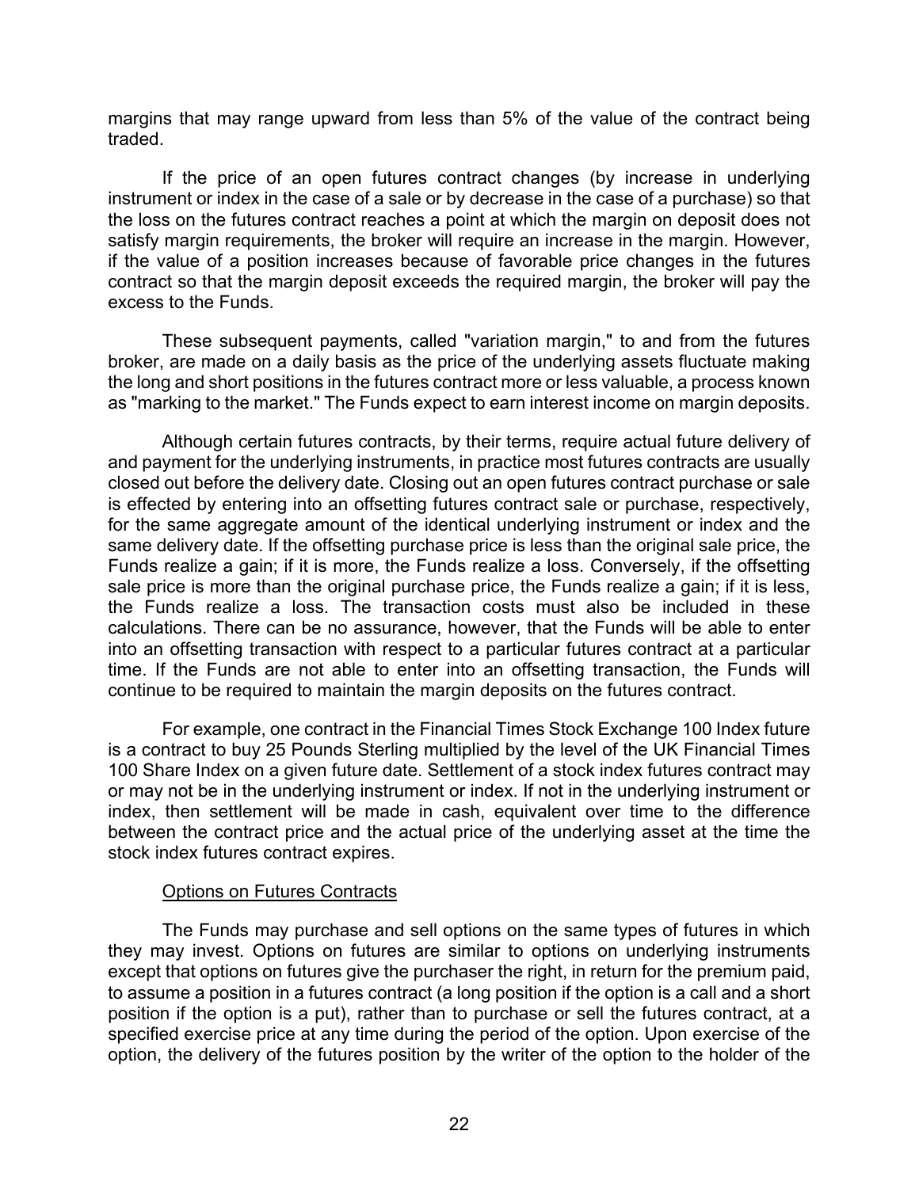margins that may range upward from less than 5% of the value of the contract being traded.

If the price of an open futures contract changes (by increase in underlying instrument or index in the case of a sale or by decrease in the case of a purchase) so that the loss on the futures contract reaches a point at which the margin on deposit does not satisfy margin requirements, the broker will require an increase in the margin. However, if the value of a position increases because of favorable price changes in the futures contract so that the margin deposit exceeds the required margin, the broker will pay the excess to the Funds.

These subsequent payments, called "variation margin," to and from the futures broker, are made on a daily basis as the price of the underlying assets fluctuate making the long and short positions in the futures contract more or less valuable, a process known as "marking to the market." The Funds expect to earn interest income on margin deposits.

Although certain futures contracts, by their terms, require actual future delivery of and payment for the underlying instruments, in practice most futures contracts are usually closed out before the delivery date. Closing out an open futures contract purchase or sale is effected by entering into an offsetting futures contract sale or purchase, respectively, for the same aggregate amount of the identical underlying instrument or index and the same delivery date. If the offsetting purchase price is less than the original sale price, the Funds realize a gain; if it is more, the Funds realize a loss. Conversely, if the offsetting sale price is more than the original purchase price, the Funds realize a gain; if it is less, the Funds realize a loss. The transaction costs must also be included in these calculations. There can be no assurance, however, that the Funds will be able to enter into an offsetting transaction with respect to a particular futures contract at a particular time. If the Funds are not able to enter into an offsetting transaction, the Funds will continue to be required to maintain the margin deposits on the futures contract.

For example, one contract in the Financial Times Stock Exchange 100 Index future is a contract to buy 25 Pounds Sterling multiplied by the level of the UK Financial Times 100 Share Index on a given future date. Settlement of a stock index futures contract may or may not be in the underlying instrument or index. If not in the underlying instrument or index, then settlement will be made in cash, equivalent over time to the difference between the contract price and the actual price of the underlying asset at the time the stock index futures contract expires.

Options on Futures Contracts

The Funds may purchase and sell options on the same types of futures in which they may invest. Options on futures are similar to options on underlying instruments except that options on futures give the purchaser the right, in return for the premium paid, to assume a position in a futures contract (a long position if the option is a call and a short position if the option is a put), rather than to purchase or sell the futures contract, at a specified exercise price at any time during the period of the option. Upon exercise of the option, the delivery of the futures position by the writer of the option to the holder of the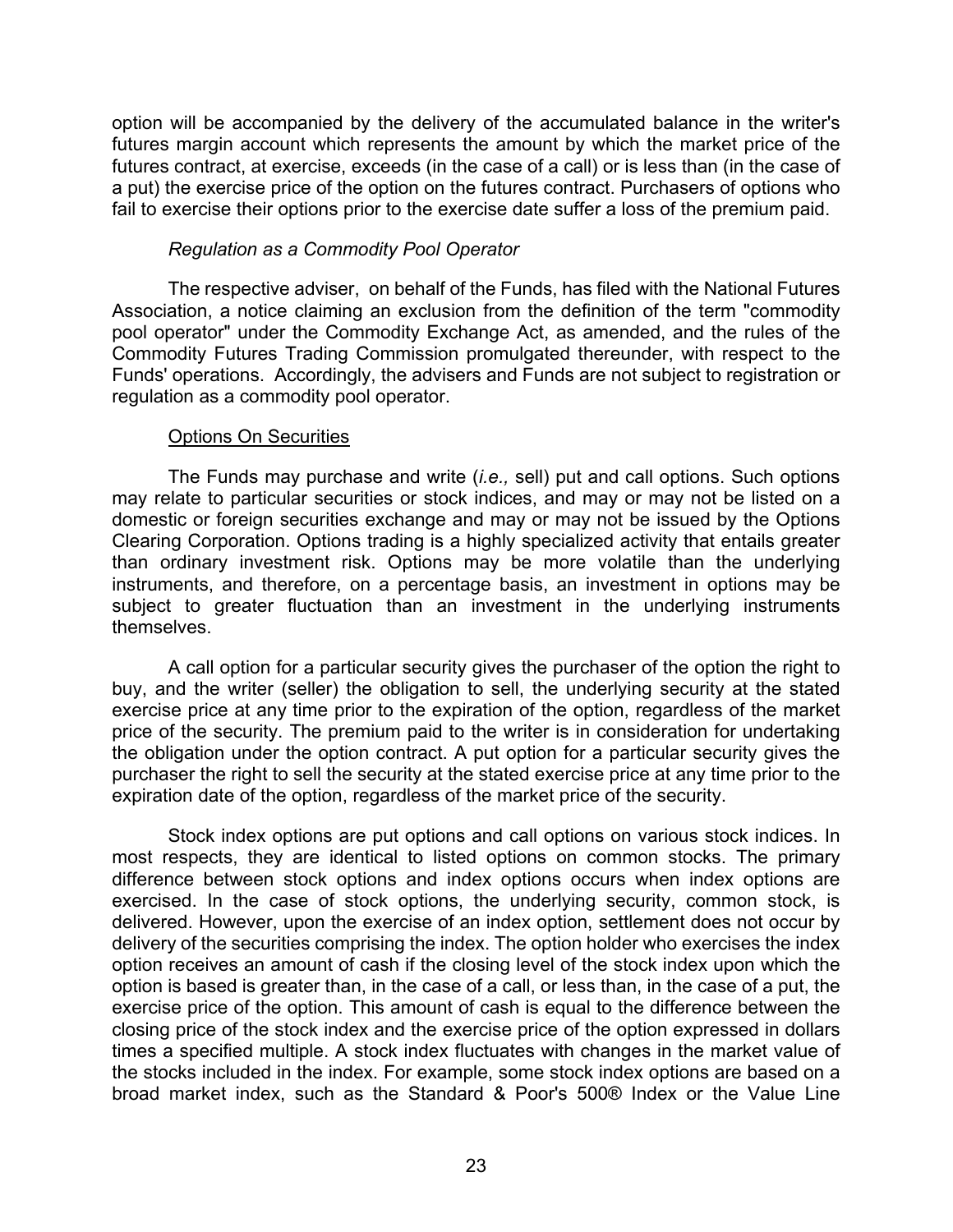option will be accompanied by the delivery of the accumulated balance in the writer's futures margin account which represents the amount by which the market price of the futures contract, at exercise, exceeds (in the case of a call) or is less than (in the case of a put) the exercise price of the option on the futures contract. Purchasers of options who fail to exercise their options prior to the exercise date suffer a loss of the premium paid.

*Regulation as a Commodity Pool Operator*

The respective adviser, on behalf of the Funds, has filed with the National Futures Association, a notice claiming an exclusion from the definition of the term "commodity pool operator" under the Commodity Exchange Act, as amended, and the rules of the Commodity Futures Trading Commission promulgated thereunder, with respect to the Funds' operations. Accordingly, the advisers and Funds are not subject to registration or regulation as a commodity pool operator.

<u>Options On Securities</u>

The Funds may purchase and write (*i.e.,* sell) put and call options. Such options may relate to particular securities or stock indices, and may or may not be listed on a domestic or foreign securities exchange and may or may not be issued by the Options Clearing Corporation. Options trading is a highly specialized activity that entails greater than ordinary investment risk. Options may be more volatile than the underlying instruments, and therefore, on a percentage basis, an investment in options may be subject to greater fluctuation than an investment in the underlying instruments themselves.

A call option for a particular security gives the purchaser of the option the right to buy, and the writer (seller) the obligation to sell, the underlying security at the stated exercise price at any time prior to the expiration of the option, regardless of the market price of the security. The premium paid to the writer is in consideration for undertaking the obligation under the option contract. A put option for a particular security gives the purchaser the right to sell the security at the stated exercise price at any time prior to the expiration date of the option, regardless of the market price of the security.

Stock index options are put options and call options on various stock indices. In most respects, they are identical to listed options on common stocks. The primary difference between stock options and index options occurs when index options are exercised. In the case of stock options, the underlying security, common stock, is delivered. However, upon the exercise of an index option, settlement does not occur by delivery of the securities comprising the index. The option holder who exercises the index option receives an amount of cash if the closing level of the stock index upon which the option is based is greater than, in the case of a call, or less than, in the case of a put, the exercise price of the option. This amount of cash is equal to the difference between the closing price of the stock index and the exercise price of the option expressed in dollars times a specified multiple. A stock index fluctuates with changes in the market value of the stocks included in the index. For example, some stock index options are based on a broad market index, such as the Standard & Poor's 500® Index or the Value Line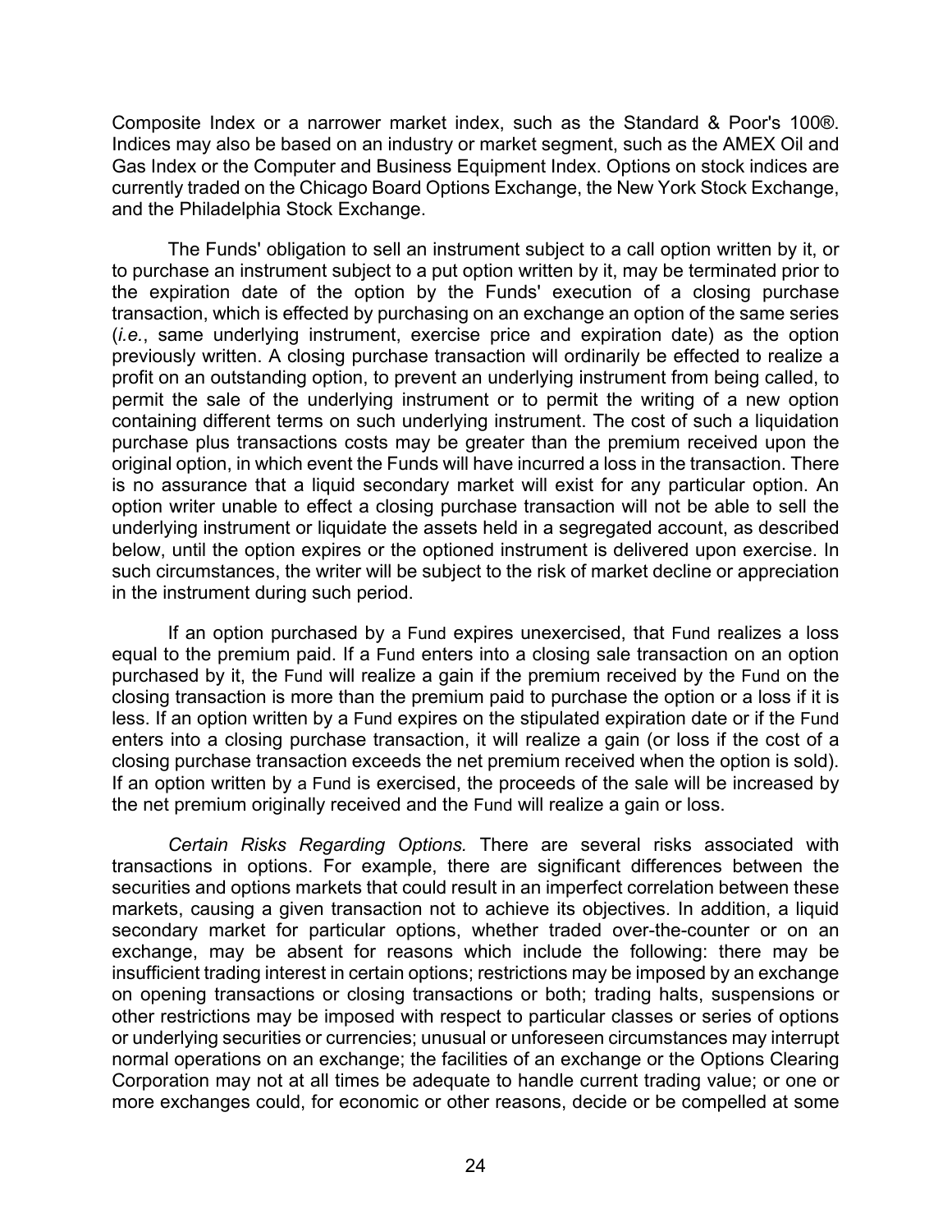Composite Index or a narrower market index, such as the Standard & Poor's 100®. Indices may also be based on an industry or market segment, such as the AMEX Oil and Gas Index or the Computer and Business Equipment Index. Options on stock indices are currently traded on the Chicago Board Options Exchange, the New York Stock Exchange, and the Philadelphia Stock Exchange.

The Funds' obligation to sell an instrument subject to a call option written by it, or to purchase an instrument subject to a put option written by it, may be terminated prior to the expiration date of the option by the Funds' execution of a closing purchase transaction, which is effected by purchasing on an exchange an option of the same series (*i.e.*, same underlying instrument, exercise price and expiration date) as the option previously written. A closing purchase transaction will ordinarily be effected to realize a profit on an outstanding option, to prevent an underlying instrument from being called, to permit the sale of the underlying instrument or to permit the writing of a new option containing different terms on such underlying instrument. The cost of such a liquidation purchase plus transactions costs may be greater than the premium received upon the original option, in which event the Funds will have incurred a loss in the transaction. There is no assurance that a liquid secondary market will exist for any particular option. An option writer unable to effect a closing purchase transaction will not be able to sell the underlying instrument or liquidate the assets held in a segregated account, as described below, until the option expires or the optioned instrument is delivered upon exercise. In such circumstances, the writer will be subject to the risk of market decline or appreciation in the instrument during such period.

If an option purchased by a Fund expires unexercised, that Fund realizes a loss equal to the premium paid. If a Fund enters into a closing sale transaction on an option purchased by it, the Fund will realize a gain if the premium received by the Fund on the closing transaction is more than the premium paid to purchase the option or a loss if it is less. If an option written by a Fund expires on the stipulated expiration date or if the Fund enters into a closing purchase transaction, it will realize a gain (or loss if the cost of a closing purchase transaction exceeds the net premium received when the option is sold). If an option written by a Fund is exercised, the proceeds of the sale will be increased by the net premium originally received and the Fund will realize a gain or loss.

*Certain Risks Regarding Options.* There are several risks associated with transactions in options. For example, there are significant differences between the securities and options markets that could result in an imperfect correlation between these markets, causing a given transaction not to achieve its objectives. In addition, a liquid secondary market for particular options, whether traded over-the-counter or on an exchange, may be absent for reasons which include the following: there may be insufficient trading interest in certain options; restrictions may be imposed by an exchange on opening transactions or closing transactions or both; trading halts, suspensions or other restrictions may be imposed with respect to particular classes or series of options or underlying securities or currencies; unusual or unforeseen circumstances may interrupt normal operations on an exchange; the facilities of an exchange or the Options Clearing Corporation may not at all times be adequate to handle current trading value; or one or more exchanges could, for economic or other reasons, decide or be compelled at some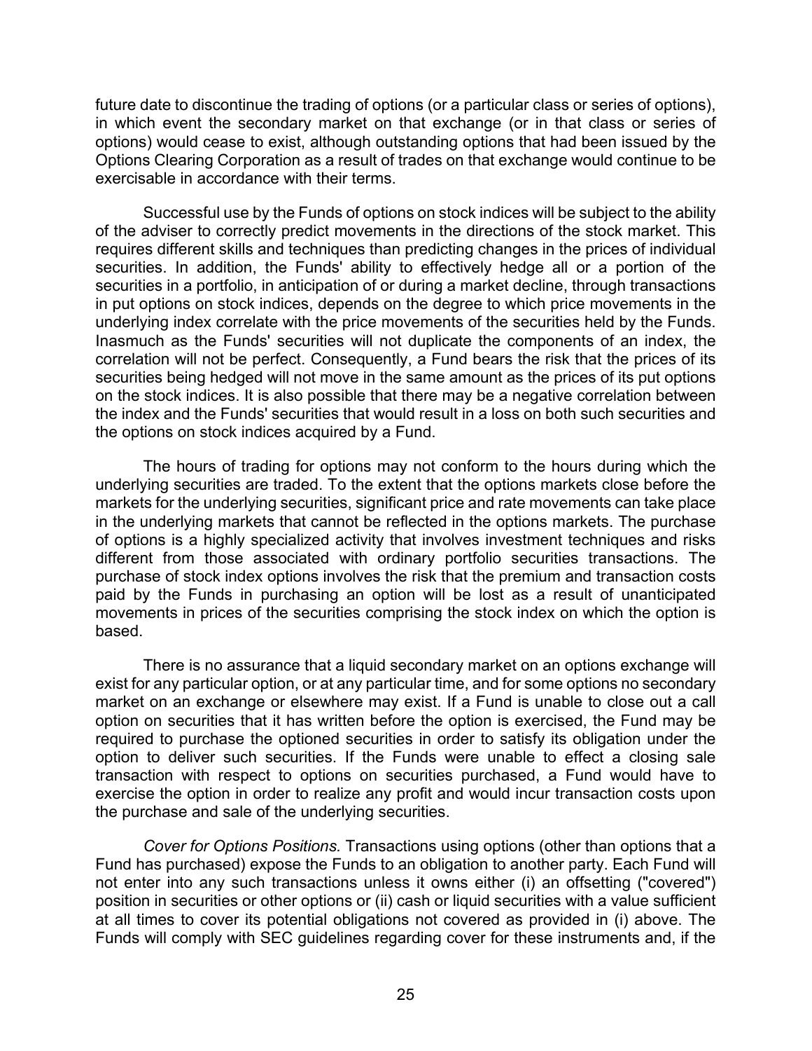future date to discontinue the trading of options (or a particular class or series of options), in which event the secondary market on that exchange (or in that class or series of options) would cease to exist, although outstanding options that had been issued by the Options Clearing Corporation as a result of trades on that exchange would continue to be exercisable in accordance with their terms.

Successful use by the Funds of options on stock indices will be subject to the ability of the adviser to correctly predict movements in the directions of the stock market. This requires different skills and techniques than predicting changes in the prices of individual securities. In addition, the Funds' ability to effectively hedge all or a portion of the securities in a portfolio, in anticipation of or during a market decline, through transactions in put options on stock indices, depends on the degree to which price movements in the underlying index correlate with the price movements of the securities held by the Funds. Inasmuch as the Funds' securities will not duplicate the components of an index, the correlation will not be perfect. Consequently, a Fund bears the risk that the prices of its securities being hedged will not move in the same amount as the prices of its put options on the stock indices. It is also possible that there may be a negative correlation between the index and the Funds' securities that would result in a loss on both such securities and the options on stock indices acquired by a Fund.

The hours of trading for options may not conform to the hours during which the underlying securities are traded. To the extent that the options markets close before the markets for the underlying securities, significant price and rate movements can take place in the underlying markets that cannot be reflected in the options markets. The purchase of options is a highly specialized activity that involves investment techniques and risks different from those associated with ordinary portfolio securities transactions. The purchase of stock index options involves the risk that the premium and transaction costs paid by the Funds in purchasing an option will be lost as a result of unanticipated movements in prices of the securities comprising the stock index on which the option is based.

There is no assurance that a liquid secondary market on an options exchange will exist for any particular option, or at any particular time, and for some options no secondary market on an exchange or elsewhere may exist. If a Fund is unable to close out a call option on securities that it has written before the option is exercised, the Fund may be required to purchase the optioned securities in order to satisfy its obligation under the option to deliver such securities. If the Funds were unable to effect a closing sale transaction with respect to options on securities purchased, a Fund would have to exercise the option in order to realize any profit and would incur transaction costs upon the purchase and sale of the underlying securities.

*Cover for Options Positions.* Transactions using options (other than options that a Fund has purchased) expose the Funds to an obligation to another party. Each Fund will not enter into any such transactions unless it owns either (i) an offsetting ("covered") position in securities or other options or (ii) cash or liquid securities with a value sufficient at all times to cover its potential obligations not covered as provided in (i) above. The Funds will comply with SEC guidelines regarding cover for these instruments and, if the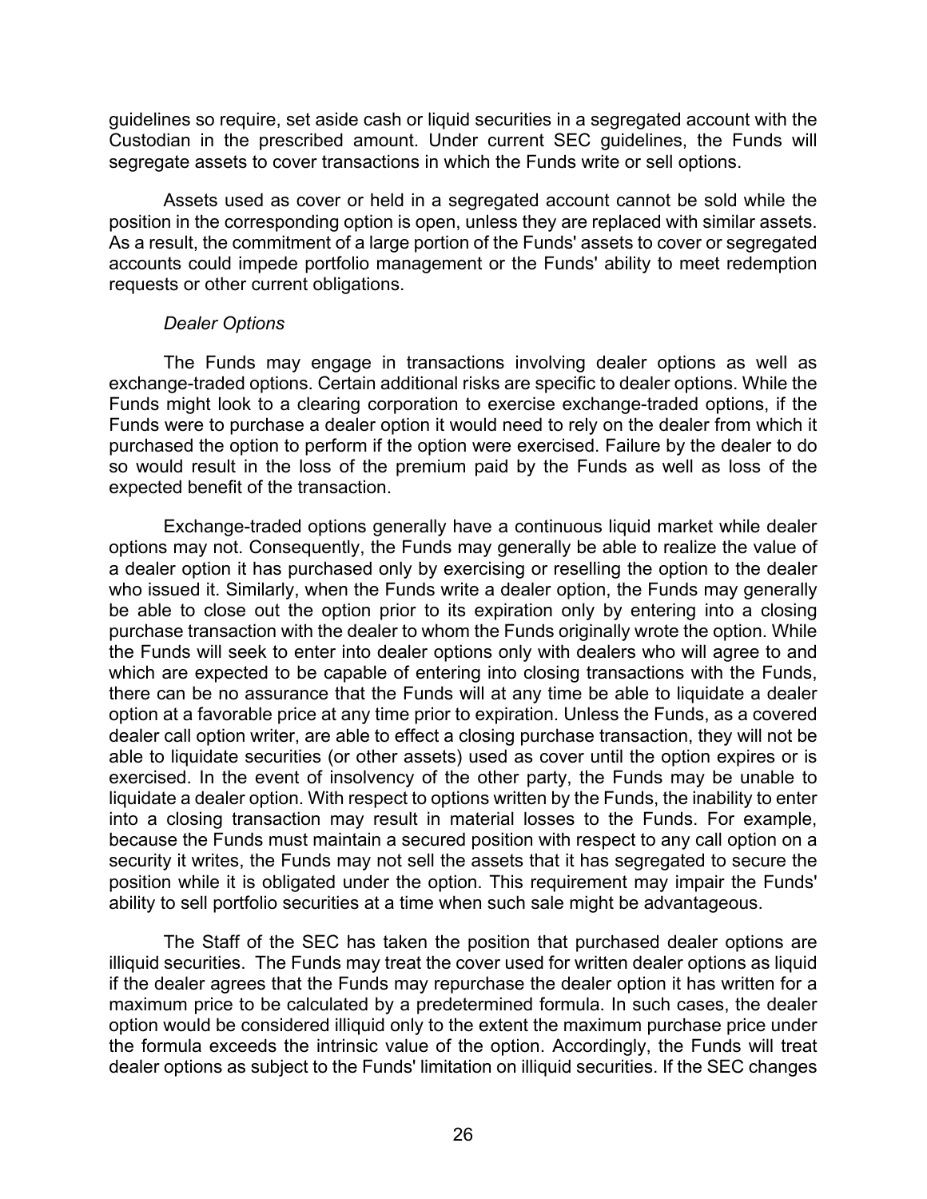guidelines so require, set aside cash or liquid securities in a segregated account with the Custodian in the prescribed amount. Under current SEC guidelines, the Funds will segregate assets to cover transactions in which the Funds write or sell options.

Assets used as cover or held in a segregated account cannot be sold while the position in the corresponding option is open, unless they are replaced with similar assets. As a result, the commitment of a large portion of the Funds' assets to cover or segregated accounts could impede portfolio management or the Funds' ability to meet redemption requests or other current obligations.

*Dealer Options*

The Funds may engage in transactions involving dealer options as well as exchange-traded options. Certain additional risks are specific to dealer options. While the Funds might look to a clearing corporation to exercise exchange-traded options, if the Funds were to purchase a dealer option it would need to rely on the dealer from which it purchased the option to perform if the option were exercised. Failure by the dealer to do so would result in the loss of the premium paid by the Funds as well as loss of the expected benefit of the transaction.

Exchange-traded options generally have a continuous liquid market while dealer options may not. Consequently, the Funds may generally be able to realize the value of a dealer option it has purchased only by exercising or reselling the option to the dealer who issued it. Similarly, when the Funds write a dealer option, the Funds may generally be able to close out the option prior to its expiration only by entering into a closing purchase transaction with the dealer to whom the Funds originally wrote the option. While the Funds will seek to enter into dealer options only with dealers who will agree to and which are expected to be capable of entering into closing transactions with the Funds, there can be no assurance that the Funds will at any time be able to liquidate a dealer option at a favorable price at any time prior to expiration. Unless the Funds, as a covered dealer call option writer, are able to effect a closing purchase transaction, they will not be able to liquidate securities (or other assets) used as cover until the option expires or is exercised. In the event of insolvency of the other party, the Funds may be unable to liquidate a dealer option. With respect to options written by the Funds, the inability to enter into a closing transaction may result in material losses to the Funds. For example, because the Funds must maintain a secured position with respect to any call option on a security it writes, the Funds may not sell the assets that it has segregated to secure the position while it is obligated under the option. This requirement may impair the Funds' ability to sell portfolio securities at a time when such sale might be advantageous.

The Staff of the SEC has taken the position that purchased dealer options are illiquid securities. The Funds may treat the cover used for written dealer options as liquid if the dealer agrees that the Funds may repurchase the dealer option it has written for a maximum price to be calculated by a predetermined formula. In such cases, the dealer option would be considered illiquid only to the extent the maximum purchase price under the formula exceeds the intrinsic value of the option. Accordingly, the Funds will treat dealer options as subject to the Funds' limitation on illiquid securities. If the SEC changes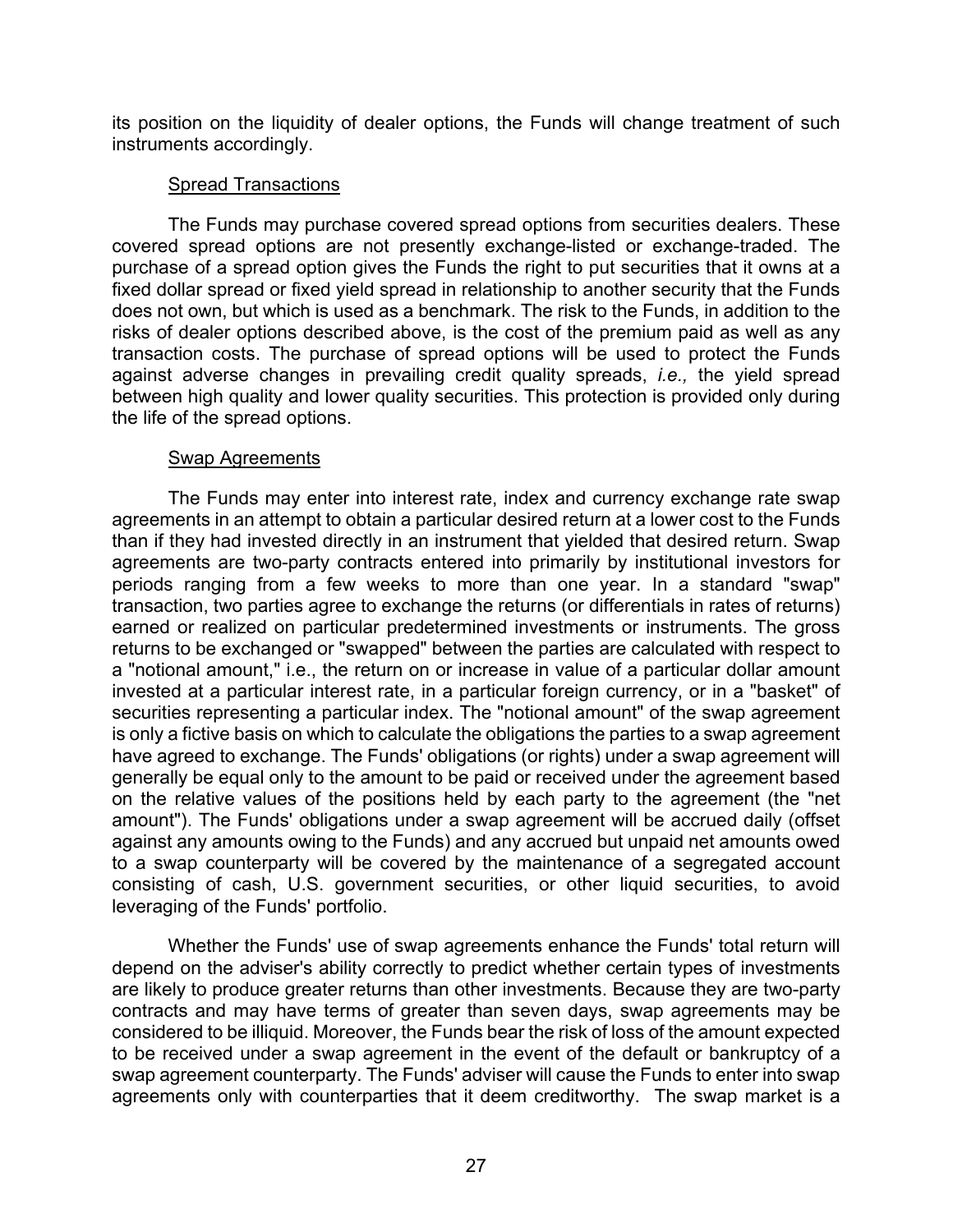its position on the liquidity of dealer options, the Funds will change treatment of such instruments accordingly.

### Spread Transactions

The Funds may purchase covered spread options from securities dealers. These covered spread options are not presently exchange-listed or exchange-traded. The purchase of a spread option gives the Funds the right to put securities that it owns at a fixed dollar spread or fixed yield spread in relationship to another security that the Funds does not own, but which is used as a benchmark. The risk to the Funds, in addition to the risks of dealer options described above, is the cost of the premium paid as well as any transaction costs. The purchase of spread options will be used to protect the Funds against adverse changes in prevailing credit quality spreads, *i.e.,* the yield spread between high quality and lower quality securities. This protection is provided only during the life of the spread options.

### Swap Agreements

The Funds may enter into interest rate, index and currency exchange rate swap agreements in an attempt to obtain a particular desired return at a lower cost to the Funds than if they had invested directly in an instrument that yielded that desired return. Swap agreements are two-party contracts entered into primarily by institutional investors for periods ranging from a few weeks to more than one year. In a standard "swap" transaction, two parties agree to exchange the returns (or differentials in rates of returns) earned or realized on particular predetermined investments or instruments. The gross returns to be exchanged or "swapped" between the parties are calculated with respect to a "notional amount," i.e., the return on or increase in value of a particular dollar amount invested at a particular interest rate, in a particular foreign currency, or in a "basket" of securities representing a particular index. The "notional amount" of the swap agreement is only a fictive basis on which to calculate the obligations the parties to a swap agreement have agreed to exchange. The Funds' obligations (or rights) under a swap agreement will generally be equal only to the amount to be paid or received under the agreement based on the relative values of the positions held by each party to the agreement (the "net amount"). The Funds' obligations under a swap agreement will be accrued daily (offset against any amounts owing to the Funds) and any accrued but unpaid net amounts owed to a swap counterparty will be covered by the maintenance of a segregated account consisting of cash, U.S. government securities, or other liquid securities, to avoid leveraging of the Funds' portfolio.

Whether the Funds' use of swap agreements enhance the Funds' total return will depend on the adviser's ability correctly to predict whether certain types of investments are likely to produce greater returns than other investments. Because they are two-party contracts and may have terms of greater than seven days, swap agreements may be considered to be illiquid. Moreover, the Funds bear the risk of loss of the amount expected to be received under a swap agreement in the event of the default or bankruptcy of a swap agreement counterparty. The Funds' adviser will cause the Funds to enter into swap agreements only with counterparties that it deem creditworthy. The swap market is a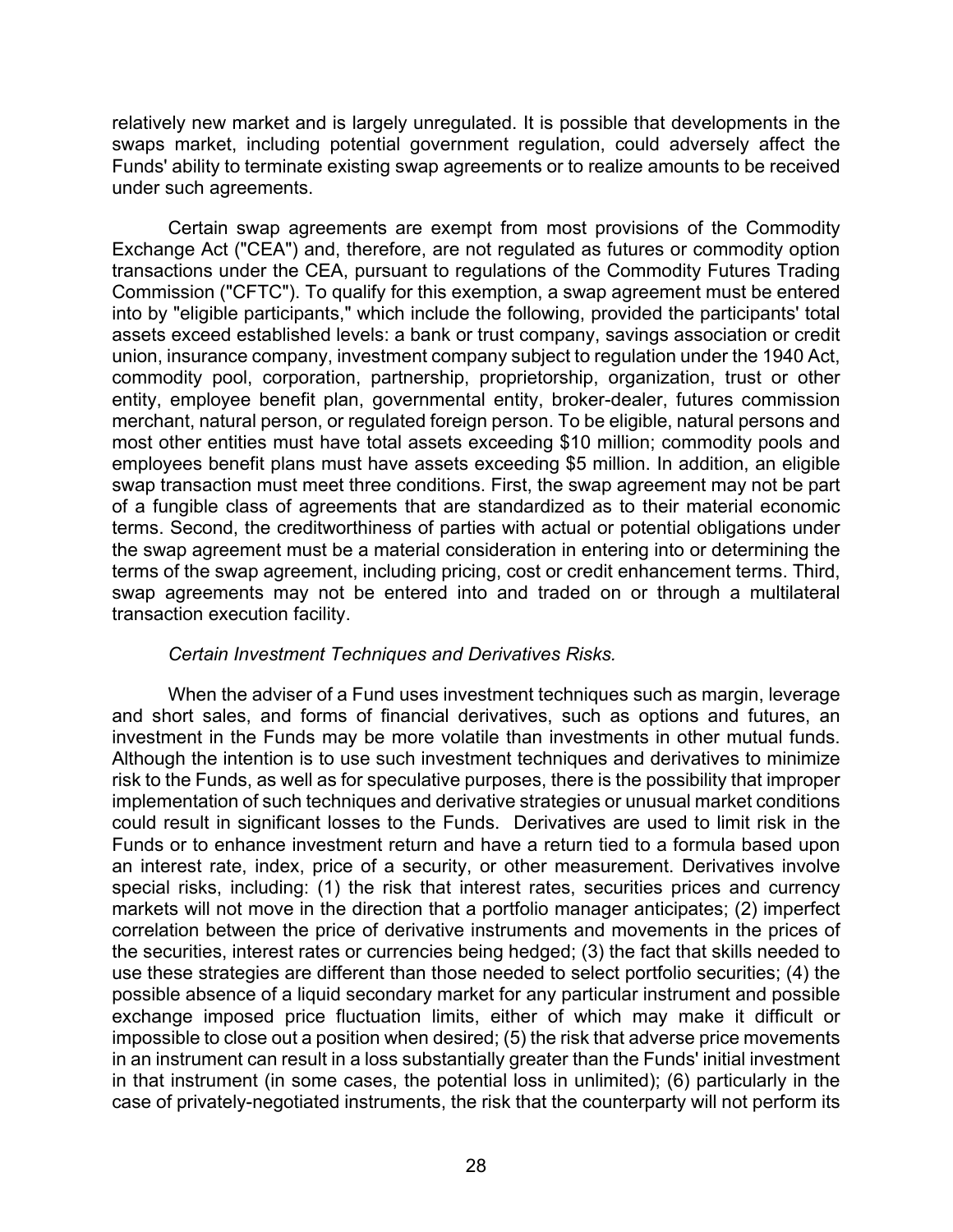relatively new market and is largely unregulated. It is possible that developments in the swaps market, including potential government regulation, could adversely affect the Funds' ability to terminate existing swap agreements or to realize amounts to be received under such agreements.

Certain swap agreements are exempt from most provisions of the Commodity Exchange Act ("CEA") and, therefore, are not regulated as futures or commodity option transactions under the CEA, pursuant to regulations of the Commodity Futures Trading Commission ("CFTC"). To qualify for this exemption, a swap agreement must be entered into by "eligible participants," which include the following, provided the participants' total assets exceed established levels: a bank or trust company, savings association or credit union, insurance company, investment company subject to regulation under the 1940 Act, commodity pool, corporation, partnership, proprietorship, organization, trust or other entity, employee benefit plan, governmental entity, broker-dealer, futures commission merchant, natural person, or regulated foreign person. To be eligible, natural persons and most other entities must have total assets exceeding $10 million; commodity pools and employees benefit plans must have assets exceeding $5 million. In addition, an eligible swap transaction must meet three conditions. First, the swap agreement may not be part of a fungible class of agreements that are standardized as to their material economic terms. Second, the creditworthiness of parties with actual or potential obligations under the swap agreement must be a material consideration in entering into or determining the terms of the swap agreement, including pricing, cost or credit enhancement terms. Third, swap agreements may not be entered into and traded on or through a multilateral transaction execution facility.

*Certain Investment Techniques and Derivatives Risks.*

When the adviser of a Fund uses investment techniques such as margin, leverage and short sales, and forms of financial derivatives, such as options and futures, an investment in the Funds may be more volatile than investments in other mutual funds. Although the intention is to use such investment techniques and derivatives to minimize risk to the Funds, as well as for speculative purposes, there is the possibility that improper implementation of such techniques and derivative strategies or unusual market conditions could result in significant losses to the Funds. Derivatives are used to limit risk in the Funds or to enhance investment return and have a return tied to a formula based upon an interest rate, index, price of a security, or other measurement. Derivatives involve special risks, including: (1) the risk that interest rates, securities prices and currency markets will not move in the direction that a portfolio manager anticipates; (2) imperfect correlation between the price of derivative instruments and movements in the prices of the securities, interest rates or currencies being hedged; (3) the fact that skills needed to use these strategies are different than those needed to select portfolio securities; (4) the possible absence of a liquid secondary market for any particular instrument and possible exchange imposed price fluctuation limits, either of which may make it difficult or impossible to close out a position when desired; (5) the risk that adverse price movements in an instrument can result in a loss substantially greater than the Funds' initial investment in that instrument (in some cases, the potential loss in unlimited); (6) particularly in the case of privately-negotiated instruments, the risk that the counterparty will not perform its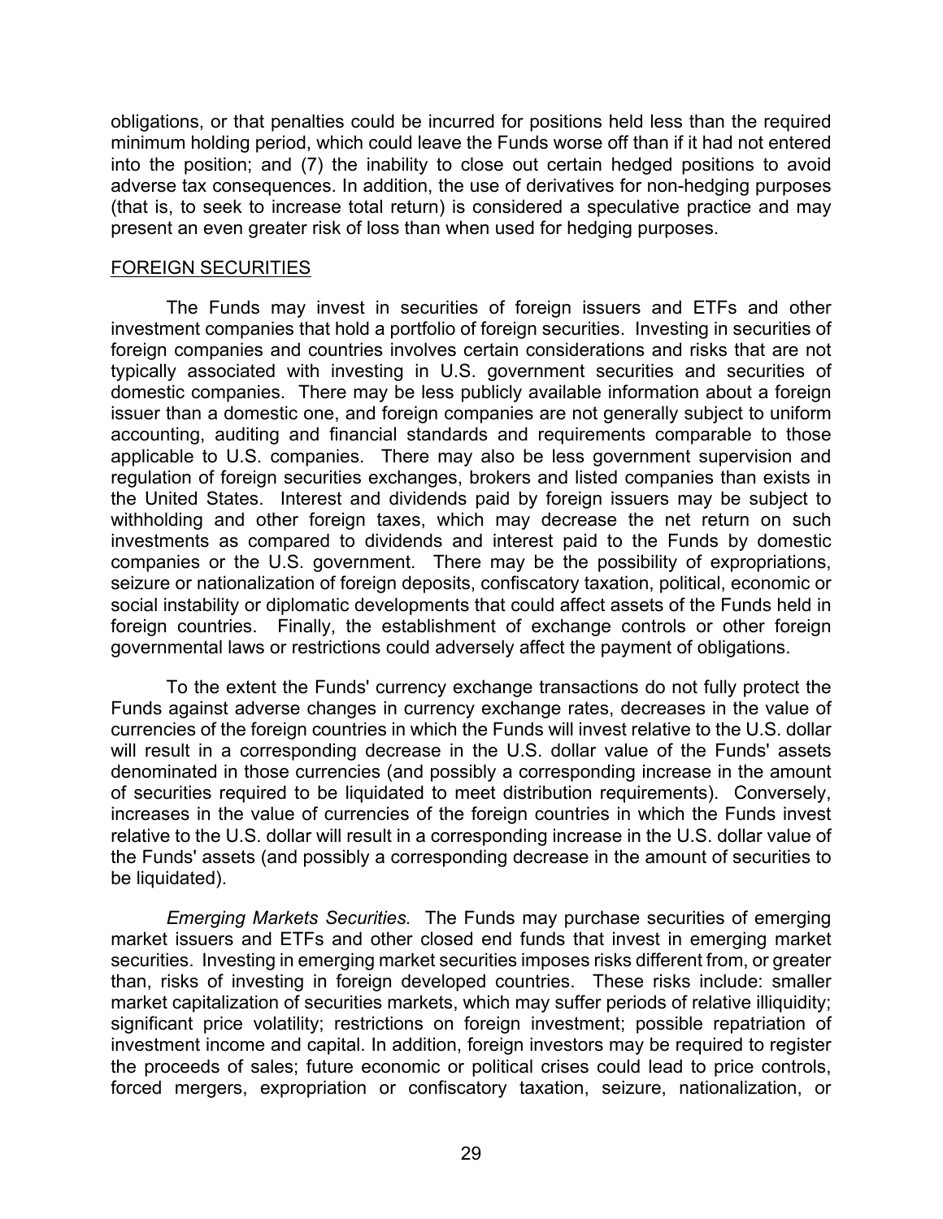obligations, or that penalties could be incurred for positions held less than the required minimum holding period, which could leave the Funds worse off than if it had not entered into the position; and (7) the inability to close out certain hedged positions to avoid adverse tax consequences. In addition, the use of derivatives for non-hedging purposes (that is, to seek to increase total return) is considered a speculative practice and may present an even greater risk of loss than when used for hedging purposes.

FOREIGN SECURITIES

The Funds may invest in securities of foreign issuers and ETFs and other investment companies that hold a portfolio of foreign securities. Investing in securities of foreign companies and countries involves certain considerations and risks that are not typically associated with investing in U.S. government securities and securities of domestic companies. There may be less publicly available information about a foreign issuer than a domestic one, and foreign companies are not generally subject to uniform accounting, auditing and financial standards and requirements comparable to those applicable to U.S. companies. There may also be less government supervision and regulation of foreign securities exchanges, brokers and listed companies than exists in the United States. Interest and dividends paid by foreign issuers may be subject to withholding and other foreign taxes, which may decrease the net return on such investments as compared to dividends and interest paid to the Funds by domestic companies or the U.S. government. There may be the possibility of expropriations, seizure or nationalization of foreign deposits, confiscatory taxation, political, economic or social instability or diplomatic developments that could affect assets of the Funds held in foreign countries. Finally, the establishment of exchange controls or other foreign governmental laws or restrictions could adversely affect the payment of obligations.

To the extent the Funds' currency exchange transactions do not fully protect the Funds against adverse changes in currency exchange rates, decreases in the value of currencies of the foreign countries in which the Funds will invest relative to the U.S. dollar will result in a corresponding decrease in the U.S. dollar value of the Funds' assets denominated in those currencies (and possibly a corresponding increase in the amount of securities required to be liquidated to meet distribution requirements). Conversely, increases in the value of currencies of the foreign countries in which the Funds invest relative to the U.S. dollar will result in a corresponding increase in the U.S. dollar value of the Funds' assets (and possibly a corresponding decrease in the amount of securities to be liquidated).

*Emerging Markets Securities.* The Funds may purchase securities of emerging market issuers and ETFs and other closed end funds that invest in emerging market securities. Investing in emerging market securities imposes risks different from, or greater than, risks of investing in foreign developed countries. These risks include: smaller market capitalization of securities markets, which may suffer periods of relative illiquidity; significant price volatility; restrictions on foreign investment; possible repatriation of investment income and capital. In addition, foreign investors may be required to register the proceeds of sales; future economic or political crises could lead to price controls, forced mergers, expropriation or confiscatory taxation, seizure, nationalization, or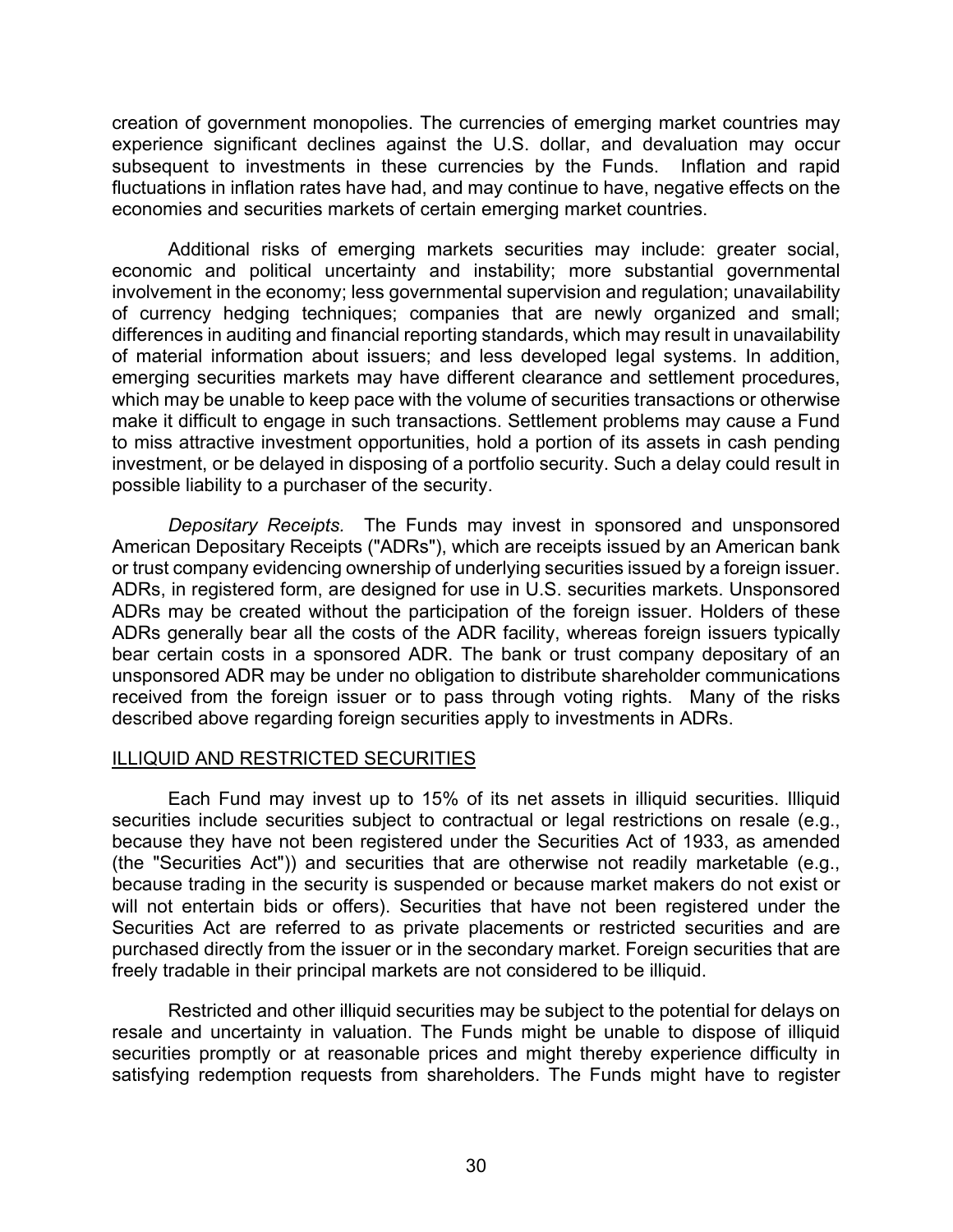creation of government monopolies. The currencies of emerging market countries may experience significant declines against the U.S. dollar, and devaluation may occur subsequent to investments in these currencies by the Funds. Inflation and rapid fluctuations in inflation rates have had, and may continue to have, negative effects on the economies and securities markets of certain emerging market countries.

Additional risks of emerging markets securities may include: greater social, economic and political uncertainty and instability; more substantial governmental involvement in the economy; less governmental supervision and regulation; unavailability of currency hedging techniques; companies that are newly organized and small; differences in auditing and financial reporting standards, which may result in unavailability of material information about issuers; and less developed legal systems. In addition, emerging securities markets may have different clearance and settlement procedures, which may be unable to keep pace with the volume of securities transactions or otherwise make it difficult to engage in such transactions. Settlement problems may cause a Fund to miss attractive investment opportunities, hold a portion of its assets in cash pending investment, or be delayed in disposing of a portfolio security. Such a delay could result in possible liability to a purchaser of the security.

*Depositary Receipts.* The Funds may invest in sponsored and unsponsored American Depositary Receipts ("ADRs"), which are receipts issued by an American bank or trust company evidencing ownership of underlying securities issued by a foreign issuer. ADRs, in registered form, are designed for use in U.S. securities markets. Unsponsored ADRs may be created without the participation of the foreign issuer. Holders of these ADRs generally bear all the costs of the ADR facility, whereas foreign issuers typically bear certain costs in a sponsored ADR. The bank or trust company depositary of an unsponsored ADR may be under no obligation to distribute shareholder communications received from the foreign issuer or to pass through voting rights. Many of the risks described above regarding foreign securities apply to investments in ADRs.

## ILLIQUID AND RESTRICTED SECURITIES

Each Fund may invest up to 15% of its net assets in illiquid securities. Illiquid securities include securities subject to contractual or legal restrictions on resale (e.g., because they have not been registered under the Securities Act of 1933, as amended (the "Securities Act")) and securities that are otherwise not readily marketable (e.g., because trading in the security is suspended or because market makers do not exist or will not entertain bids or offers). Securities that have not been registered under the Securities Act are referred to as private placements or restricted securities and are purchased directly from the issuer or in the secondary market. Foreign securities that are freely tradable in their principal markets are not considered to be illiquid.

Restricted and other illiquid securities may be subject to the potential for delays on resale and uncertainty in valuation. The Funds might be unable to dispose of illiquid securities promptly or at reasonable prices and might thereby experience difficulty in satisfying redemption requests from shareholders. The Funds might have to register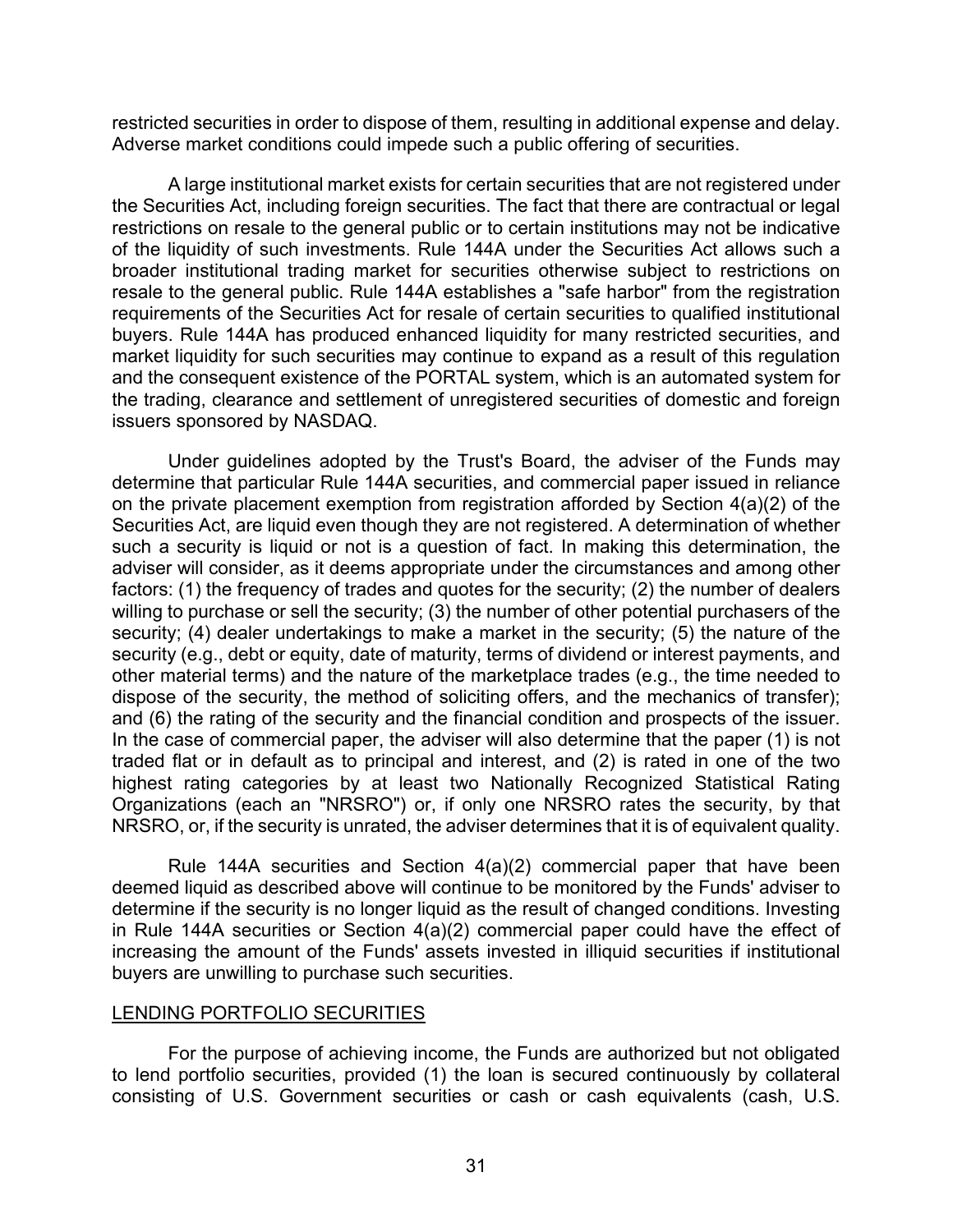restricted securities in order to dispose of them, resulting in additional expense and delay. Adverse market conditions could impede such a public offering of securities.

A large institutional market exists for certain securities that are not registered under the Securities Act, including foreign securities. The fact that there are contractual or legal restrictions on resale to the general public or to certain institutions may not be indicative of the liquidity of such investments. Rule 144A under the Securities Act allows such a broader institutional trading market for securities otherwise subject to restrictions on resale to the general public. Rule 144A establishes a "safe harbor" from the registration requirements of the Securities Act for resale of certain securities to qualified institutional buyers. Rule 144A has produced enhanced liquidity for many restricted securities, and market liquidity for such securities may continue to expand as a result of this regulation and the consequent existence of the PORTAL system, which is an automated system for the trading, clearance and settlement of unregistered securities of domestic and foreign issuers sponsored by NASDAQ.

Under guidelines adopted by the Trust's Board, the adviser of the Funds may determine that particular Rule 144A securities, and commercial paper issued in reliance on the private placement exemption from registration afforded by Section 4(a)(2) of the Securities Act, are liquid even though they are not registered. A determination of whether such a security is liquid or not is a question of fact. In making this determination, the adviser will consider, as it deems appropriate under the circumstances and among other factors: (1) the frequency of trades and quotes for the security; (2) the number of dealers willing to purchase or sell the security; (3) the number of other potential purchasers of the security; (4) dealer undertakings to make a market in the security; (5) the nature of the security (e.g., debt or equity, date of maturity, terms of dividend or interest payments, and other material terms) and the nature of the marketplace trades (e.g., the time needed to dispose of the security, the method of soliciting offers, and the mechanics of transfer); and (6) the rating of the security and the financial condition and prospects of the issuer. In the case of commercial paper, the adviser will also determine that the paper (1) is not traded flat or in default as to principal and interest, and (2) is rated in one of the two highest rating categories by at least two Nationally Recognized Statistical Rating Organizations (each an "NRSRO") or, if only one NRSRO rates the security, by that NRSRO, or, if the security is unrated, the adviser determines that it is of equivalent quality.

Rule 144A securities and Section 4(a)(2) commercial paper that have been deemed liquid as described above will continue to be monitored by the Funds' adviser to determine if the security is no longer liquid as the result of changed conditions. Investing in Rule 144A securities or Section 4(a)(2) commercial paper could have the effect of increasing the amount of the Funds' assets invested in illiquid securities if institutional buyers are unwilling to purchase such securities.

## LENDING PORTFOLIO SECURITIES

For the purpose of achieving income, the Funds are authorized but not obligated to lend portfolio securities, provided (1) the loan is secured continuously by collateral consisting of U.S. Government securities or cash or cash equivalents (cash, U.S.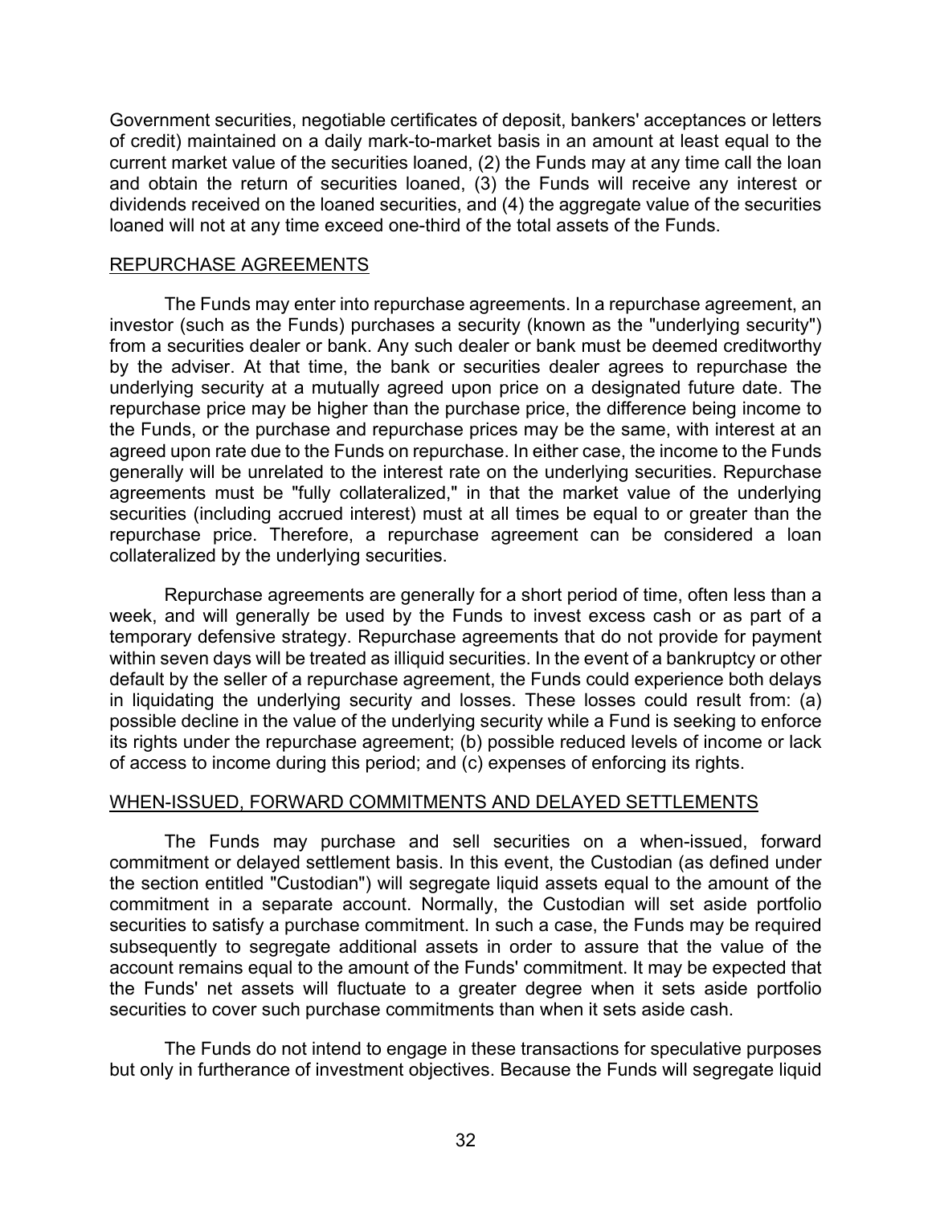Government securities, negotiable certificates of deposit, bankers' acceptances or letters of credit) maintained on a daily mark-to-market basis in an amount at least equal to the current market value of the securities loaned, (2) the Funds may at any time call the loan and obtain the return of securities loaned, (3) the Funds will receive any interest or dividends received on the loaned securities, and (4) the aggregate value of the securities loaned will not at any time exceed one-third of the total assets of the Funds.

## REPURCHASE AGREEMENTS

The Funds may enter into repurchase agreements. In a repurchase agreement, an investor (such as the Funds) purchases a security (known as the "underlying security") from a securities dealer or bank. Any such dealer or bank must be deemed creditworthy by the adviser. At that time, the bank or securities dealer agrees to repurchase the underlying security at a mutually agreed upon price on a designated future date. The repurchase price may be higher than the purchase price, the difference being income to the Funds, or the purchase and repurchase prices may be the same, with interest at an agreed upon rate due to the Funds on repurchase. In either case, the income to the Funds generally will be unrelated to the interest rate on the underlying securities. Repurchase agreements must be "fully collateralized," in that the market value of the underlying securities (including accrued interest) must at all times be equal to or greater than the repurchase price. Therefore, a repurchase agreement can be considered a loan collateralized by the underlying securities.

Repurchase agreements are generally for a short period of time, often less than a week, and will generally be used by the Funds to invest excess cash or as part of a temporary defensive strategy. Repurchase agreements that do not provide for payment within seven days will be treated as illiquid securities. In the event of a bankruptcy or other default by the seller of a repurchase agreement, the Funds could experience both delays in liquidating the underlying security and losses. These losses could result from: (a) possible decline in the value of the underlying security while a Fund is seeking to enforce its rights under the repurchase agreement; (b) possible reduced levels of income or lack of access to income during this period; and (c) expenses of enforcing its rights.

## WHEN-ISSUED, FORWARD COMMITMENTS AND DELAYED SETTLEMENTS

The Funds may purchase and sell securities on a when-issued, forward commitment or delayed settlement basis. In this event, the Custodian (as defined under the section entitled "Custodian") will segregate liquid assets equal to the amount of the commitment in a separate account. Normally, the Custodian will set aside portfolio securities to satisfy a purchase commitment. In such a case, the Funds may be required subsequently to segregate additional assets in order to assure that the value of the account remains equal to the amount of the Funds' commitment. It may be expected that the Funds' net assets will fluctuate to a greater degree when it sets aside portfolio securities to cover such purchase commitments than when it sets aside cash.

The Funds do not intend to engage in these transactions for speculative purposes but only in furtherance of investment objectives. Because the Funds will segregate liquid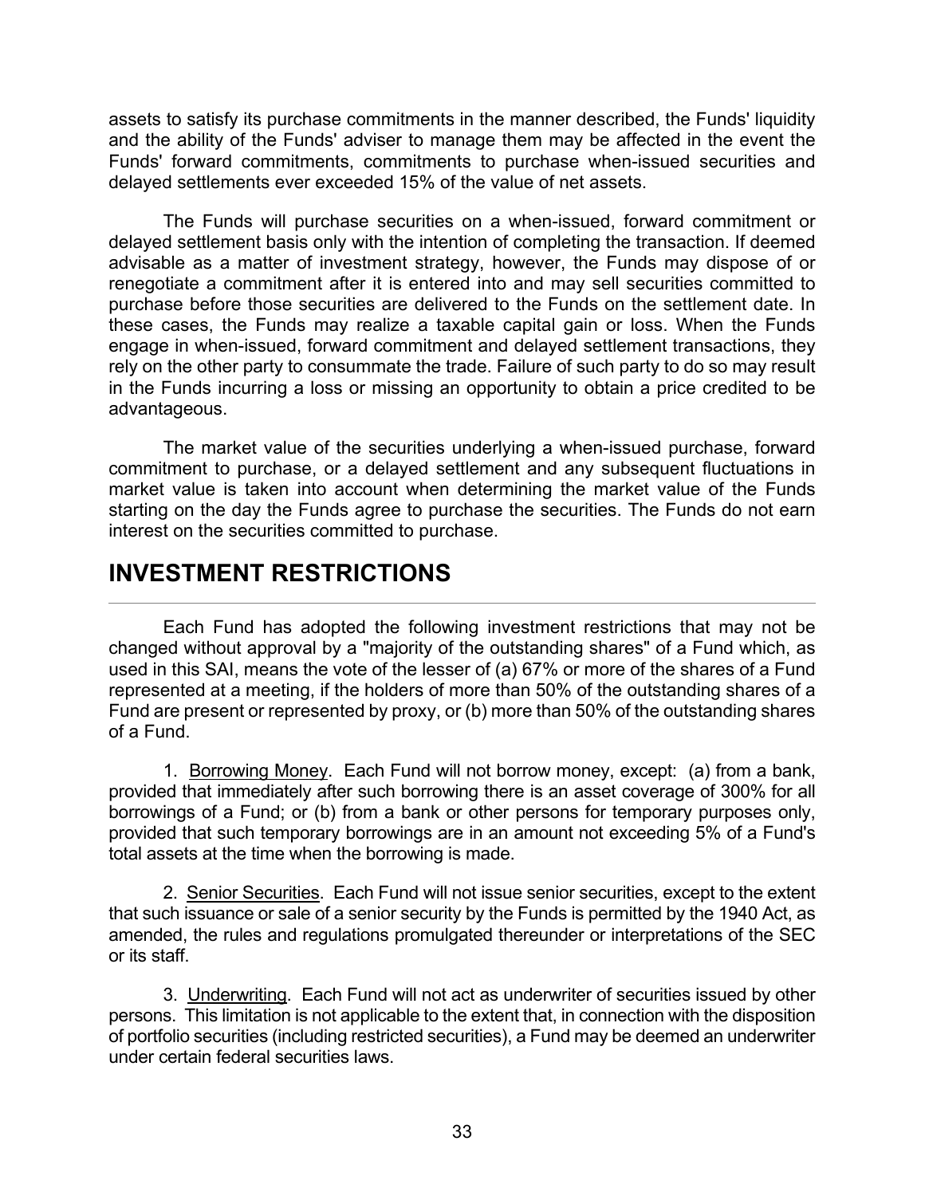assets to satisfy its purchase commitments in the manner described, the Funds' liquidity and the ability of the Funds' adviser to manage them may be affected in the event the Funds' forward commitments, commitments to purchase when-issued securities and delayed settlements ever exceeded 15% of the value of net assets.

The Funds will purchase securities on a when-issued, forward commitment or delayed settlement basis only with the intention of completing the transaction. If deemed advisable as a matter of investment strategy, however, the Funds may dispose of or renegotiate a commitment after it is entered into and may sell securities committed to purchase before those securities are delivered to the Funds on the settlement date. In these cases, the Funds may realize a taxable capital gain or loss. When the Funds engage in when-issued, forward commitment and delayed settlement transactions, they rely on the other party to consummate the trade. Failure of such party to do so may result in the Funds incurring a loss or missing an opportunity to obtain a price credited to be advantageous.

The market value of the securities underlying a when-issued purchase, forward commitment to purchase, or a delayed settlement and any subsequent fluctuations in market value is taken into account when determining the market value of the Funds starting on the day the Funds agree to purchase the securities. The Funds do not earn interest on the securities committed to purchase.

## INVESTMENT RESTRICTIONS

Each Fund has adopted the following investment restrictions that may not be changed without approval by a "majority of the outstanding shares" of a Fund which, as used in this SAI, means the vote of the lesser of (a) 67% or more of the shares of a Fund represented at a meeting, if the holders of more than 50% of the outstanding shares of a Fund are present or represented by proxy, or (b) more than 50% of the outstanding shares of a Fund.

1. Borrowing Money. Each Fund will not borrow money, except: (a) from a bank, provided that immediately after such borrowing there is an asset coverage of 300% for all borrowings of a Fund; or (b) from a bank or other persons for temporary purposes only, provided that such temporary borrowings are in an amount not exceeding 5% of a Fund's total assets at the time when the borrowing is made.

2. Senior Securities. Each Fund will not issue senior securities, except to the extent that such issuance or sale of a senior security by the Funds is permitted by the 1940 Act, as amended, the rules and regulations promulgated thereunder or interpretations of the SEC or its staff.

3. Underwriting. Each Fund will not act as underwriter of securities issued by other persons. This limitation is not applicable to the extent that, in connection with the disposition of portfolio securities (including restricted securities), a Fund may be deemed an underwriter under certain federal securities laws.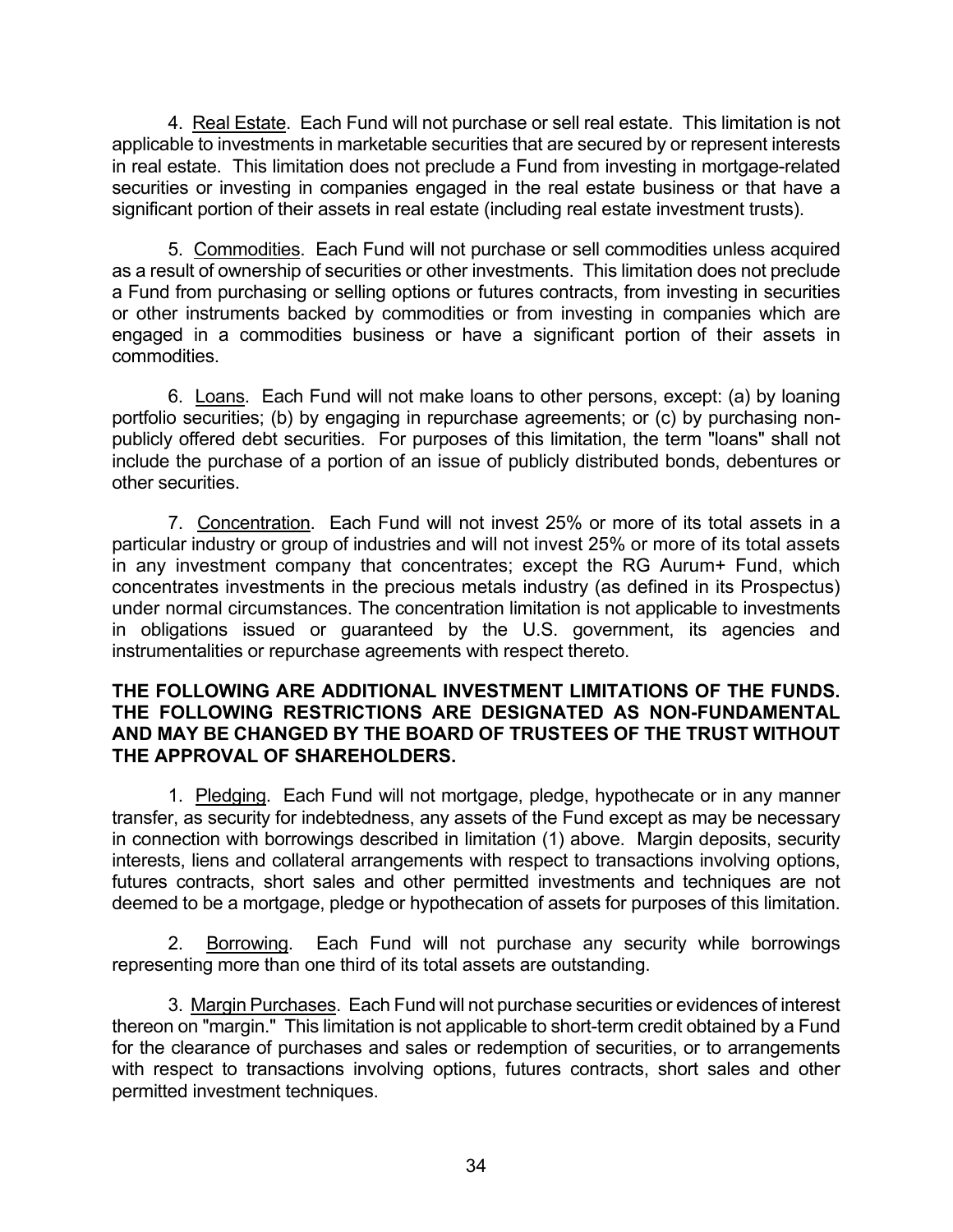4. Real Estate. Each Fund will not purchase or sell real estate. This limitation is not applicable to investments in marketable securities that are secured by or represent interests in real estate. This limitation does not preclude a Fund from investing in mortgage-related securities or investing in companies engaged in the real estate business or that have a significant portion of their assets in real estate (including real estate investment trusts).

5. Commodities. Each Fund will not purchase or sell commodities unless acquired as a result of ownership of securities or other investments. This limitation does not preclude a Fund from purchasing or selling options or futures contracts, from investing in securities or other instruments backed by commodities or from investing in companies which are engaged in a commodities business or have a significant portion of their assets in commodities.

6. Loans. Each Fund will not make loans to other persons, except: (a) by loaning portfolio securities; (b) by engaging in repurchase agreements; or (c) by purchasing non-publicly offered debt securities. For purposes of this limitation, the term "loans" shall not include the purchase of a portion of an issue of publicly distributed bonds, debentures or other securities.

7. Concentration. Each Fund will not invest 25% or more of its total assets in a particular industry or group of industries and will not invest 25% or more of its total assets in any investment company that concentrates; except the RG Aurum+ Fund, which concentrates investments in the precious metals industry (as defined in its Prospectus) under normal circumstances. The concentration limitation is not applicable to investments in obligations issued or guaranteed by the U.S. government, its agencies and instrumentalities or repurchase agreements with respect thereto.

**THE FOLLOWING ARE ADDITIONAL INVESTMENT LIMITATIONS OF THE FUNDS. THE FOLLOWING RESTRICTIONS ARE DESIGNATED AS NON-FUNDAMENTAL AND MAY BE CHANGED BY THE BOARD OF TRUSTEES OF THE TRUST WITHOUT THE APPROVAL OF SHAREHOLDERS.**

1. Pledging. Each Fund will not mortgage, pledge, hypothecate or in any manner transfer, as security for indebtedness, any assets of the Fund except as may be necessary in connection with borrowings described in limitation (1) above. Margin deposits, security interests, liens and collateral arrangements with respect to transactions involving options, futures contracts, short sales and other permitted investments and techniques are not deemed to be a mortgage, pledge or hypothecation of assets for purposes of this limitation.

2. Borrowing. Each Fund will not purchase any security while borrowings representing more than one third of its total assets are outstanding.

3. Margin Purchases. Each Fund will not purchase securities or evidences of interest thereon on "margin." This limitation is not applicable to short-term credit obtained by a Fund for the clearance of purchases and sales or redemption of securities, or to arrangements with respect to transactions involving options, futures contracts, short sales and other permitted investment techniques.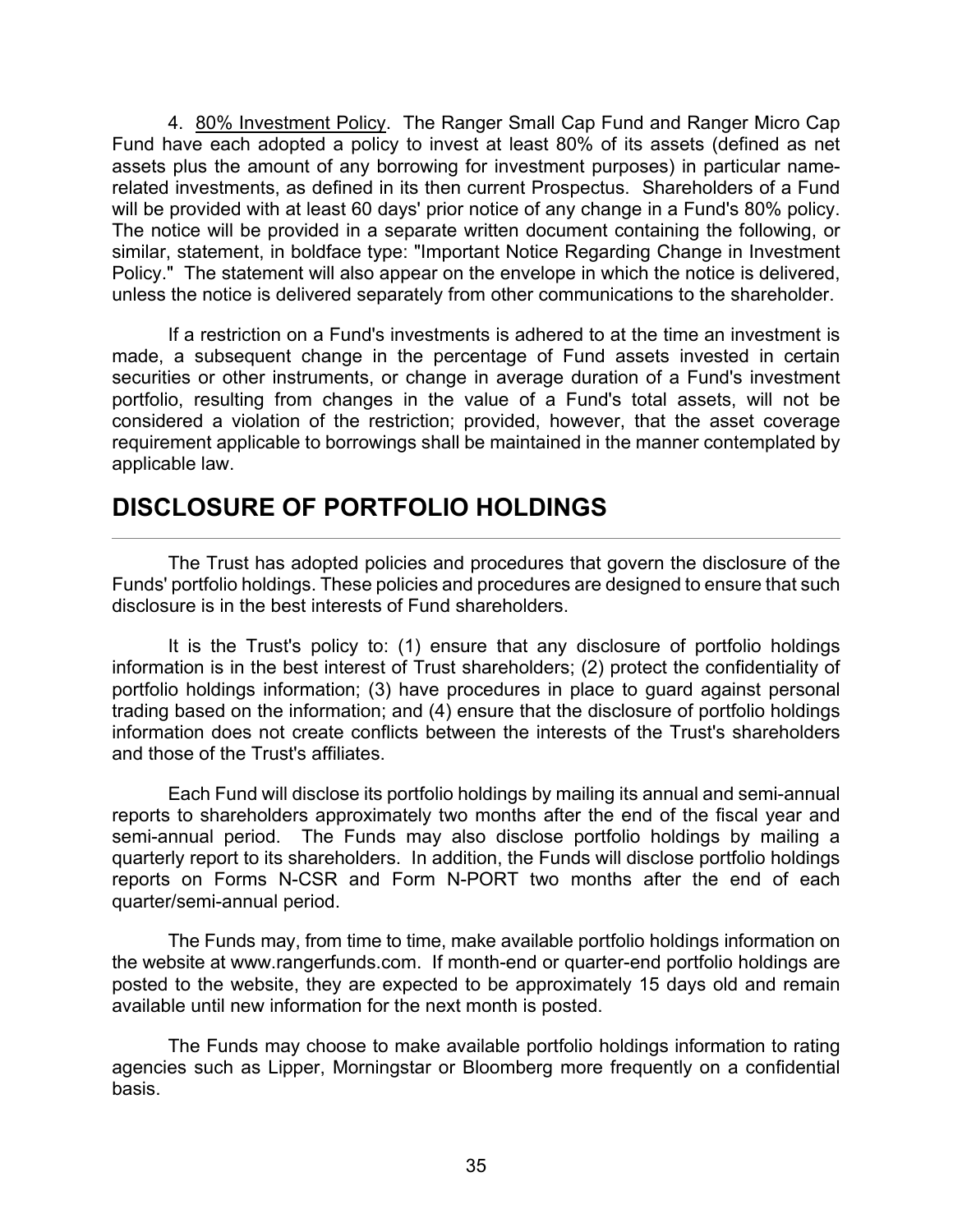4. <u>80% Investment Policy</u>. The Ranger Small Cap Fund and Ranger Micro Cap Fund have each adopted a policy to invest at least 80% of its assets (defined as net assets plus the amount of any borrowing for investment purposes) in particular name-related investments, as defined in its then current Prospectus. Shareholders of a Fund will be provided with at least 60 days' prior notice of any change in a Fund's 80% policy. The notice will be provided in a separate written document containing the following, or similar, statement, in boldface type: "Important Notice Regarding Change in Investment Policy." The statement will also appear on the envelope in which the notice is delivered, unless the notice is delivered separately from other communications to the shareholder.

If a restriction on a Fund's investments is adhered to at the time an investment is made, a subsequent change in the percentage of Fund assets invested in certain securities or other instruments, or change in average duration of a Fund's investment portfolio, resulting from changes in the value of a Fund's total assets, will not be considered a violation of the restriction; provided, however, that the asset coverage requirement applicable to borrowings shall be maintained in the manner contemplated by applicable law.

## DISCLOSURE OF PORTFOLIO HOLDINGS

The Trust has adopted policies and procedures that govern the disclosure of the Funds' portfolio holdings. These policies and procedures are designed to ensure that such disclosure is in the best interests of Fund shareholders.

It is the Trust's policy to: (1) ensure that any disclosure of portfolio holdings information is in the best interest of Trust shareholders; (2) protect the confidentiality of portfolio holdings information; (3) have procedures in place to guard against personal trading based on the information; and (4) ensure that the disclosure of portfolio holdings information does not create conflicts between the interests of the Trust's shareholders and those of the Trust's affiliates.

Each Fund will disclose its portfolio holdings by mailing its annual and semi-annual reports to shareholders approximately two months after the end of the fiscal year and semi-annual period. The Funds may also disclose portfolio holdings by mailing a quarterly report to its shareholders. In addition, the Funds will disclose portfolio holdings reports on Forms N-CSR and Form N-PORT two months after the end of each quarter/semi-annual period.

The Funds may, from time to time, make available portfolio holdings information on the website at www.rangerfunds.com. If month-end or quarter-end portfolio holdings are posted to the website, they are expected to be approximately 15 days old and remain available until new information for the next month is posted.

The Funds may choose to make available portfolio holdings information to rating agencies such as Lipper, Morningstar or Bloomberg more frequently on a confidential basis.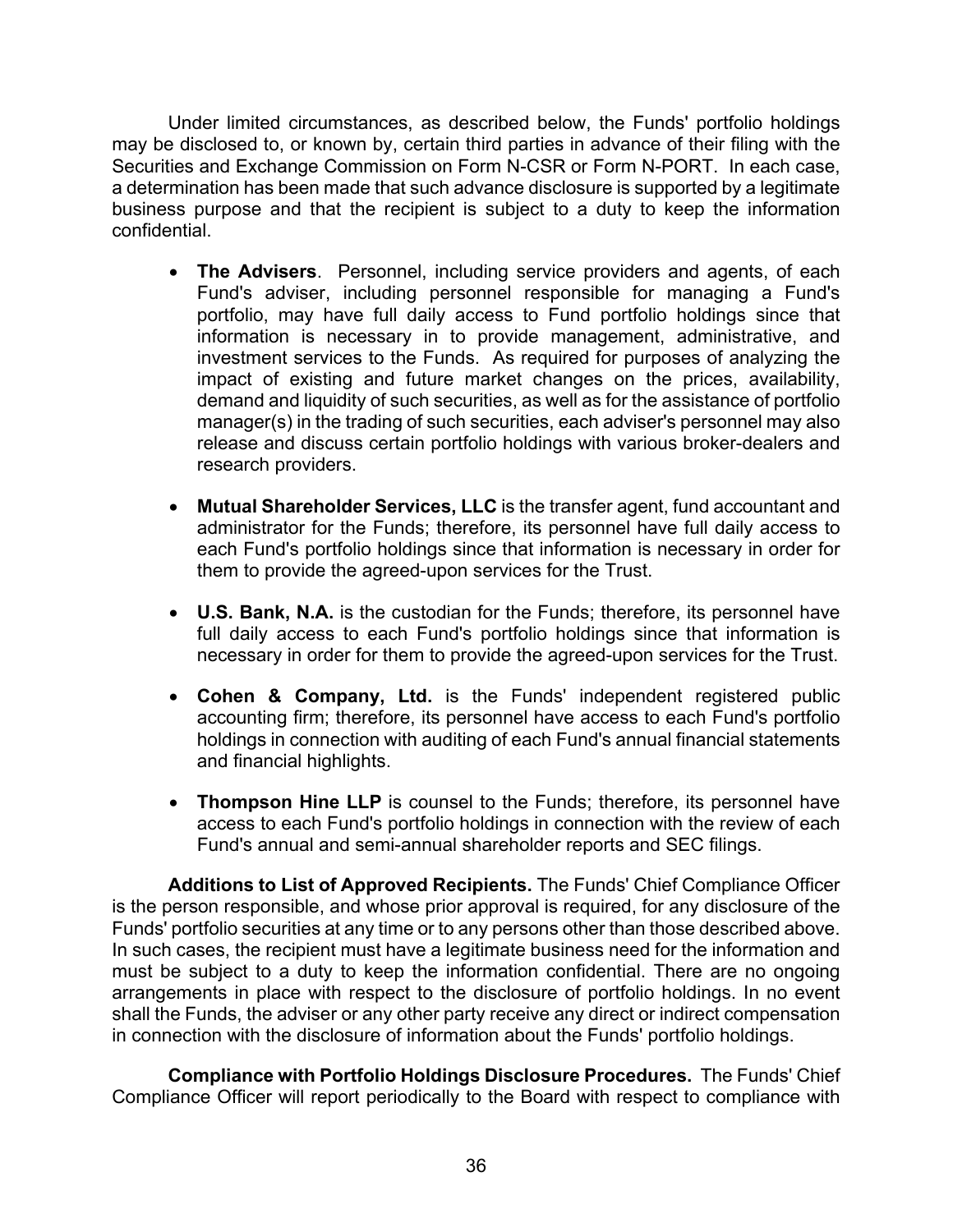Under limited circumstances, as described below, the Funds' portfolio holdings may be disclosed to, or known by, certain third parties in advance of their filing with the Securities and Exchange Commission on Form N-CSR or Form N-PORT. In each case, a determination has been made that such advance disclosure is supported by a legitimate business purpose and that the recipient is subject to a duty to keep the information confidential.

- **The Advisers**. Personnel, including service providers and agents, of each Fund's adviser, including personnel responsible for managing a Fund's portfolio, may have full daily access to Fund portfolio holdings since that information is necessary in to provide management, administrative, and investment services to the Funds. As required for purposes of analyzing the impact of existing and future market changes on the prices, availability, demand and liquidity of such securities, as well as for the assistance of portfolio manager(s) in the trading of such securities, each adviser's personnel may also release and discuss certain portfolio holdings with various broker-dealers and research providers.

- **Mutual Shareholder Services, LLC** is the transfer agent, fund accountant and administrator for the Funds; therefore, its personnel have full daily access to each Fund's portfolio holdings since that information is necessary in order for them to provide the agreed-upon services for the Trust.

- **U.S. Bank, N.A.** is the custodian for the Funds; therefore, its personnel have full daily access to each Fund's portfolio holdings since that information is necessary in order for them to provide the agreed-upon services for the Trust.

- **Cohen & Company, Ltd.** is the Funds' independent registered public accounting firm; therefore, its personnel have access to each Fund's portfolio holdings in connection with auditing of each Fund's annual financial statements and financial highlights.

- **Thompson Hine LLP** is counsel to the Funds; therefore, its personnel have access to each Fund's portfolio holdings in connection with the review of each Fund's annual and semi-annual shareholder reports and SEC filings.

**Additions to List of Approved Recipients.** The Funds' Chief Compliance Officer is the person responsible, and whose prior approval is required, for any disclosure of the Funds' portfolio securities at any time or to any persons other than those described above. In such cases, the recipient must have a legitimate business need for the information and must be subject to a duty to keep the information confidential. There are no ongoing arrangements in place with respect to the disclosure of portfolio holdings. In no event shall the Funds, the adviser or any other party receive any direct or indirect compensation in connection with the disclosure of information about the Funds' portfolio holdings.

**Compliance with Portfolio Holdings Disclosure Procedures.** The Funds' Chief Compliance Officer will report periodically to the Board with respect to compliance with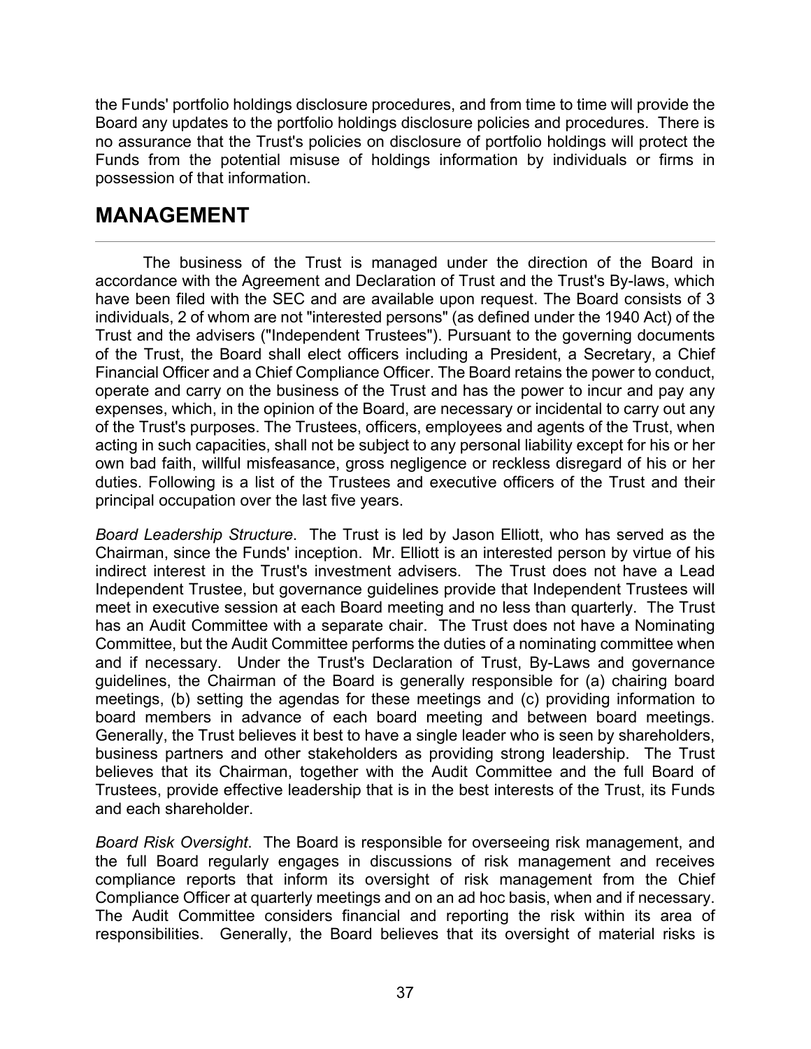the Funds' portfolio holdings disclosure procedures, and from time to time will provide the Board any updates to the portfolio holdings disclosure policies and procedures. There is no assurance that the Trust's policies on disclosure of portfolio holdings will protect the Funds from the potential misuse of holdings information by individuals or firms in possession of that information.

## MANAGEMENT

The business of the Trust is managed under the direction of the Board in accordance with the Agreement and Declaration of Trust and the Trust's By-laws, which have been filed with the SEC and are available upon request. The Board consists of 3 individuals, 2 of whom are not "interested persons" (as defined under the 1940 Act) of the Trust and the advisers ("Independent Trustees"). Pursuant to the governing documents of the Trust, the Board shall elect officers including a President, a Secretary, a Chief Financial Officer and a Chief Compliance Officer. The Board retains the power to conduct, operate and carry on the business of the Trust and has the power to incur and pay any expenses, which, in the opinion of the Board, are necessary or incidental to carry out any of the Trust's purposes. The Trustees, officers, employees and agents of the Trust, when acting in such capacities, shall not be subject to any personal liability except for his or her own bad faith, willful misfeasance, gross negligence or reckless disregard of his or her duties. Following is a list of the Trustees and executive officers of the Trust and their principal occupation over the last five years.

*Board Leadership Structure*. The Trust is led by Jason Elliott, who has served as the Chairman, since the Funds' inception. Mr. Elliott is an interested person by virtue of his indirect interest in the Trust's investment advisers. The Trust does not have a Lead Independent Trustee, but governance guidelines provide that Independent Trustees will meet in executive session at each Board meeting and no less than quarterly. The Trust has an Audit Committee with a separate chair. The Trust does not have a Nominating Committee, but the Audit Committee performs the duties of a nominating committee when and if necessary. Under the Trust's Declaration of Trust, By-Laws and governance guidelines, the Chairman of the Board is generally responsible for (a) chairing board meetings, (b) setting the agendas for these meetings and (c) providing information to board members in advance of each board meeting and between board meetings. Generally, the Trust believes it best to have a single leader who is seen by shareholders, business partners and other stakeholders as providing strong leadership. The Trust believes that its Chairman, together with the Audit Committee and the full Board of Trustees, provide effective leadership that is in the best interests of the Trust, its Funds and each shareholder.

*Board Risk Oversight*. The Board is responsible for overseeing risk management, and the full Board regularly engages in discussions of risk management and receives compliance reports that inform its oversight of risk management from the Chief Compliance Officer at quarterly meetings and on an ad hoc basis, when and if necessary. The Audit Committee considers financial and reporting the risk within its area of responsibilities. Generally, the Board believes that its oversight of material risks is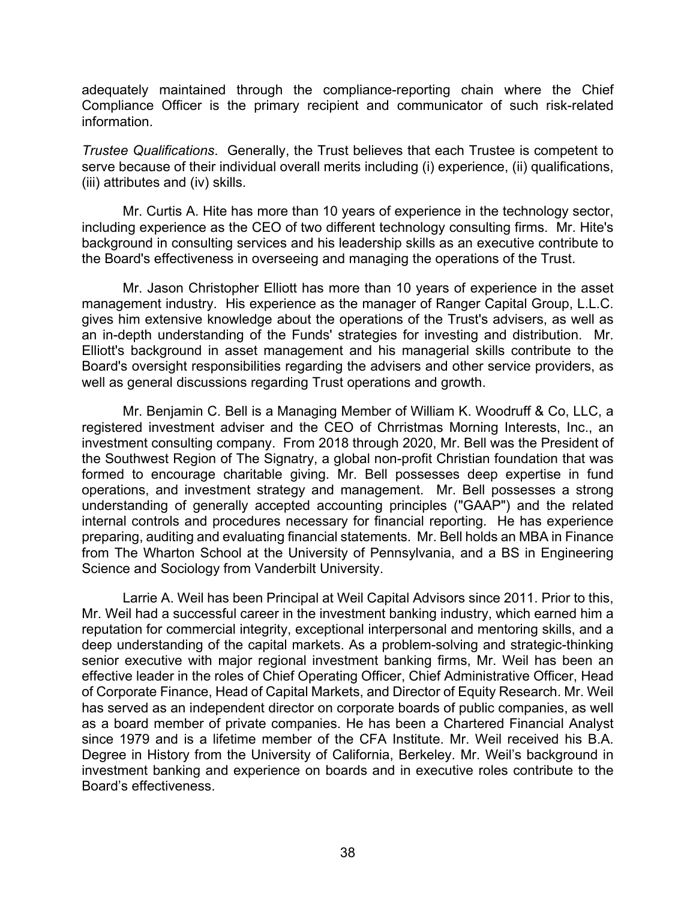adequately maintained through the compliance-reporting chain where the Chief Compliance Officer is the primary recipient and communicator of such risk-related information.

*Trustee Qualifications*. Generally, the Trust believes that each Trustee is competent to serve because of their individual overall merits including (i) experience, (ii) qualifications, (iii) attributes and (iv) skills.

Mr. Curtis A. Hite has more than 10 years of experience in the technology sector, including experience as the CEO of two different technology consulting firms. Mr. Hite's background in consulting services and his leadership skills as an executive contribute to the Board's effectiveness in overseeing and managing the operations of the Trust.

Mr. Jason Christopher Elliott has more than 10 years of experience in the asset management industry. His experience as the manager of Ranger Capital Group, L.L.C. gives him extensive knowledge about the operations of the Trust's advisers, as well as an in-depth understanding of the Funds' strategies for investing and distribution. Mr. Elliott's background in asset management and his managerial skills contribute to the Board's oversight responsibilities regarding the advisers and other service providers, as well as general discussions regarding Trust operations and growth.

Mr. Benjamin C. Bell is a Managing Member of William K. Woodruff & Co, LLC, a registered investment adviser and the CEO of Chrristmas Morning Interests, Inc., an investment consulting company. From 2018 through 2020, Mr. Bell was the President of the Southwest Region of The Signatry, a global non-profit Christian foundation that was formed to encourage charitable giving. Mr. Bell possesses deep expertise in fund operations, and investment strategy and management. Mr. Bell possesses a strong understanding of generally accepted accounting principles ("GAAP") and the related internal controls and procedures necessary for financial reporting. He has experience preparing, auditing and evaluating financial statements. Mr. Bell holds an MBA in Finance from The Wharton School at the University of Pennsylvania, and a BS in Engineering Science and Sociology from Vanderbilt University.

Larrie A. Weil has been Principal at Weil Capital Advisors since 2011. Prior to this, Mr. Weil had a successful career in the investment banking industry, which earned him a reputation for commercial integrity, exceptional interpersonal and mentoring skills, and a deep understanding of the capital markets. As a problem-solving and strategic-thinking senior executive with major regional investment banking firms, Mr. Weil has been an effective leader in the roles of Chief Operating Officer, Chief Administrative Officer, Head of Corporate Finance, Head of Capital Markets, and Director of Equity Research. Mr. Weil has served as an independent director on corporate boards of public companies, as well as a board member of private companies. He has been a Chartered Financial Analyst since 1979 and is a lifetime member of the CFA Institute. Mr. Weil received his B.A. Degree in History from the University of California, Berkeley. Mr. Weil's background in investment banking and experience on boards and in executive roles contribute to the Board's effectiveness.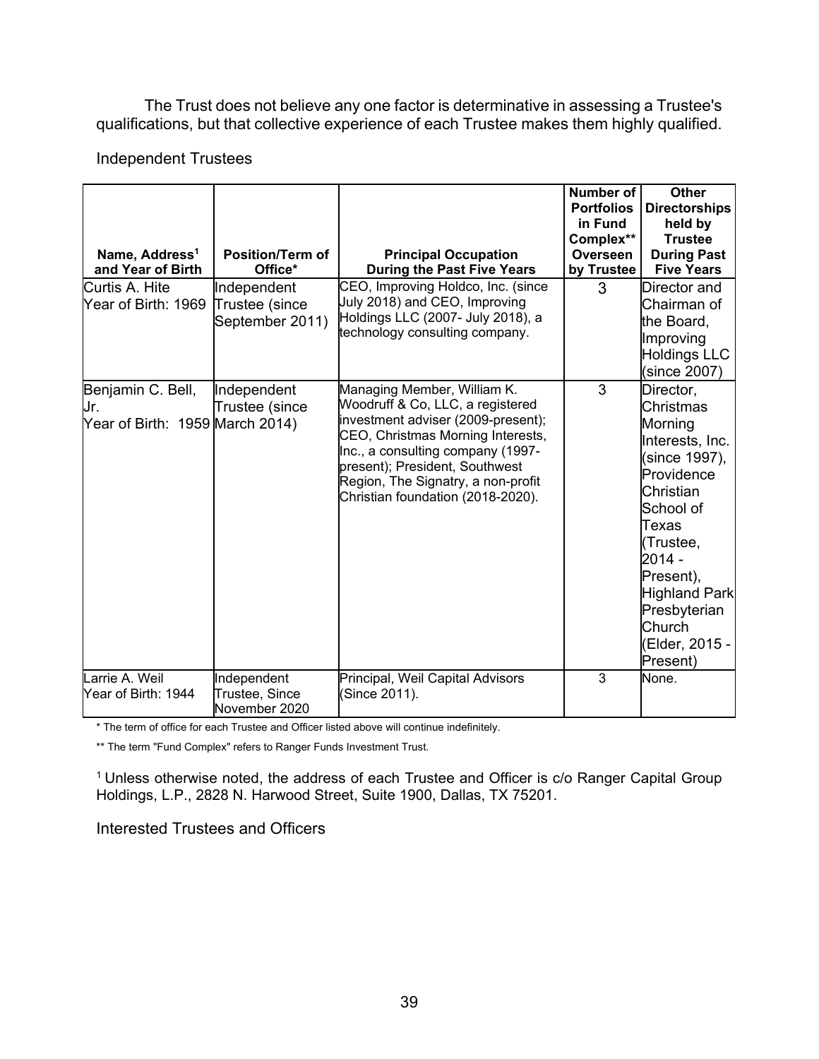The Trust does not believe any one factor is determinative in assessing a Trustee's qualifications, but that collective experience of each Trustee makes them highly qualified.

Independent Trustees

| Name, Address[1] and Year of Birth | Position/Term of Office* | Principal Occupation During the Past Five Years | Number of Portfolios in Fund Complex** Overseen by Trustee | Other Directorships held by Trustee During Past Five Years |
|---|---|---|---|---|
| Curtis A. Hite Year of Birth: 1969 | Independent Trustee (since September 2011) | CEO, Improving Holdco, Inc. (since July 2018) and CEO, Improving Holdings LLC (2007- July 2018), a technology consulting company. | 3 | Director and Chairman of the Board, Improving Holdings LLC (since 2007) |
| Benjamin C. Bell, Jr. Year of Birth: 1959 | Independent Trustee (since March 2014) | Managing Member, William K. Woodruff & Co, LLC, a registered investment adviser (2009-present); CEO, Christmas Morning Interests, Inc., a consulting company (1997-present); President, Southwest Region, The Signatry, a non-profit Christian foundation (2018-2020). | 3 | Director, Christmas Morning Interests, Inc. (since 1997), Providence Christian School of Texas (Trustee, 2014 - Present), Highland Park Presbyterian Church (Elder, 2015 - Present) |
| Larrie A. Weil Year of Birth: 1944 | Independent Trustee, Since November 2020 | Principal, Weil Capital Advisors (Since 2011). | 3 | None. |

\* The term of office for each Trustee and Officer listed above will continue indefinitely.

\*\* The term "Fund Complex" refers to Ranger Funds Investment Trust.

[1] Unless otherwise noted, the address of each Trustee and Officer is c/o Ranger Capital Group Holdings, L.P., 2828 N. Harwood Street, Suite 1900, Dallas, TX 75201.

Interested Trustees and Officers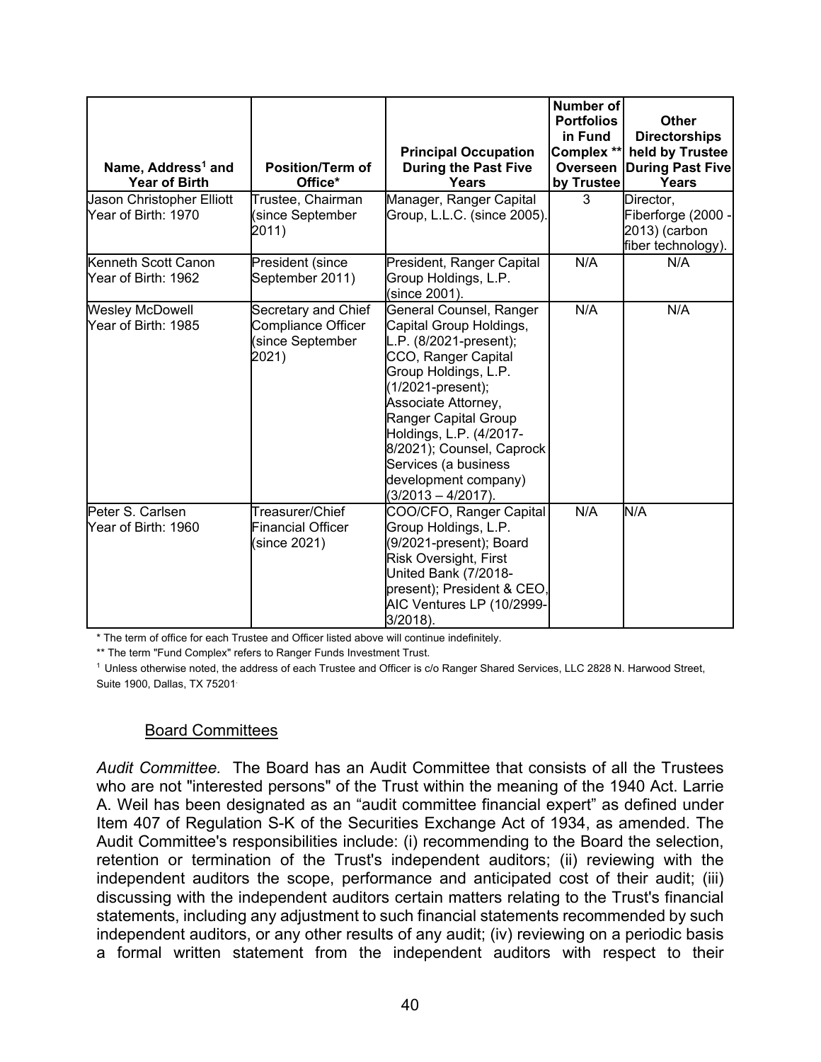| Name, Address[1] and Year of Birth | Position/Term of Office* | Principal Occupation During the Past Five Years | Number of Portfolios in Fund Complex ** Overseen by Trustee | Other Directorships held by Trustee During Past Five Years |
|---|---|---|---|---|
| Jason Christopher Elliott Year of Birth: 1970 | Trustee, Chairman (since September 2011) | Manager, Ranger Capital Group, L.L.C. (since 2005). | 3 | Director, Fiberforge (2000 - 2013) (carbon fiber technology). |
| Kenneth Scott Canon Year of Birth: 1962 | President (since September 2011) | President, Ranger Capital Group Holdings, L.P. (since 2001). | N/A | N/A |
| Wesley McDowell Year of Birth: 1985 | Secretary and Chief Compliance Officer (since September 2021) | General Counsel, Ranger Capital Group Holdings, L.P. (8/2021-present); CCO, Ranger Capital Group Holdings, L.P. (1/2021-present); Associate Attorney, Ranger Capital Group Holdings, L.P. (4/2017-8/2021); Counsel, Caprock Services (a business development company) (3/2013 – 4/2017). | N/A | N/A |
| Peter S. Carlsen Year of Birth: 1960 | Treasurer/Chief Financial Officer (since 2021) | COO/CFO, Ranger Capital Group Holdings, L.P. (9/2021-present); Board Risk Oversight, First United Bank (7/2018-present); President & CEO, AIC Ventures LP (10/2999-3/2018). | N/A | N/A |

* The term of office for each Trustee and Officer listed above will continue indefinitely.

** The term "Fund Complex" refers to Ranger Funds Investment Trust.

[1] Unless otherwise noted, the address of each Trustee and Officer is c/o Ranger Shared Services, LLC 2828 N. Harwood Street, Suite 1900, Dallas, TX 75201.

## Board Committees

*Audit Committee.* The Board has an Audit Committee that consists of all the Trustees who are not "interested persons" of the Trust within the meaning of the 1940 Act. Larrie A. Weil has been designated as an "audit committee financial expert" as defined under Item 407 of Regulation S-K of the Securities Exchange Act of 1934, as amended. The Audit Committee's responsibilities include: (i) recommending to the Board the selection, retention or termination of the Trust's independent auditors; (ii) reviewing with the independent auditors the scope, performance and anticipated cost of their audit; (iii) discussing with the independent auditors certain matters relating to the Trust's financial statements, including any adjustment to such financial statements recommended by such independent auditors, or any other results of any audit; (iv) reviewing on a periodic basis a formal written statement from the independent auditors with respect to their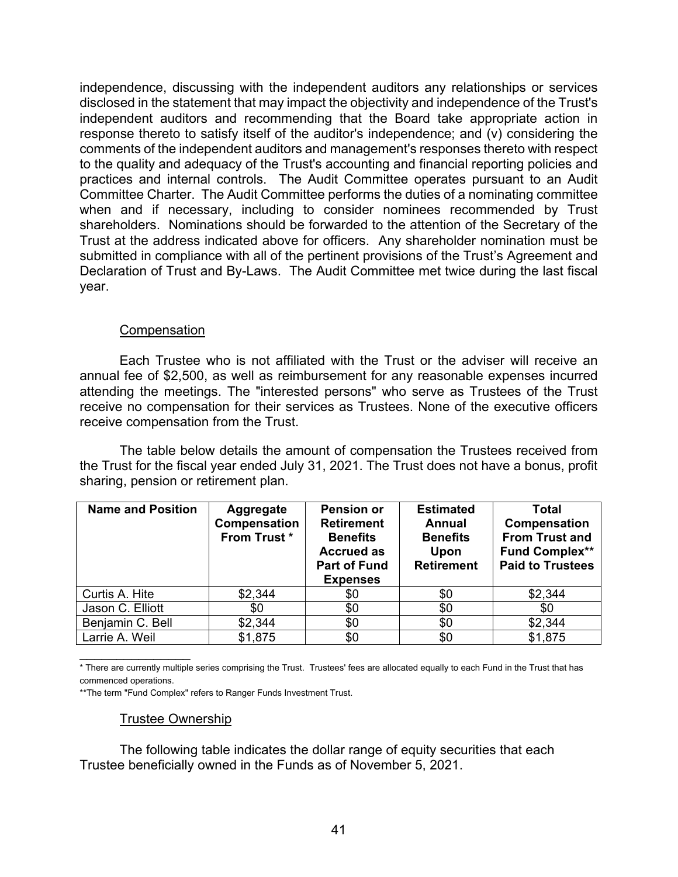independence, discussing with the independent auditors any relationships or services disclosed in the statement that may impact the objectivity and independence of the Trust's independent auditors and recommending that the Board take appropriate action in response thereto to satisfy itself of the auditor's independence; and (v) considering the comments of the independent auditors and management's responses thereto with respect to the quality and adequacy of the Trust's accounting and financial reporting policies and practices and internal controls. The Audit Committee operates pursuant to an Audit Committee Charter. The Audit Committee performs the duties of a nominating committee when and if necessary, including to consider nominees recommended by Trust shareholders. Nominations should be forwarded to the attention of the Secretary of the Trust at the address indicated above for officers. Any shareholder nomination must be submitted in compliance with all of the pertinent provisions of the Trust's Agreement and Declaration of Trust and By-Laws. The Audit Committee met twice during the last fiscal year.

### Compensation

Each Trustee who is not affiliated with the Trust or the adviser will receive an annual fee of $2,500, as well as reimbursement for any reasonable expenses incurred attending the meetings. The "interested persons" who serve as Trustees of the Trust receive no compensation for their services as Trustees. None of the executive officers receive compensation from the Trust.

The table below details the amount of compensation the Trustees received from the Trust for the fiscal year ended July 31, 2021. The Trust does not have a bonus, profit sharing, pension or retirement plan.

| Name and Position | Aggregate Compensation From Trust * | Pension or Retirement Benefits Accrued as Part of Fund Expenses | Estimated Annual Benefits Upon Retirement | Total Compensation From Trust and Fund Complex** Paid to Trustees |
|---|---|---|---|---|
| Curtis A. Hite | $2,344 | $0 | $0 | $2,344 |
| Jason C. Elliott | $0 | $0 | $0 | $0 |
| Benjamin C. Bell | $2,344 | $0 | $0 | $2,344 |
| Larrie A. Weil | $1,875 | $0 | $0 | $1,875 |

* There are currently multiple series comprising the Trust. Trustees' fees are allocated equally to each Fund in the Trust that has commenced operations.

**The term "Fund Complex" refers to Ranger Funds Investment Trust.

### Trustee Ownership

The following table indicates the dollar range of equity securities that each Trustee beneficially owned in the Funds as of November 5, 2021.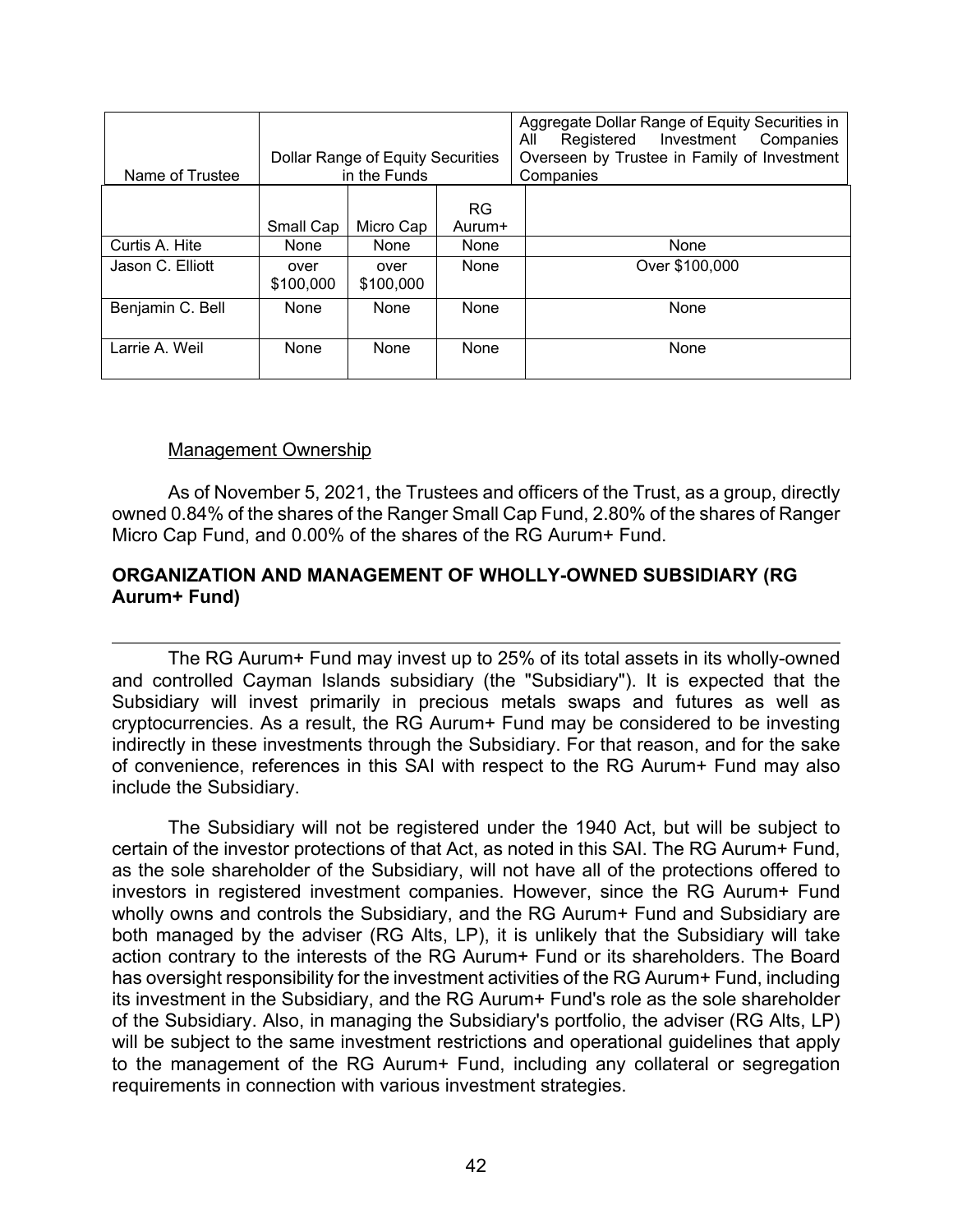| Name of Trustee | Dollar Range of Equity Securities in the Funds | | | Aggregate Dollar Range of Equity Securities in All Registered Investment Companies Overseen by Trustee in Family of Investment Companies |
|---|---|---|---|---|
| | Small Cap | Micro Cap | RG Aurum+ | |
| Curtis A. Hite | None | None | None | None |
| Jason C. Elliott | over $100,000 | over $100,000 | None | Over $100,000 |
| Benjamin C. Bell | None | None | None | None |
| Larrie A. Weil | None | None | None | None |

Management Ownership

As of November 5, 2021, the Trustees and officers of the Trust, as a group, directly owned 0.84% of the shares of the Ranger Small Cap Fund, 2.80% of the shares of Ranger Micro Cap Fund, and 0.00% of the shares of the RG Aurum+ Fund.

## ORGANIZATION AND MANAGEMENT OF WHOLLY-OWNED SUBSIDIARY (RG Aurum+ Fund)

The RG Aurum+ Fund may invest up to 25% of its total assets in its wholly-owned and controlled Cayman Islands subsidiary (the "Subsidiary"). It is expected that the Subsidiary will invest primarily in precious metals swaps and futures as well as cryptocurrencies. As a result, the RG Aurum+ Fund may be considered to be investing indirectly in these investments through the Subsidiary. For that reason, and for the sake of convenience, references in this SAI with respect to the RG Aurum+ Fund may also include the Subsidiary.

The Subsidiary will not be registered under the 1940 Act, but will be subject to certain of the investor protections of that Act, as noted in this SAI. The RG Aurum+ Fund, as the sole shareholder of the Subsidiary, will not have all of the protections offered to investors in registered investment companies. However, since the RG Aurum+ Fund wholly owns and controls the Subsidiary, and the RG Aurum+ Fund and Subsidiary are both managed by the adviser (RG Alts, LP), it is unlikely that the Subsidiary will take action contrary to the interests of the RG Aurum+ Fund or its shareholders. The Board has oversight responsibility for the investment activities of the RG Aurum+ Fund, including its investment in the Subsidiary, and the RG Aurum+ Fund's role as the sole shareholder of the Subsidiary. Also, in managing the Subsidiary's portfolio, the adviser (RG Alts, LP) will be subject to the same investment restrictions and operational guidelines that apply to the management of the RG Aurum+ Fund, including any collateral or segregation requirements in connection with various investment strategies.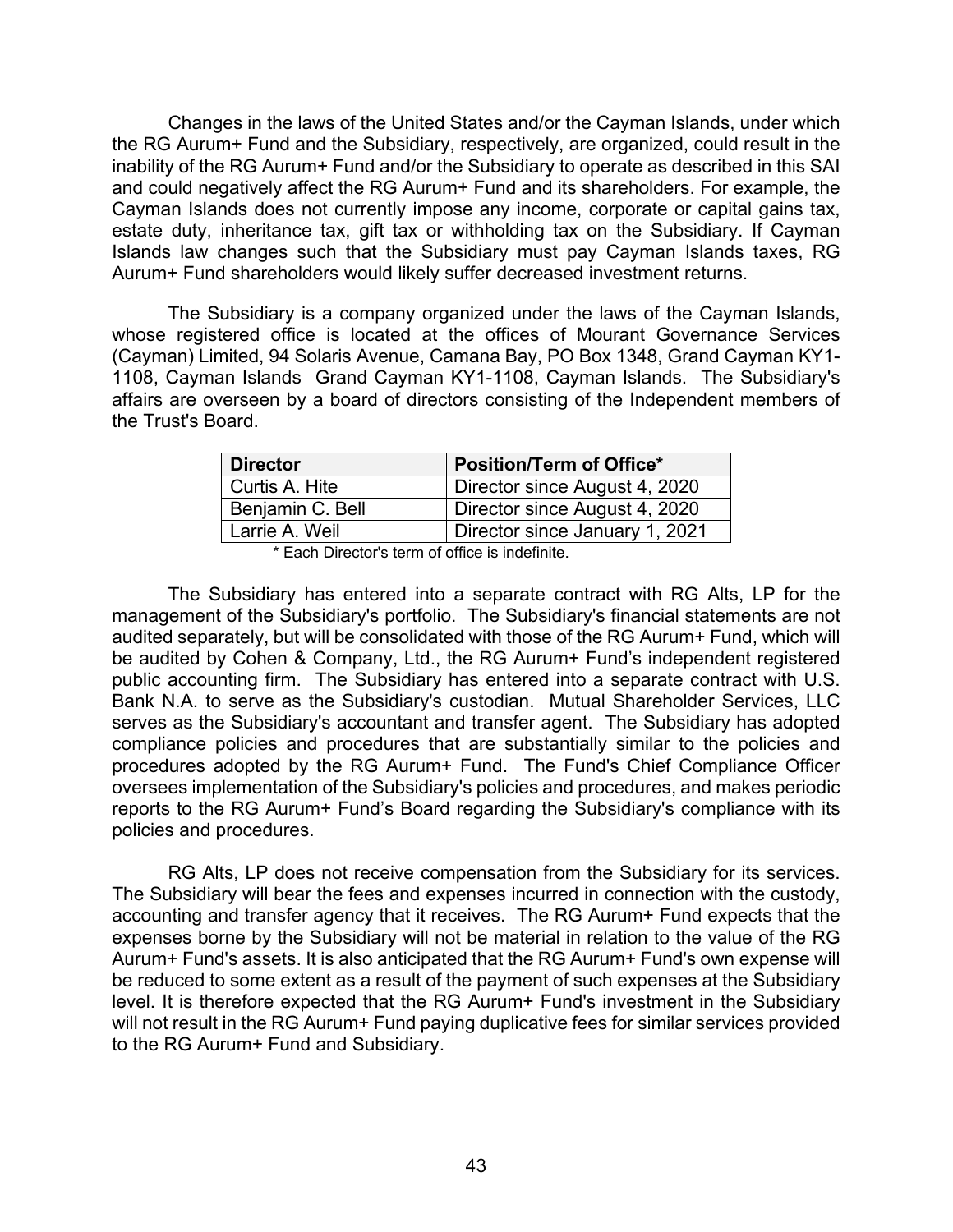Changes in the laws of the United States and/or the Cayman Islands, under which the RG Aurum+ Fund and the Subsidiary, respectively, are organized, could result in the inability of the RG Aurum+ Fund and/or the Subsidiary to operate as described in this SAI and could negatively affect the RG Aurum+ Fund and its shareholders. For example, the Cayman Islands does not currently impose any income, corporate or capital gains tax, estate duty, inheritance tax, gift tax or withholding tax on the Subsidiary. If Cayman Islands law changes such that the Subsidiary must pay Cayman Islands taxes, RG Aurum+ Fund shareholders would likely suffer decreased investment returns.

The Subsidiary is a company organized under the laws of the Cayman Islands, whose registered office is located at the offices of Mourant Governance Services (Cayman) Limited, 94 Solaris Avenue, Camana Bay, PO Box 1348, Grand Cayman KY1-1108, Cayman Islands Grand Cayman KY1-1108, Cayman Islands. The Subsidiary's affairs are overseen by a board of directors consisting of the Independent members of the Trust's Board.

| Director | Position/Term of Office* |
|---|---|
| Curtis A. Hite | Director since August 4, 2020 |
| Benjamin C. Bell | Director since August 4, 2020 |
| Larrie A. Weil | Director since January 1, 2021 |

\* Each Director's term of office is indefinite.

The Subsidiary has entered into a separate contract with RG Alts, LP for the management of the Subsidiary's portfolio. The Subsidiary's financial statements are not audited separately, but will be consolidated with those of the RG Aurum+ Fund, which will be audited by Cohen & Company, Ltd., the RG Aurum+ Fund's independent registered public accounting firm. The Subsidiary has entered into a separate contract with U.S. Bank N.A. to serve as the Subsidiary's custodian. Mutual Shareholder Services, LLC serves as the Subsidiary's accountant and transfer agent. The Subsidiary has adopted compliance policies and procedures that are substantially similar to the policies and procedures adopted by the RG Aurum+ Fund. The Fund's Chief Compliance Officer oversees implementation of the Subsidiary's policies and procedures, and makes periodic reports to the RG Aurum+ Fund's Board regarding the Subsidiary's compliance with its policies and procedures.

RG Alts, LP does not receive compensation from the Subsidiary for its services. The Subsidiary will bear the fees and expenses incurred in connection with the custody, accounting and transfer agency that it receives. The RG Aurum+ Fund expects that the expenses borne by the Subsidiary will not be material in relation to the value of the RG Aurum+ Fund's assets. It is also anticipated that the RG Aurum+ Fund's own expense will be reduced to some extent as a result of the payment of such expenses at the Subsidiary level. It is therefore expected that the RG Aurum+ Fund's investment in the Subsidiary will not result in the RG Aurum+ Fund paying duplicative fees for similar services provided to the RG Aurum+ Fund and Subsidiary.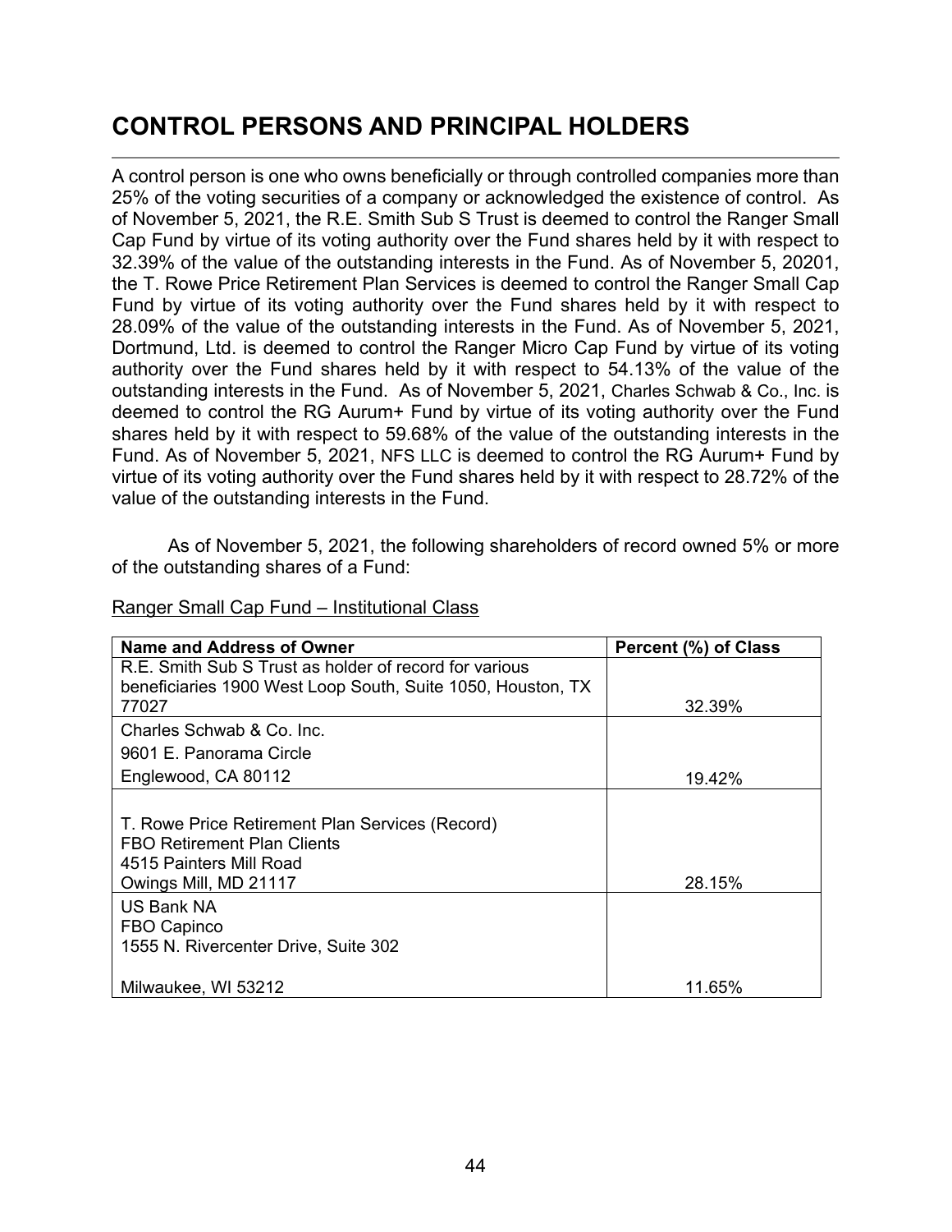# CONTROL PERSONS AND PRINCIPAL HOLDERS

A control person is one who owns beneficially or through controlled companies more than 25% of the voting securities of a company or acknowledged the existence of control. As of November 5, 2021, the R.E. Smith Sub S Trust is deemed to control the Ranger Small Cap Fund by virtue of its voting authority over the Fund shares held by it with respect to 32.39% of the value of the outstanding interests in the Fund. As of November 5, 20201, the T. Rowe Price Retirement Plan Services is deemed to control the Ranger Small Cap Fund by virtue of its voting authority over the Fund shares held by it with respect to 28.09% of the value of the outstanding interests in the Fund. As of November 5, 2021, Dortmund, Ltd. is deemed to control the Ranger Micro Cap Fund by virtue of its voting authority over the Fund shares held by it with respect to 54.13% of the value of the outstanding interests in the Fund. As of November 5, 2021, Charles Schwab & Co., Inc. is deemed to control the RG Aurum+ Fund by virtue of its voting authority over the Fund shares held by it with respect to 59.68% of the value of the outstanding interests in the Fund. As of November 5, 2021, NFS LLC is deemed to control the RG Aurum+ Fund by virtue of its voting authority over the Fund shares held by it with respect to 28.72% of the value of the outstanding interests in the Fund.

As of November 5, 2021, the following shareholders of record owned 5% or more of the outstanding shares of a Fund:

Ranger Small Cap Fund – Institutional Class

| Name and Address of Owner | Percent (%) of Class |
|---|---|
| R.E. Smith Sub S Trust as holder of record for various beneficiaries 1900 West Loop South, Suite 1050, Houston, TX 77027 | 32.39% |
| Charles Schwab & Co. Inc.<br>9601 E. Panorama Circle<br>Englewood, CA 80112 | 19.42% |
| T. Rowe Price Retirement Plan Services (Record)<br>FBO Retirement Plan Clients<br>4515 Painters Mill Road<br>Owings Mill, MD 21117 | 28.15% |
| US Bank NA<br>FBO Capinco<br>1555 N. Rivercenter Drive, Suite 302<br>Milwaukee, WI 53212 | 11.65% |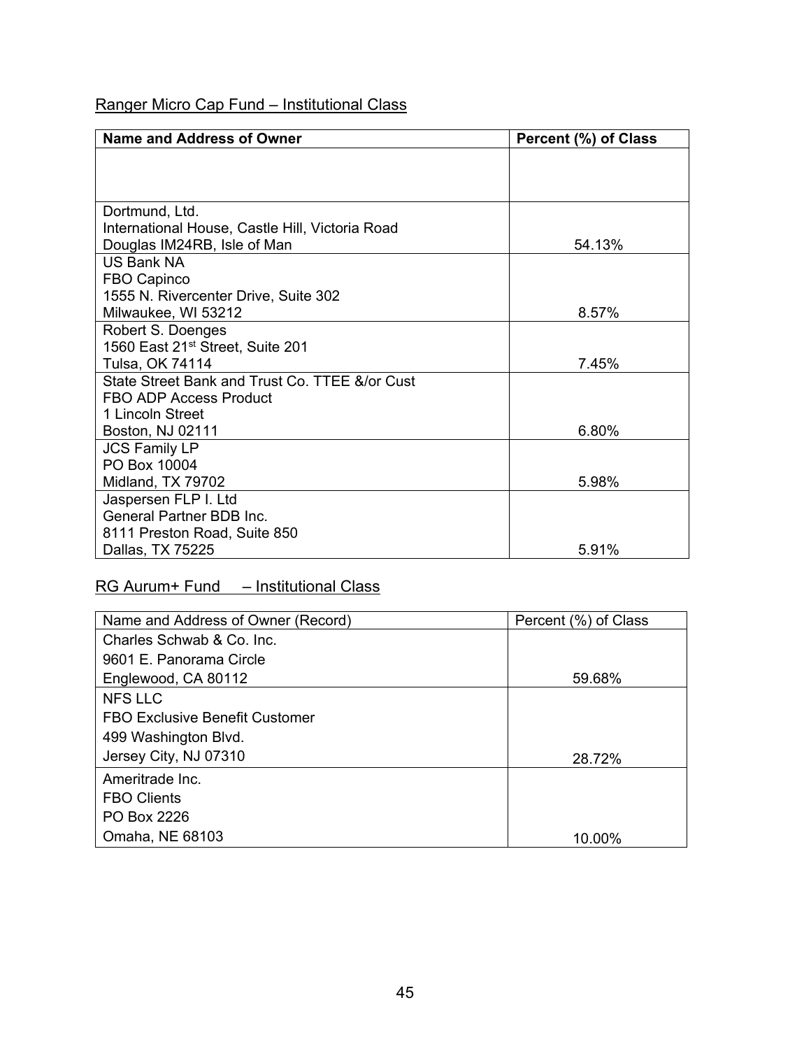Ranger Micro Cap Fund – Institutional Class

| **Name and Address of Owner** | **Percent (%) of Class** |
| --- | --- |
| | |
| Dortmund, Ltd.<br>International House, Castle Hill, Victoria Road<br>Douglas IM24RB, Isle of Man | 54.13% |
| US Bank NA<br>FBO Capinco<br>1555 N. Rivercenter Drive, Suite 302<br>Milwaukee, WI 53212 | 8.57% |
| Robert S. Doenges<br>1560 East 21st Street, Suite 201<br>Tulsa, OK 74114 | 7.45% |
| State Street Bank and Trust Co. TTEE &/or Cust<br>FBO ADP Access Product<br>1 Lincoln Street<br>Boston, NJ 02111 | 6.80% |
| JCS Family LP<br>PO Box 10004<br>Midland, TX 79702 | 5.98% |
| Jaspersen FLP I. Ltd<br>General Partner BDB Inc.<br>8111 Preston Road, Suite 850<br>Dallas, TX 75225 | 5.91% |

RG Aurum+ Fund – Institutional Class

| Name and Address of Owner (Record) | Percent (%) of Class |
| --- | --- |
| Charles Schwab & Co. Inc.<br>9601 E. Panorama Circle<br>Englewood, CA 80112 | 59.68% |
| NFS LLC<br>FBO Exclusive Benefit Customer<br>499 Washington Blvd.<br>Jersey City, NJ 07310 | 28.72% |
| Ameritrade Inc.<br>FBO Clients<br>PO Box 2226<br>Omaha, NE 68103 | 10.00% |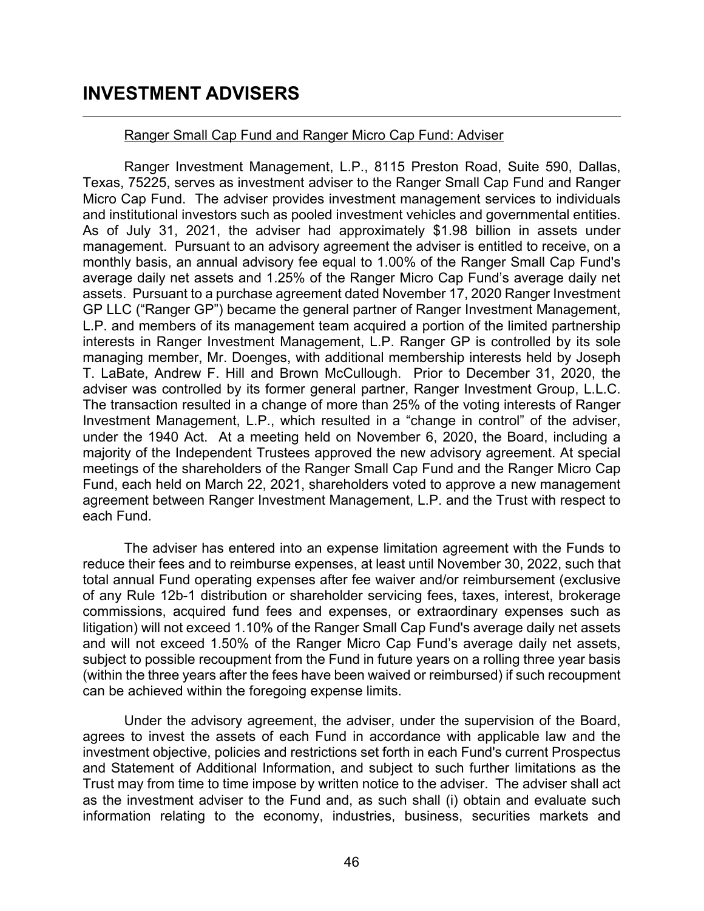# INVESTMENT ADVISERS

Ranger Small Cap Fund and Ranger Micro Cap Fund: Adviser

Ranger Investment Management, L.P., 8115 Preston Road, Suite 590, Dallas, Texas, 75225, serves as investment adviser to the Ranger Small Cap Fund and Ranger Micro Cap Fund. The adviser provides investment management services to individuals and institutional investors such as pooled investment vehicles and governmental entities. As of July 31, 2021, the adviser had approximately $1.98 billion in assets under management. Pursuant to an advisory agreement the adviser is entitled to receive, on a monthly basis, an annual advisory fee equal to 1.00% of the Ranger Small Cap Fund's average daily net assets and 1.25% of the Ranger Micro Cap Fund's average daily net assets. Pursuant to a purchase agreement dated November 17, 2020 Ranger Investment GP LLC ("Ranger GP") became the general partner of Ranger Investment Management, L.P. and members of its management team acquired a portion of the limited partnership interests in Ranger Investment Management, L.P. Ranger GP is controlled by its sole managing member, Mr. Doenges, with additional membership interests held by Joseph T. LaBate, Andrew F. Hill and Brown McCullough. Prior to December 31, 2020, the adviser was controlled by its former general partner, Ranger Investment Group, L.L.C. The transaction resulted in a change of more than 25% of the voting interests of Ranger Investment Management, L.P., which resulted in a "change in control" of the adviser, under the 1940 Act. At a meeting held on November 6, 2020, the Board, including a majority of the Independent Trustees approved the new advisory agreement. At special meetings of the shareholders of the Ranger Small Cap Fund and the Ranger Micro Cap Fund, each held on March 22, 2021, shareholders voted to approve a new management agreement between Ranger Investment Management, L.P. and the Trust with respect to each Fund.

The adviser has entered into an expense limitation agreement with the Funds to reduce their fees and to reimburse expenses, at least until November 30, 2022, such that total annual Fund operating expenses after fee waiver and/or reimbursement (exclusive of any Rule 12b-1 distribution or shareholder servicing fees, taxes, interest, brokerage commissions, acquired fund fees and expenses, or extraordinary expenses such as litigation) will not exceed 1.10% of the Ranger Small Cap Fund's average daily net assets and will not exceed 1.50% of the Ranger Micro Cap Fund's average daily net assets, subject to possible recoupment from the Fund in future years on a rolling three year basis (within the three years after the fees have been waived or reimbursed) if such recoupment can be achieved within the foregoing expense limits.

Under the advisory agreement, the adviser, under the supervision of the Board, agrees to invest the assets of each Fund in accordance with applicable law and the investment objective, policies and restrictions set forth in each Fund's current Prospectus and Statement of Additional Information, and subject to such further limitations as the Trust may from time to time impose by written notice to the adviser. The adviser shall act as the investment adviser to the Fund and, as such shall (i) obtain and evaluate such information relating to the economy, industries, business, securities markets and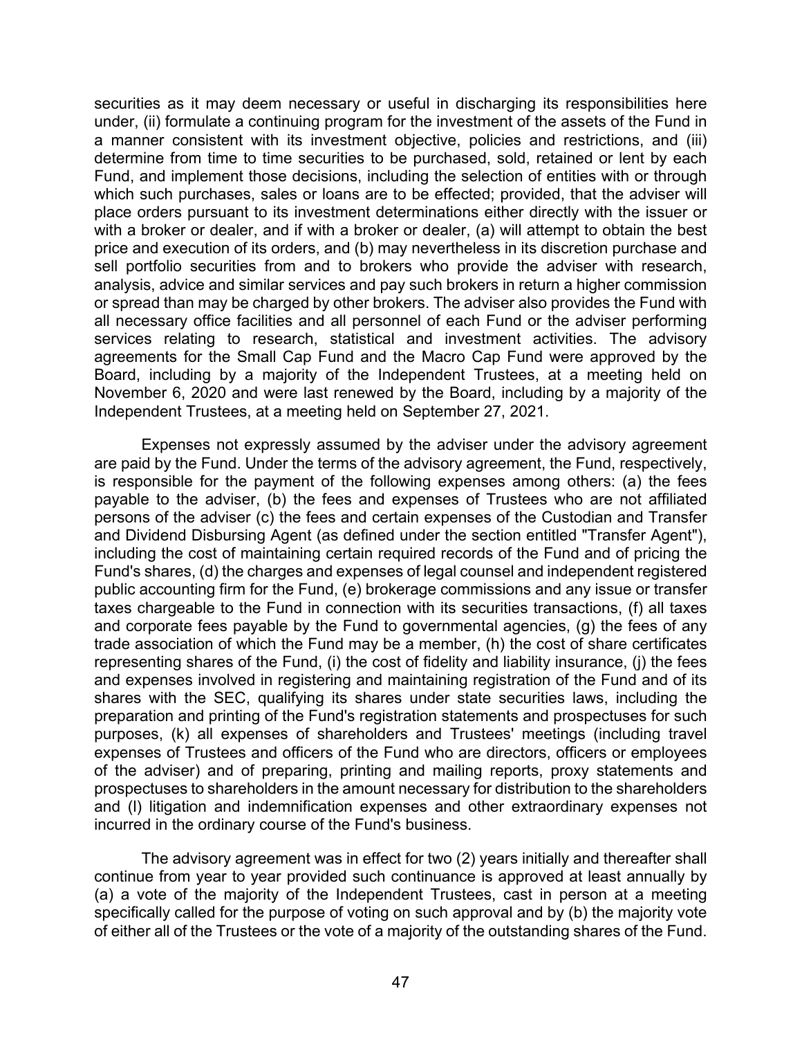securities as it may deem necessary or useful in discharging its responsibilities here under, (ii) formulate a continuing program for the investment of the assets of the Fund in a manner consistent with its investment objective, policies and restrictions, and (iii) determine from time to time securities to be purchased, sold, retained or lent by each Fund, and implement those decisions, including the selection of entities with or through which such purchases, sales or loans are to be effected; provided, that the adviser will place orders pursuant to its investment determinations either directly with the issuer or with a broker or dealer, and if with a broker or dealer, (a) will attempt to obtain the best price and execution of its orders, and (b) may nevertheless in its discretion purchase and sell portfolio securities from and to brokers who provide the adviser with research, analysis, advice and similar services and pay such brokers in return a higher commission or spread than may be charged by other brokers. The adviser also provides the Fund with all necessary office facilities and all personnel of each Fund or the adviser performing services relating to research, statistical and investment activities. The advisory agreements for the Small Cap Fund and the Macro Cap Fund were approved by the Board, including by a majority of the Independent Trustees, at a meeting held on November 6, 2020 and were last renewed by the Board, including by a majority of the Independent Trustees, at a meeting held on September 27, 2021.

Expenses not expressly assumed by the adviser under the advisory agreement are paid by the Fund. Under the terms of the advisory agreement, the Fund, respectively, is responsible for the payment of the following expenses among others: (a) the fees payable to the adviser, (b) the fees and expenses of Trustees who are not affiliated persons of the adviser (c) the fees and certain expenses of the Custodian and Transfer and Dividend Disbursing Agent (as defined under the section entitled "Transfer Agent"), including the cost of maintaining certain required records of the Fund and of pricing the Fund's shares, (d) the charges and expenses of legal counsel and independent registered public accounting firm for the Fund, (e) brokerage commissions and any issue or transfer taxes chargeable to the Fund in connection with its securities transactions, (f) all taxes and corporate fees payable by the Fund to governmental agencies, (g) the fees of any trade association of which the Fund may be a member, (h) the cost of share certificates representing shares of the Fund, (i) the cost of fidelity and liability insurance, (j) the fees and expenses involved in registering and maintaining registration of the Fund and of its shares with the SEC, qualifying its shares under state securities laws, including the preparation and printing of the Fund's registration statements and prospectuses for such purposes, (k) all expenses of shareholders and Trustees' meetings (including travel expenses of Trustees and officers of the Fund who are directors, officers or employees of the adviser) and of preparing, printing and mailing reports, proxy statements and prospectuses to shareholders in the amount necessary for distribution to the shareholders and (l) litigation and indemnification expenses and other extraordinary expenses not incurred in the ordinary course of the Fund's business.

The advisory agreement was in effect for two (2) years initially and thereafter shall continue from year to year provided such continuance is approved at least annually by (a) a vote of the majority of the Independent Trustees, cast in person at a meeting specifically called for the purpose of voting on such approval and by (b) the majority vote of either all of the Trustees or the vote of a majority of the outstanding shares of the Fund.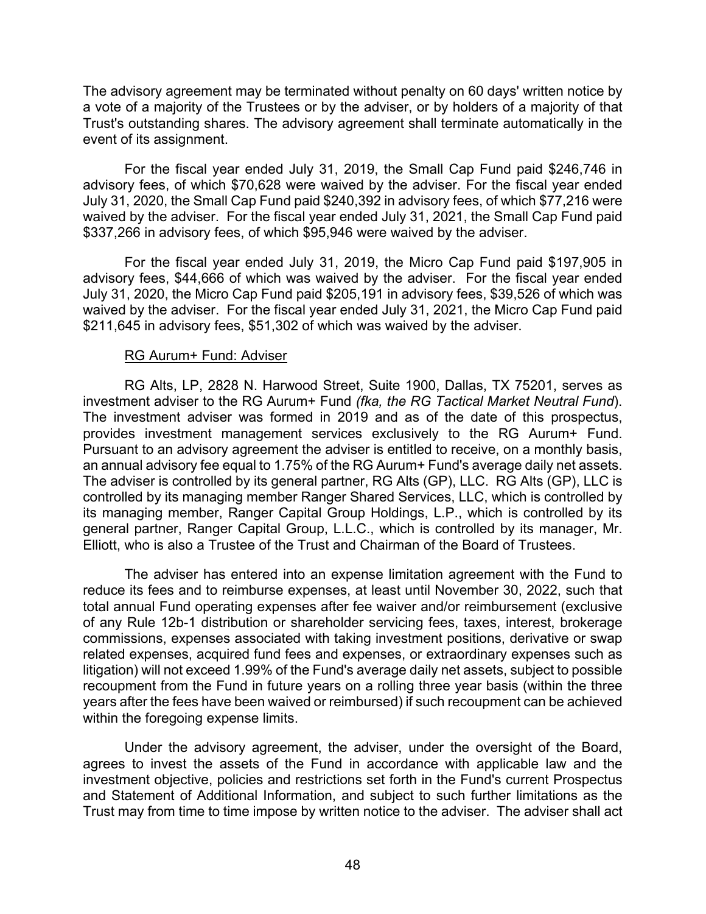The advisory agreement may be terminated without penalty on 60 days' written notice by a vote of a majority of the Trustees or by the adviser, or by holders of a majority of that Trust's outstanding shares. The advisory agreement shall terminate automatically in the event of its assignment.

For the fiscal year ended July 31, 2019, the Small Cap Fund paid $246,746 in advisory fees, of which $70,628 were waived by the adviser. For the fiscal year ended July 31, 2020, the Small Cap Fund paid $240,392 in advisory fees, of which $77,216 were waived by the adviser. For the fiscal year ended July 31, 2021, the Small Cap Fund paid $337,266 in advisory fees, of which $95,946 were waived by the adviser.

For the fiscal year ended July 31, 2019, the Micro Cap Fund paid $197,905 in advisory fees, $44,666 of which was waived by the adviser. For the fiscal year ended July 31, 2020, the Micro Cap Fund paid $205,191 in advisory fees, $39,526 of which was waived by the adviser. For the fiscal year ended July 31, 2021, the Micro Cap Fund paid $211,645 in advisory fees, $51,302 of which was waived by the adviser.

RG Aurum+ Fund: Adviser

RG Alts, LP, 2828 N. Harwood Street, Suite 1900, Dallas, TX 75201, serves as investment adviser to the RG Aurum+ Fund *(fka, the RG Tactical Market Neutral Fund*). The investment adviser was formed in 2019 and as of the date of this prospectus, provides investment management services exclusively to the RG Aurum+ Fund. Pursuant to an advisory agreement the adviser is entitled to receive, on a monthly basis, an annual advisory fee equal to 1.75% of the RG Aurum+ Fund's average daily net assets. The adviser is controlled by its general partner, RG Alts (GP), LLC. RG Alts (GP), LLC is controlled by its managing member Ranger Shared Services, LLC, which is controlled by its managing member, Ranger Capital Group Holdings, L.P., which is controlled by its general partner, Ranger Capital Group, L.L.C., which is controlled by its manager, Mr. Elliott, who is also a Trustee of the Trust and Chairman of the Board of Trustees.

The adviser has entered into an expense limitation agreement with the Fund to reduce its fees and to reimburse expenses, at least until November 30, 2022, such that total annual Fund operating expenses after fee waiver and/or reimbursement (exclusive of any Rule 12b-1 distribution or shareholder servicing fees, taxes, interest, brokerage commissions, expenses associated with taking investment positions, derivative or swap related expenses, acquired fund fees and expenses, or extraordinary expenses such as litigation) will not exceed 1.99% of the Fund's average daily net assets, subject to possible recoupment from the Fund in future years on a rolling three year basis (within the three years after the fees have been waived or reimbursed) if such recoupment can be achieved within the foregoing expense limits.

Under the advisory agreement, the adviser, under the oversight of the Board, agrees to invest the assets of the Fund in accordance with applicable law and the investment objective, policies and restrictions set forth in the Fund's current Prospectus and Statement of Additional Information, and subject to such further limitations as the Trust may from time to time impose by written notice to the adviser. The adviser shall act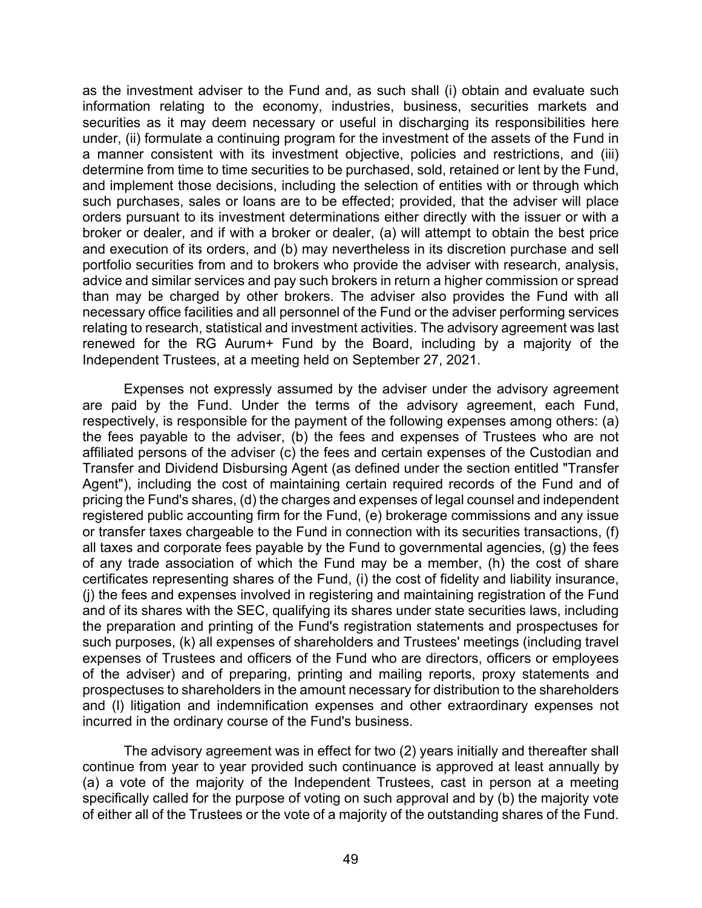as the investment adviser to the Fund and, as such shall (i) obtain and evaluate such information relating to the economy, industries, business, securities markets and securities as it may deem necessary or useful in discharging its responsibilities here under, (ii) formulate a continuing program for the investment of the assets of the Fund in a manner consistent with its investment objective, policies and restrictions, and (iii) determine from time to time securities to be purchased, sold, retained or lent by the Fund, and implement those decisions, including the selection of entities with or through which such purchases, sales or loans are to be effected; provided, that the adviser will place orders pursuant to its investment determinations either directly with the issuer or with a broker or dealer, and if with a broker or dealer, (a) will attempt to obtain the best price and execution of its orders, and (b) may nevertheless in its discretion purchase and sell portfolio securities from and to brokers who provide the adviser with research, analysis, advice and similar services and pay such brokers in return a higher commission or spread than may be charged by other brokers. The adviser also provides the Fund with all necessary office facilities and all personnel of the Fund or the adviser performing services relating to research, statistical and investment activities. The advisory agreement was last renewed for the RG Aurum+ Fund by the Board, including by a majority of the Independent Trustees, at a meeting held on September 27, 2021.

Expenses not expressly assumed by the adviser under the advisory agreement are paid by the Fund. Under the terms of the advisory agreement, each Fund, respectively, is responsible for the payment of the following expenses among others: (a) the fees payable to the adviser, (b) the fees and expenses of Trustees who are not affiliated persons of the adviser (c) the fees and certain expenses of the Custodian and Transfer and Dividend Disbursing Agent (as defined under the section entitled "Transfer Agent"), including the cost of maintaining certain required records of the Fund and of pricing the Fund's shares, (d) the charges and expenses of legal counsel and independent registered public accounting firm for the Fund, (e) brokerage commissions and any issue or transfer taxes chargeable to the Fund in connection with its securities transactions, (f) all taxes and corporate fees payable by the Fund to governmental agencies, (g) the fees of any trade association of which the Fund may be a member, (h) the cost of share certificates representing shares of the Fund, (i) the cost of fidelity and liability insurance, (j) the fees and expenses involved in registering and maintaining registration of the Fund and of its shares with the SEC, qualifying its shares under state securities laws, including the preparation and printing of the Fund's registration statements and prospectuses for such purposes, (k) all expenses of shareholders and Trustees' meetings (including travel expenses of Trustees and officers of the Fund who are directors, officers or employees of the adviser) and of preparing, printing and mailing reports, proxy statements and prospectuses to shareholders in the amount necessary for distribution to the shareholders and (l) litigation and indemnification expenses and other extraordinary expenses not incurred in the ordinary course of the Fund's business.

The advisory agreement was in effect for two (2) years initially and thereafter shall continue from year to year provided such continuance is approved at least annually by (a) a vote of the majority of the Independent Trustees, cast in person at a meeting specifically called for the purpose of voting on such approval and by (b) the majority vote of either all of the Trustees or the vote of a majority of the outstanding shares of the Fund.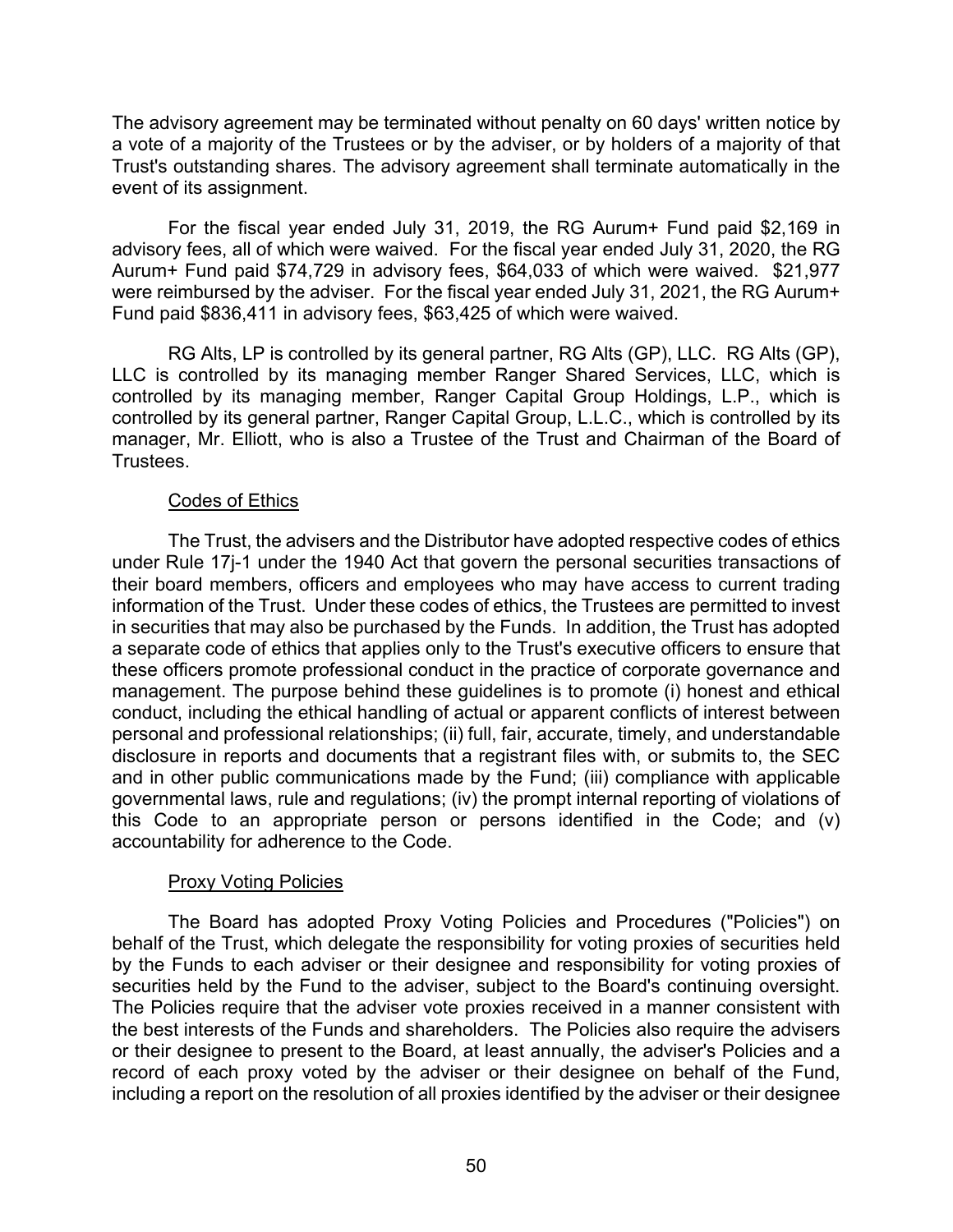The advisory agreement may be terminated without penalty on 60 days' written notice by a vote of a majority of the Trustees or by the adviser, or by holders of a majority of that Trust's outstanding shares. The advisory agreement shall terminate automatically in the event of its assignment.

For the fiscal year ended July 31, 2019, the RG Aurum+ Fund paid $2,169 in advisory fees, all of which were waived. For the fiscal year ended July 31, 2020, the RG Aurum+ Fund paid $74,729 in advisory fees, $64,033 of which were waived. $21,977 were reimbursed by the adviser. For the fiscal year ended July 31, 2021, the RG Aurum+ Fund paid $836,411 in advisory fees, $63,425 of which were waived.

RG Alts, LP is controlled by its general partner, RG Alts (GP), LLC. RG Alts (GP), LLC is controlled by its managing member Ranger Shared Services, LLC, which is controlled by its managing member, Ranger Capital Group Holdings, L.P., which is controlled by its general partner, Ranger Capital Group, L.L.C., which is controlled by its manager, Mr. Elliott, who is also a Trustee of the Trust and Chairman of the Board of Trustees.

Codes of Ethics

The Trust, the advisers and the Distributor have adopted respective codes of ethics under Rule 17j-1 under the 1940 Act that govern the personal securities transactions of their board members, officers and employees who may have access to current trading information of the Trust. Under these codes of ethics, the Trustees are permitted to invest in securities that may also be purchased by the Funds. In addition, the Trust has adopted a separate code of ethics that applies only to the Trust's executive officers to ensure that these officers promote professional conduct in the practice of corporate governance and management. The purpose behind these guidelines is to promote (i) honest and ethical conduct, including the ethical handling of actual or apparent conflicts of interest between personal and professional relationships; (ii) full, fair, accurate, timely, and understandable disclosure in reports and documents that a registrant files with, or submits to, the SEC and in other public communications made by the Fund; (iii) compliance with applicable governmental laws, rule and regulations; (iv) the prompt internal reporting of violations of this Code to an appropriate person or persons identified in the Code; and (v) accountability for adherence to the Code.

Proxy Voting Policies

The Board has adopted Proxy Voting Policies and Procedures ("Policies") on behalf of the Trust, which delegate the responsibility for voting proxies of securities held by the Funds to each adviser or their designee and responsibility for voting proxies of securities held by the Fund to the adviser, subject to the Board's continuing oversight. The Policies require that the adviser vote proxies received in a manner consistent with the best interests of the Funds and shareholders. The Policies also require the advisers or their designee to present to the Board, at least annually, the adviser's Policies and a record of each proxy voted by the adviser or their designee on behalf of the Fund, including a report on the resolution of all proxies identified by the adviser or their designee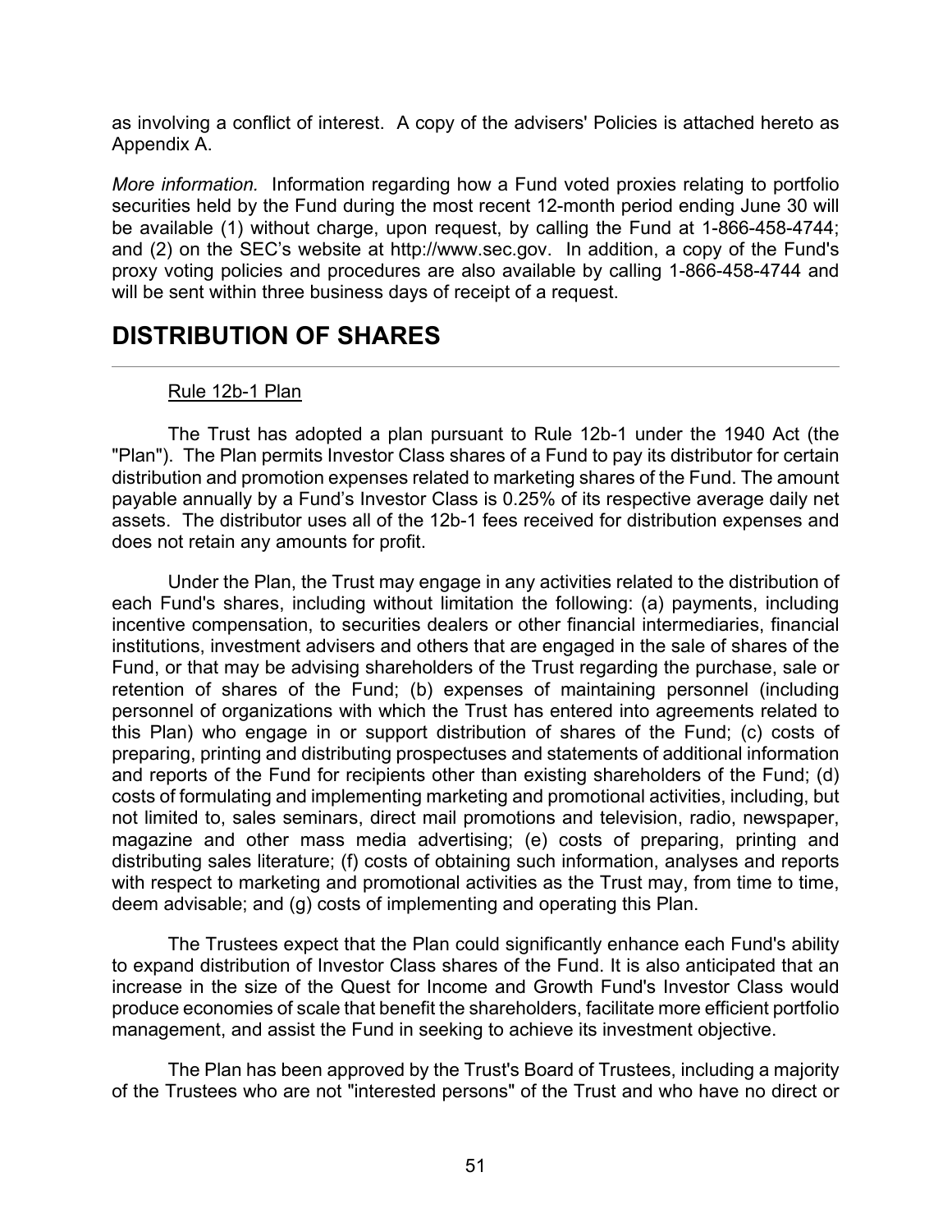as involving a conflict of interest. A copy of the advisers' Policies is attached hereto as Appendix A.

*More information.* Information regarding how a Fund voted proxies relating to portfolio securities held by the Fund during the most recent 12-month period ending June 30 will be available (1) without charge, upon request, by calling the Fund at 1-866-458-4744; and (2) on the SEC's website at http://www.sec.gov. In addition, a copy of the Fund's proxy voting policies and procedures are also available by calling 1-866-458-4744 and will be sent within three business days of receipt of a request.

# DISTRIBUTION OF SHARES

Rule 12b-1 Plan

The Trust has adopted a plan pursuant to Rule 12b-1 under the 1940 Act (the "Plan"). The Plan permits Investor Class shares of a Fund to pay its distributor for certain distribution and promotion expenses related to marketing shares of the Fund. The amount payable annually by a Fund's Investor Class is 0.25% of its respective average daily net assets. The distributor uses all of the 12b-1 fees received for distribution expenses and does not retain any amounts for profit.

Under the Plan, the Trust may engage in any activities related to the distribution of each Fund's shares, including without limitation the following: (a) payments, including incentive compensation, to securities dealers or other financial intermediaries, financial institutions, investment advisers and others that are engaged in the sale of shares of the Fund, or that may be advising shareholders of the Trust regarding the purchase, sale or retention of shares of the Fund; (b) expenses of maintaining personnel (including personnel of organizations with which the Trust has entered into agreements related to this Plan) who engage in or support distribution of shares of the Fund; (c) costs of preparing, printing and distributing prospectuses and statements of additional information and reports of the Fund for recipients other than existing shareholders of the Fund; (d) costs of formulating and implementing marketing and promotional activities, including, but not limited to, sales seminars, direct mail promotions and television, radio, newspaper, magazine and other mass media advertising; (e) costs of preparing, printing and distributing sales literature; (f) costs of obtaining such information, analyses and reports with respect to marketing and promotional activities as the Trust may, from time to time, deem advisable; and (g) costs of implementing and operating this Plan.

The Trustees expect that the Plan could significantly enhance each Fund's ability to expand distribution of Investor Class shares of the Fund. It is also anticipated that an increase in the size of the Quest for Income and Growth Fund's Investor Class would produce economies of scale that benefit the shareholders, facilitate more efficient portfolio management, and assist the Fund in seeking to achieve its investment objective.

The Plan has been approved by the Trust's Board of Trustees, including a majority of the Trustees who are not "interested persons" of the Trust and who have no direct or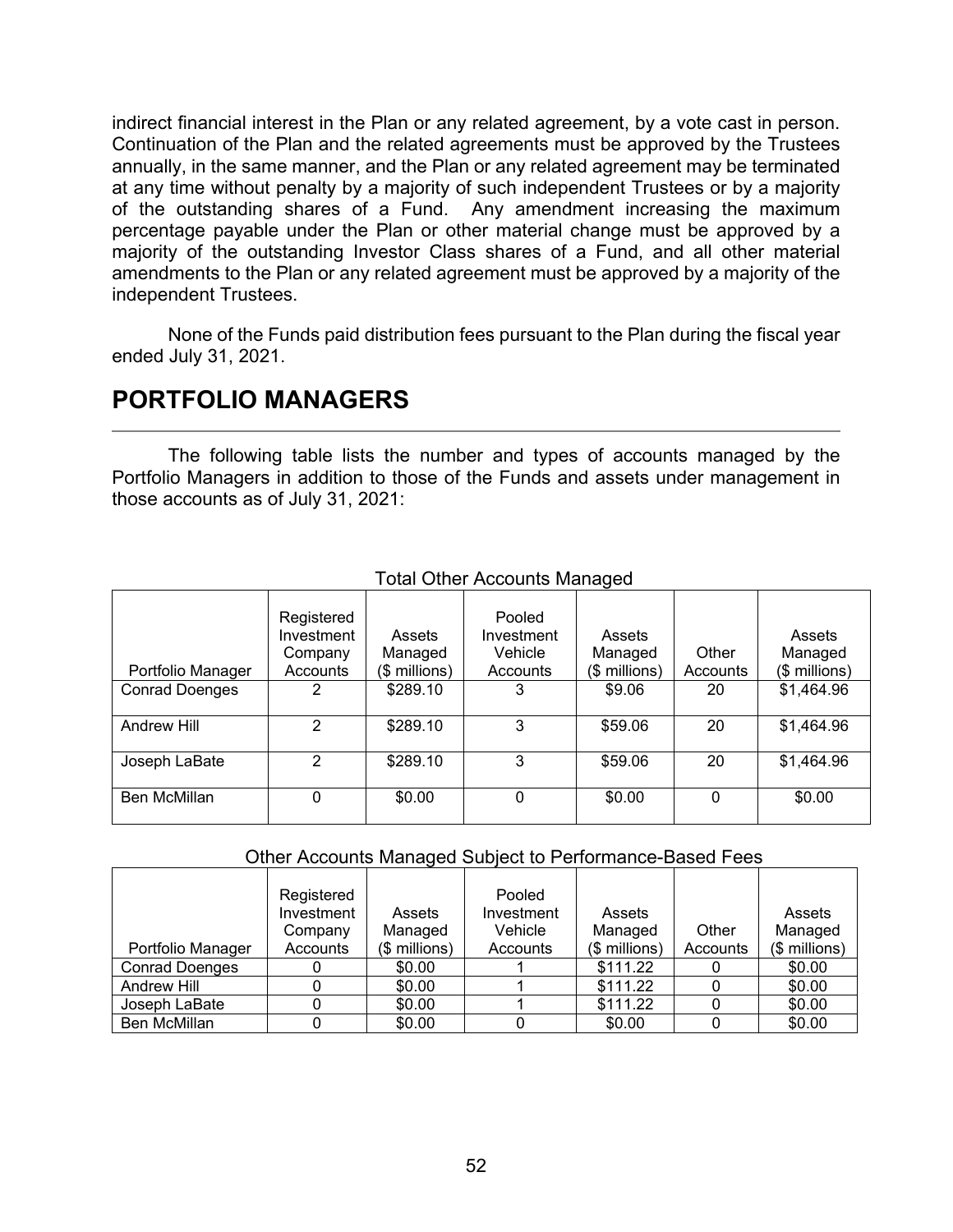indirect financial interest in the Plan or any related agreement, by a vote cast in person. Continuation of the Plan and the related agreements must be approved by the Trustees annually, in the same manner, and the Plan or any related agreement may be terminated at any time without penalty by a majority of such independent Trustees or by a majority of the outstanding shares of a Fund. Any amendment increasing the maximum percentage payable under the Plan or other material change must be approved by a majority of the outstanding Investor Class shares of a Fund, and all other material amendments to the Plan or any related agreement must be approved by a majority of the independent Trustees.

None of the Funds paid distribution fees pursuant to the Plan during the fiscal year ended July 31, 2021.

# PORTFOLIO MANAGERS

The following table lists the number and types of accounts managed by the Portfolio Managers in addition to those of the Funds and assets under management in those accounts as of July 31, 2021:

Total Other Accounts Managed

| Portfolio Manager | Registered Investment Company Accounts | Assets Managed ($ millions) | Pooled Investment Vehicle Accounts | Assets Managed ($ millions) | Other Accounts | Assets Managed ($ millions) |
|---|---|---|---|---|---|---|
| Conrad Doenges | 2 | $289.10 | 3 | $9.06 | 20 | $1,464.96 |
| Andrew Hill | 2 | $289.10 | 3 | $59.06 | 20 | $1,464.96 |
| Joseph LaBate | 2 | $289.10 | 3 | $59.06 | 20 | $1,464.96 |
| Ben McMillan | 0 | $0.00 | 0 | $0.00 | 0 | $0.00 |

Other Accounts Managed Subject to Performance-Based Fees

| Portfolio Manager | Registered Investment Company Accounts | Assets Managed ($ millions) | Pooled Investment Vehicle Accounts | Assets Managed ($ millions) | Other Accounts | Assets Managed ($ millions) |
|---|---|---|---|---|---|---|
| Conrad Doenges | 0 | $0.00 | 1 | $111.22 | 0 | $0.00 |
| Andrew Hill | 0 | $0.00 | 1 | $111.22 | 0 | $0.00 |
| Joseph LaBate | 0 | $0.00 | 1 | $111.22 | 0 | $0.00 |
| Ben McMillan | 0 | $0.00 | 0 | $0.00 | 0 | $0.00 |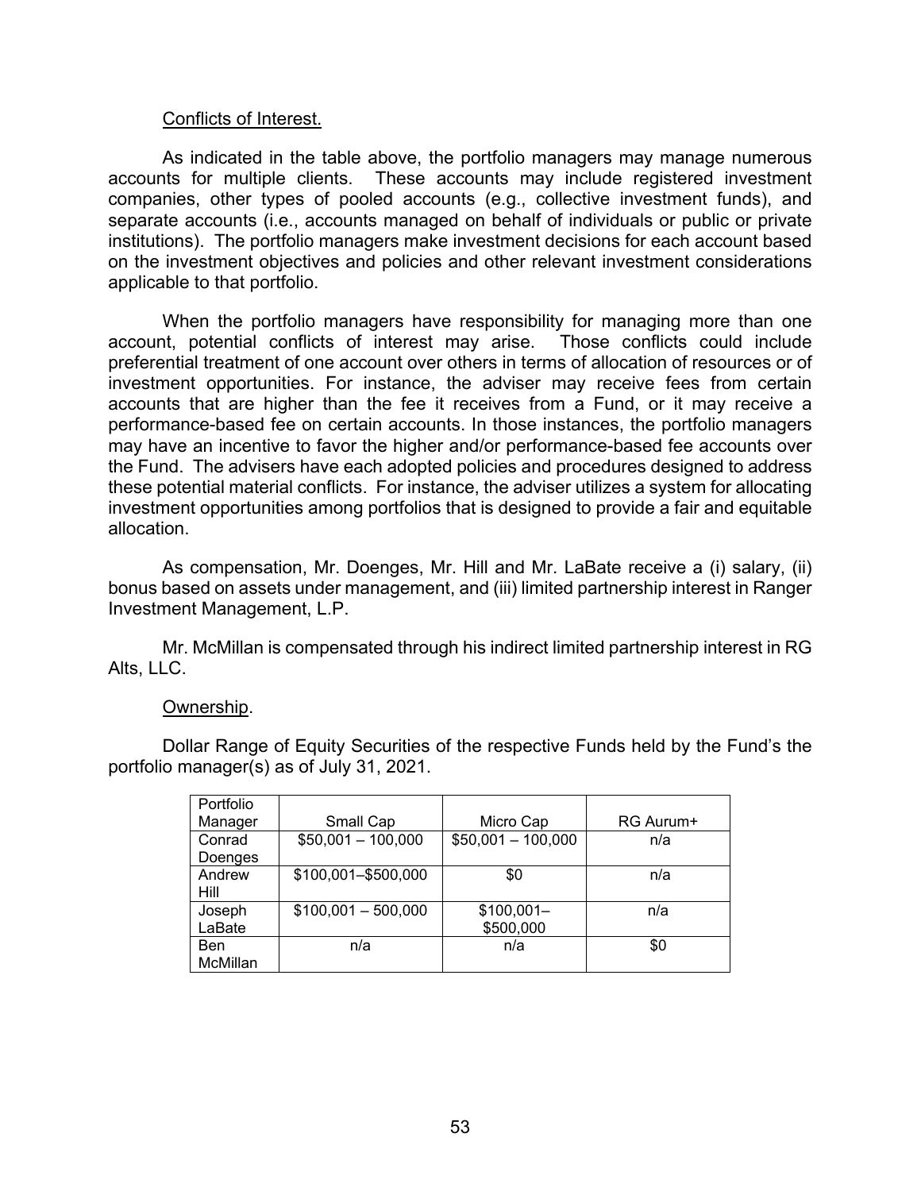Conflicts of Interest.

As indicated in the table above, the portfolio managers may manage numerous accounts for multiple clients. These accounts may include registered investment companies, other types of pooled accounts (e.g., collective investment funds), and separate accounts (i.e., accounts managed on behalf of individuals or public or private institutions). The portfolio managers make investment decisions for each account based on the investment objectives and policies and other relevant investment considerations applicable to that portfolio.

When the portfolio managers have responsibility for managing more than one account, potential conflicts of interest may arise. Those conflicts could include preferential treatment of one account over others in terms of allocation of resources or of investment opportunities. For instance, the adviser may receive fees from certain accounts that are higher than the fee it receives from a Fund, or it may receive a performance-based fee on certain accounts. In those instances, the portfolio managers may have an incentive to favor the higher and/or performance-based fee accounts over the Fund. The advisers have each adopted policies and procedures designed to address these potential material conflicts. For instance, the adviser utilizes a system for allocating investment opportunities among portfolios that is designed to provide a fair and equitable allocation.

As compensation, Mr. Doenges, Mr. Hill and Mr. LaBate receive a (i) salary, (ii) bonus based on assets under management, and (iii) limited partnership interest in Ranger Investment Management, L.P.

Mr. McMillan is compensated through his indirect limited partnership interest in RG Alts, LLC.

Ownership.

Dollar Range of Equity Securities of the respective Funds held by the Fund's the portfolio manager(s) as of July 31, 2021.

| Portfolio Manager | Small Cap | Micro Cap | RG Aurum+ |
|---|---|---|---|
| Conrad Doenges | $50,001 – 100,000 | $50,001 – 100,000 | n/a |
| Andrew Hill | $100,001–$500,000 | $0 | n/a |
| Joseph LaBate | $100,001 – 500,000 | $100,001–$500,000 | n/a |
| Ben McMillan | n/a | n/a | $0 |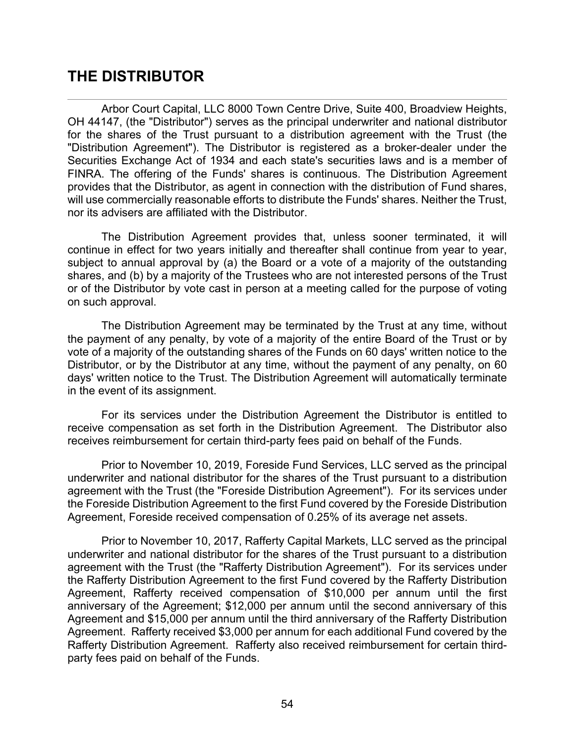## THE DISTRIBUTOR

Arbor Court Capital, LLC 8000 Town Centre Drive, Suite 400, Broadview Heights, OH 44147, (the "Distributor") serves as the principal underwriter and national distributor for the shares of the Trust pursuant to a distribution agreement with the Trust (the "Distribution Agreement"). The Distributor is registered as a broker-dealer under the Securities Exchange Act of 1934 and each state's securities laws and is a member of FINRA. The offering of the Funds' shares is continuous. The Distribution Agreement provides that the Distributor, as agent in connection with the distribution of Fund shares, will use commercially reasonable efforts to distribute the Funds' shares. Neither the Trust, nor its advisers are affiliated with the Distributor.

The Distribution Agreement provides that, unless sooner terminated, it will continue in effect for two years initially and thereafter shall continue from year to year, subject to annual approval by (a) the Board or a vote of a majority of the outstanding shares, and (b) by a majority of the Trustees who are not interested persons of the Trust or of the Distributor by vote cast in person at a meeting called for the purpose of voting on such approval.

The Distribution Agreement may be terminated by the Trust at any time, without the payment of any penalty, by vote of a majority of the entire Board of the Trust or by vote of a majority of the outstanding shares of the Funds on 60 days' written notice to the Distributor, or by the Distributor at any time, without the payment of any penalty, on 60 days' written notice to the Trust. The Distribution Agreement will automatically terminate in the event of its assignment.

For its services under the Distribution Agreement the Distributor is entitled to receive compensation as set forth in the Distribution Agreement. The Distributor also receives reimbursement for certain third-party fees paid on behalf of the Funds.

Prior to November 10, 2019, Foreside Fund Services, LLC served as the principal underwriter and national distributor for the shares of the Trust pursuant to a distribution agreement with the Trust (the "Foreside Distribution Agreement"). For its services under the Foreside Distribution Agreement to the first Fund covered by the Foreside Distribution Agreement, Foreside received compensation of 0.25% of its average net assets.

Prior to November 10, 2017, Rafferty Capital Markets, LLC served as the principal underwriter and national distributor for the shares of the Trust pursuant to a distribution agreement with the Trust (the "Rafferty Distribution Agreement"). For its services under the Rafferty Distribution Agreement to the first Fund covered by the Rafferty Distribution Agreement, Rafferty received compensation of $10,000 per annum until the first anniversary of the Agreement; $12,000 per annum until the second anniversary of this Agreement and $15,000 per annum until the third anniversary of the Rafferty Distribution Agreement. Rafferty received $3,000 per annum for each additional Fund covered by the Rafferty Distribution Agreement. Rafferty also received reimbursement for certain third-party fees paid on behalf of the Funds.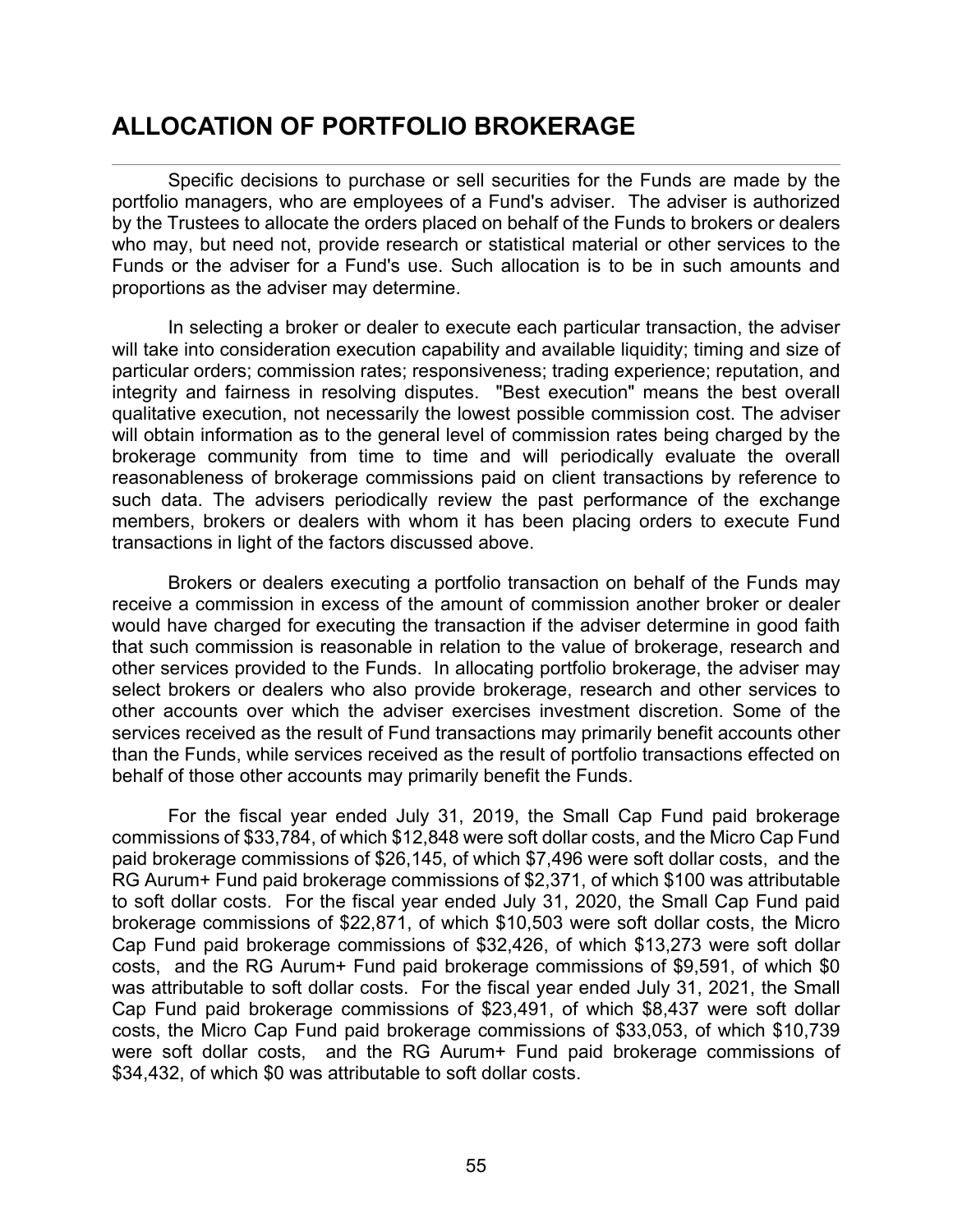# ALLOCATION OF PORTFOLIO BROKERAGE

Specific decisions to purchase or sell securities for the Funds are made by the portfolio managers, who are employees of a Fund's adviser. The adviser is authorized by the Trustees to allocate the orders placed on behalf of the Funds to brokers or dealers who may, but need not, provide research or statistical material or other services to the Funds or the adviser for a Fund's use. Such allocation is to be in such amounts and proportions as the adviser may determine.

In selecting a broker or dealer to execute each particular transaction, the adviser will take into consideration execution capability and available liquidity; timing and size of particular orders; commission rates; responsiveness; trading experience; reputation, and integrity and fairness in resolving disputes. "Best execution" means the best overall qualitative execution, not necessarily the lowest possible commission cost. The adviser will obtain information as to the general level of commission rates being charged by the brokerage community from time to time and will periodically evaluate the overall reasonableness of brokerage commissions paid on client transactions by reference to such data. The advisers periodically review the past performance of the exchange members, brokers or dealers with whom it has been placing orders to execute Fund transactions in light of the factors discussed above.

Brokers or dealers executing a portfolio transaction on behalf of the Funds may receive a commission in excess of the amount of commission another broker or dealer would have charged for executing the transaction if the adviser determine in good faith that such commission is reasonable in relation to the value of brokerage, research and other services provided to the Funds. In allocating portfolio brokerage, the adviser may select brokers or dealers who also provide brokerage, research and other services to other accounts over which the adviser exercises investment discretion. Some of the services received as the result of Fund transactions may primarily benefit accounts other than the Funds, while services received as the result of portfolio transactions effected on behalf of those other accounts may primarily benefit the Funds.

For the fiscal year ended July 31, 2019, the Small Cap Fund paid brokerage commissions of $33,784, of which $12,848 were soft dollar costs, and the Micro Cap Fund paid brokerage commissions of $26,145, of which $7,496 were soft dollar costs, and the RG Aurum+ Fund paid brokerage commissions of $2,371, of which $100 was attributable to soft dollar costs. For the fiscal year ended July 31, 2020, the Small Cap Fund paid brokerage commissions of $22,871, of which $10,503 were soft dollar costs, the Micro Cap Fund paid brokerage commissions of $32,426, of which $13,273 were soft dollar costs, and the RG Aurum+ Fund paid brokerage commissions of $9,591, of which $0 was attributable to soft dollar costs. For the fiscal year ended July 31, 2021, the Small Cap Fund paid brokerage commissions of $23,491, of which $8,437 were soft dollar costs, the Micro Cap Fund paid brokerage commissions of $33,053, of which $10,739 were soft dollar costs, and the RG Aurum+ Fund paid brokerage commissions of $34,432, of which $0 was attributable to soft dollar costs.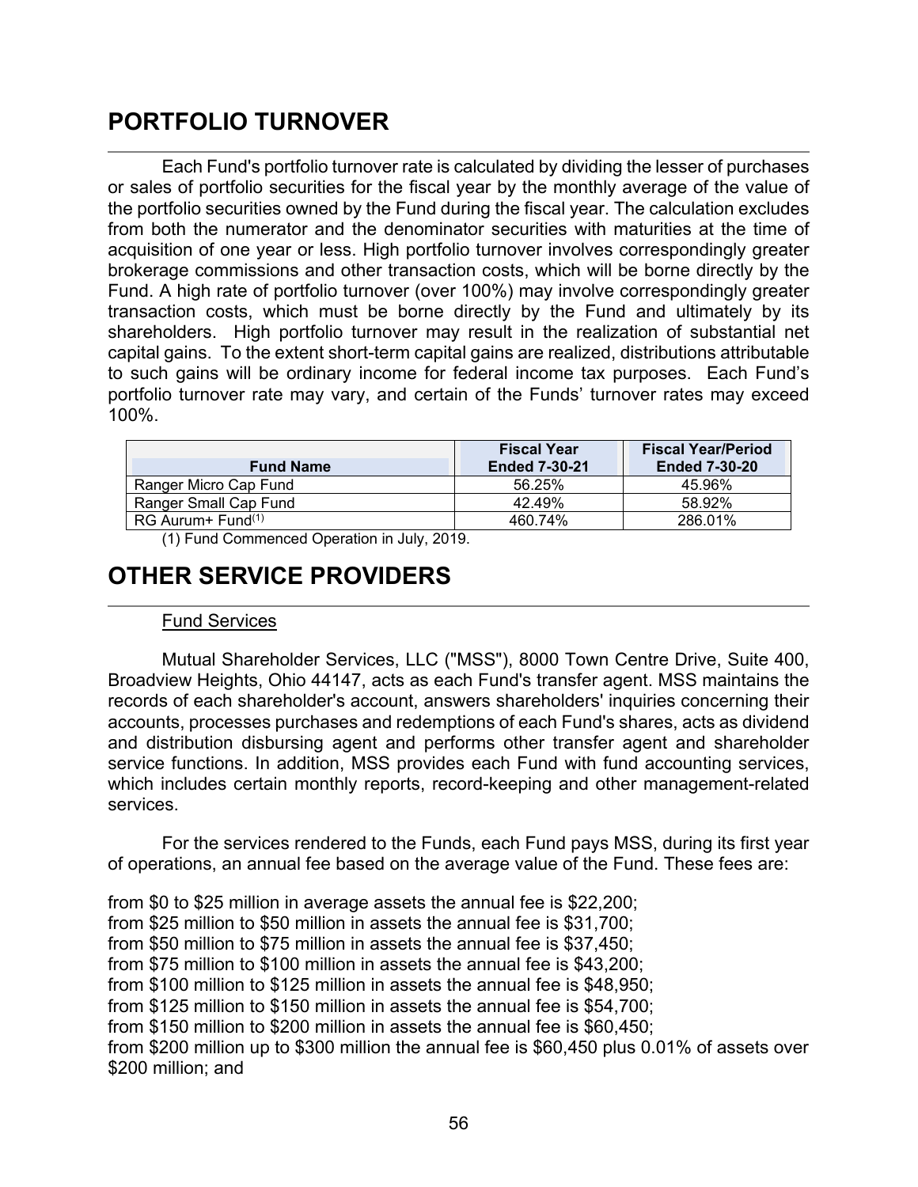## PORTFOLIO TURNOVER

Each Fund's portfolio turnover rate is calculated by dividing the lesser of purchases or sales of portfolio securities for the fiscal year by the monthly average of the value of the portfolio securities owned by the Fund during the fiscal year. The calculation excludes from both the numerator and the denominator securities with maturities at the time of acquisition of one year or less. High portfolio turnover involves correspondingly greater brokerage commissions and other transaction costs, which will be borne directly by the Fund. A high rate of portfolio turnover (over 100%) may involve correspondingly greater transaction costs, which must be borne directly by the Fund and ultimately by its shareholders. High portfolio turnover may result in the realization of substantial net capital gains. To the extent short-term capital gains are realized, distributions attributable to such gains will be ordinary income for federal income tax purposes. Each Fund's portfolio turnover rate may vary, and certain of the Funds' turnover rates may exceed 100%.

| Fund Name | Fiscal Year Ended 7-30-21 | Fiscal Year/Period Ended 7-30-20 |
|---|---|---|
| Ranger Micro Cap Fund | 56.25% | 45.96% |
| Ranger Small Cap Fund | 42.49% | 58.92% |
| RG Aurum+ Fund[(1)] | 460.74% | 286.01% |

(1) Fund Commenced Operation in July, 2019.

## OTHER SERVICE PROVIDERS

Fund Services

Mutual Shareholder Services, LLC ("MSS"), 8000 Town Centre Drive, Suite 400, Broadview Heights, Ohio 44147, acts as each Fund's transfer agent. MSS maintains the records of each shareholder's account, answers shareholders' inquiries concerning their accounts, processes purchases and redemptions of each Fund's shares, acts as dividend and distribution disbursing agent and performs other transfer agent and shareholder service functions. In addition, MSS provides each Fund with fund accounting services, which includes certain monthly reports, record-keeping and other management-related services.

For the services rendered to the Funds, each Fund pays MSS, during its first year of operations, an annual fee based on the average value of the Fund. These fees are:

from $0 to $25 million in average assets the annual fee is $22,200;
from $25 million to $50 million in assets the annual fee is $31,700;
from $50 million to $75 million in assets the annual fee is $37,450;
from $75 million to $100 million in assets the annual fee is $43,200;
from $100 million to $125 million in assets the annual fee is $48,950;
from $125 million to $150 million in assets the annual fee is $54,700;
from $150 million to $200 million in assets the annual fee is $60,450;
from $200 million up to $300 million the annual fee is $60,450 plus 0.01% of assets over $200 million; and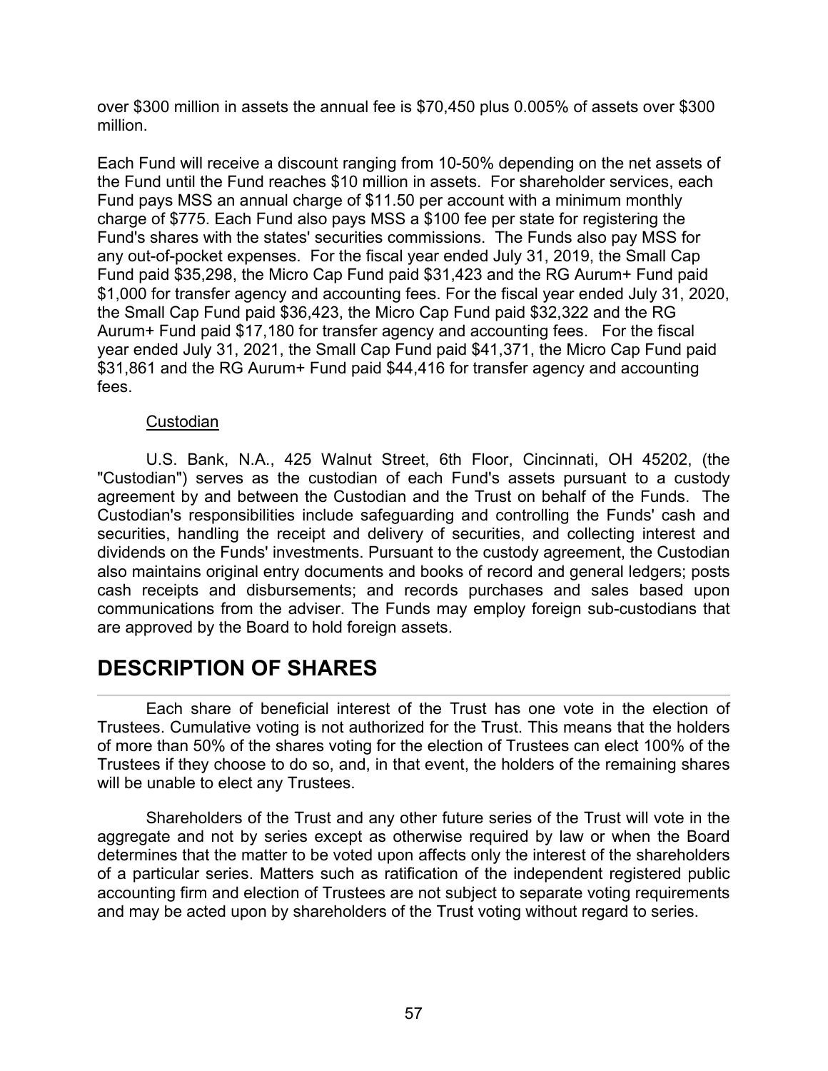over $300 million in assets the annual fee is $70,450 plus 0.005% of assets over $300 million.

Each Fund will receive a discount ranging from 10-50% depending on the net assets of the Fund until the Fund reaches $10 million in assets. For shareholder services, each Fund pays MSS an annual charge of $11.50 per account with a minimum monthly charge of $775. Each Fund also pays MSS a $100 fee per state for registering the Fund's shares with the states' securities commissions. The Funds also pay MSS for any out-of-pocket expenses. For the fiscal year ended July 31, 2019, the Small Cap Fund paid $35,298, the Micro Cap Fund paid $31,423 and the RG Aurum+ Fund paid $1,000 for transfer agency and accounting fees. For the fiscal year ended July 31, 2020, the Small Cap Fund paid $36,423, the Micro Cap Fund paid $32,322 and the RG Aurum+ Fund paid $17,180 for transfer agency and accounting fees. For the fiscal year ended July 31, 2021, the Small Cap Fund paid $41,371, the Micro Cap Fund paid $31,861 and the RG Aurum+ Fund paid $44,416 for transfer agency and accounting fees.

Custodian

U.S. Bank, N.A., 425 Walnut Street, 6th Floor, Cincinnati, OH 45202, (the "Custodian") serves as the custodian of each Fund's assets pursuant to a custody agreement by and between the Custodian and the Trust on behalf of the Funds. The Custodian's responsibilities include safeguarding and controlling the Funds' cash and securities, handling the receipt and delivery of securities, and collecting interest and dividends on the Funds' investments. Pursuant to the custody agreement, the Custodian also maintains original entry documents and books of record and general ledgers; posts cash receipts and disbursements; and records purchases and sales based upon communications from the adviser. The Funds may employ foreign sub-custodians that are approved by the Board to hold foreign assets.

# DESCRIPTION OF SHARES

Each share of beneficial interest of the Trust has one vote in the election of Trustees. Cumulative voting is not authorized for the Trust. This means that the holders of more than 50% of the shares voting for the election of Trustees can elect 100% of the Trustees if they choose to do so, and, in that event, the holders of the remaining shares will be unable to elect any Trustees.

Shareholders of the Trust and any other future series of the Trust will vote in the aggregate and not by series except as otherwise required by law or when the Board determines that the matter to be voted upon affects only the interest of the shareholders of a particular series. Matters such as ratification of the independent registered public accounting firm and election of Trustees are not subject to separate voting requirements and may be acted upon by shareholders of the Trust voting without regard to series.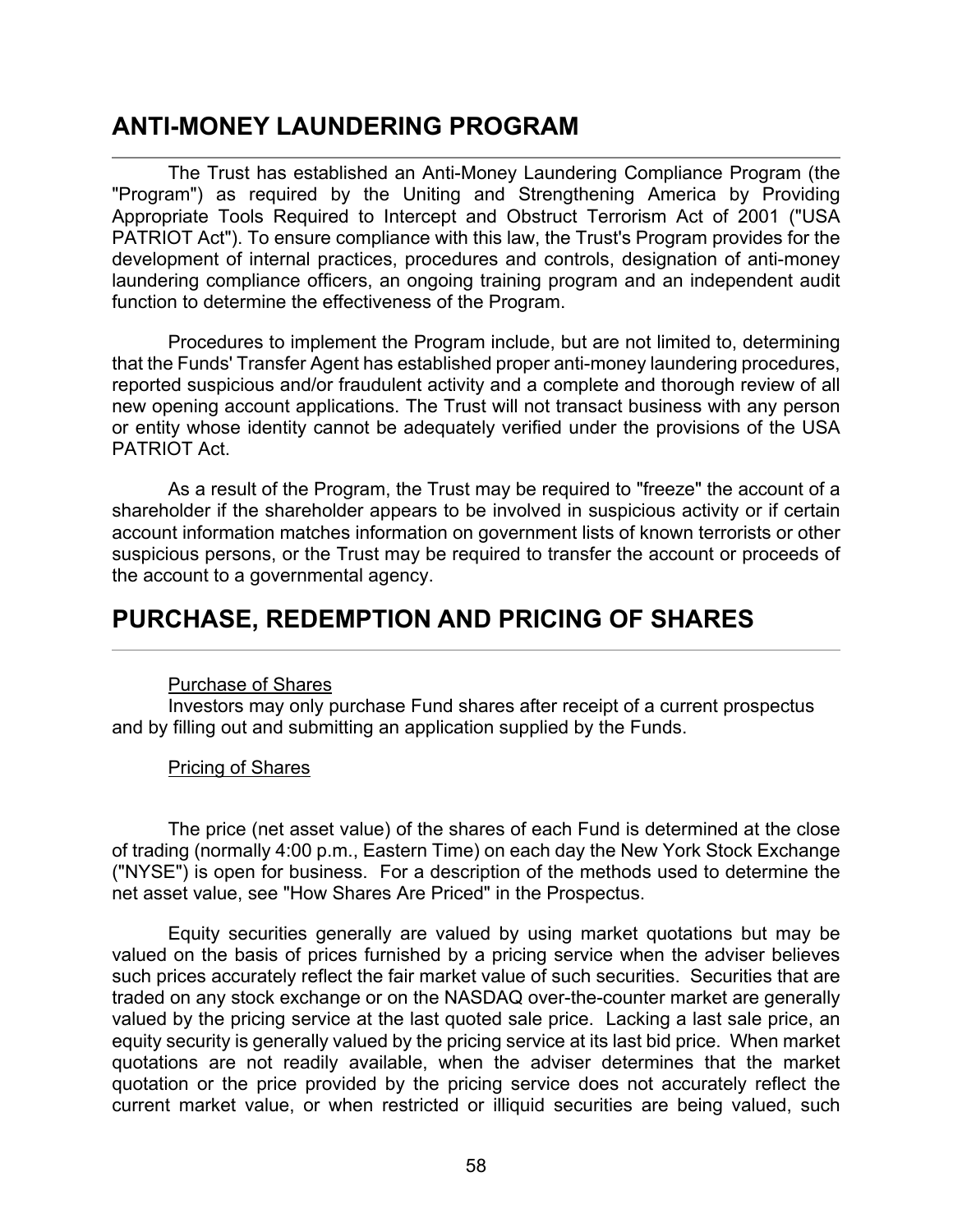## ANTI-MONEY LAUNDERING PROGRAM

The Trust has established an Anti-Money Laundering Compliance Program (the "Program") as required by the Uniting and Strengthening America by Providing Appropriate Tools Required to Intercept and Obstruct Terrorism Act of 2001 ("USA PATRIOT Act"). To ensure compliance with this law, the Trust's Program provides for the development of internal practices, procedures and controls, designation of anti-money laundering compliance officers, an ongoing training program and an independent audit function to determine the effectiveness of the Program.

Procedures to implement the Program include, but are not limited to, determining that the Funds' Transfer Agent has established proper anti-money laundering procedures, reported suspicious and/or fraudulent activity and a complete and thorough review of all new opening account applications. The Trust will not transact business with any person or entity whose identity cannot be adequately verified under the provisions of the USA PATRIOT Act.

As a result of the Program, the Trust may be required to "freeze" the account of a shareholder if the shareholder appears to be involved in suspicious activity or if certain account information matches information on government lists of known terrorists or other suspicious persons, or the Trust may be required to transfer the account or proceeds of the account to a governmental agency.

## PURCHASE, REDEMPTION AND PRICING OF SHARES

Purchase of Shares

Investors may only purchase Fund shares after receipt of a current prospectus and by filling out and submitting an application supplied by the Funds.

Pricing of Shares

The price (net asset value) of the shares of each Fund is determined at the close of trading (normally 4:00 p.m., Eastern Time) on each day the New York Stock Exchange ("NYSE") is open for business. For a description of the methods used to determine the net asset value, see "How Shares Are Priced" in the Prospectus.

Equity securities generally are valued by using market quotations but may be valued on the basis of prices furnished by a pricing service when the adviser believes such prices accurately reflect the fair market value of such securities. Securities that are traded on any stock exchange or on the NASDAQ over-the-counter market are generally valued by the pricing service at the last quoted sale price. Lacking a last sale price, an equity security is generally valued by the pricing service at its last bid price. When market quotations are not readily available, when the adviser determines that the market quotation or the price provided by the pricing service does not accurately reflect the current market value, or when restricted or illiquid securities are being valued, such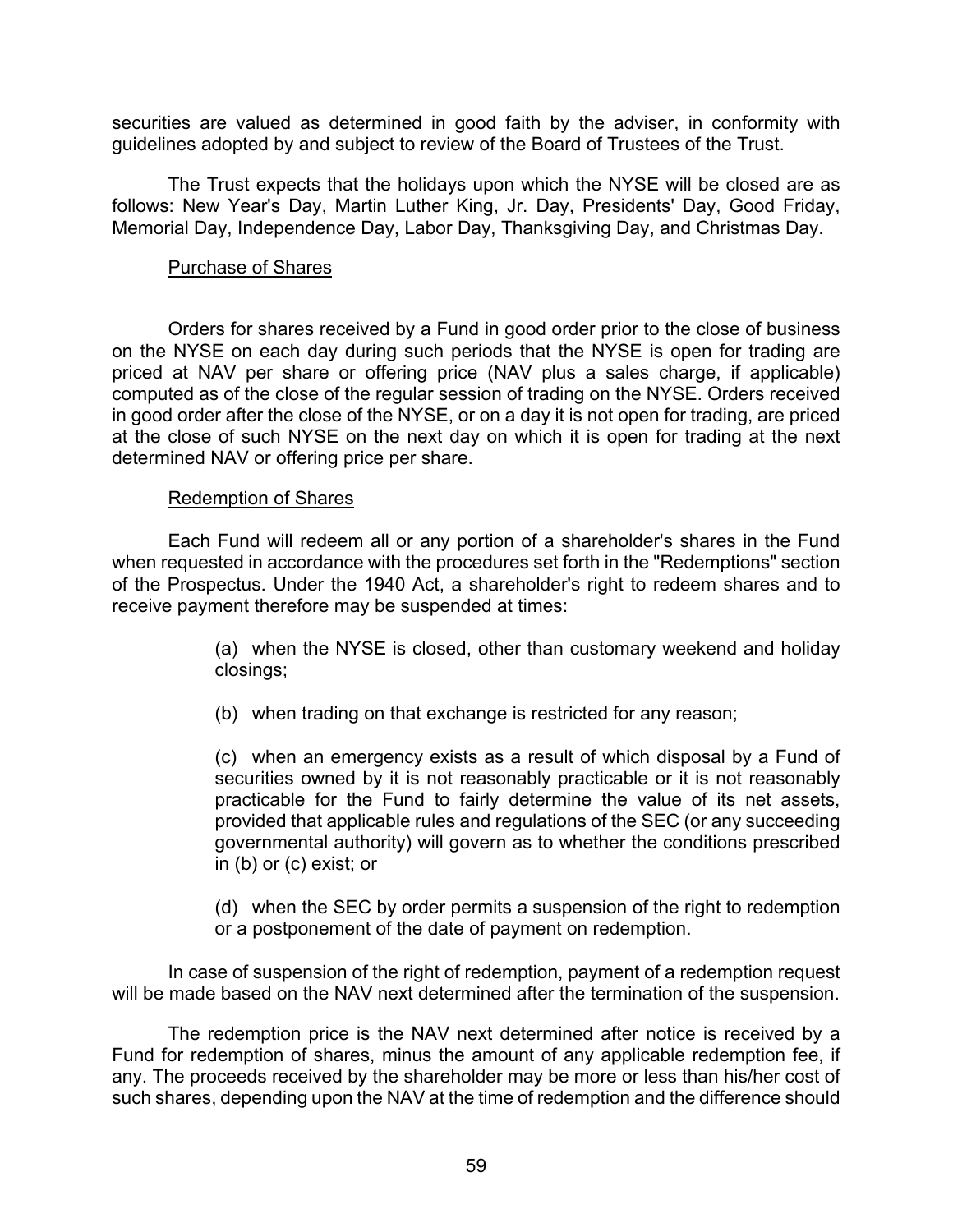securities are valued as determined in good faith by the adviser, in conformity with guidelines adopted by and subject to review of the Board of Trustees of the Trust.

The Trust expects that the holidays upon which the NYSE will be closed are as follows: New Year's Day, Martin Luther King, Jr. Day, Presidents' Day, Good Friday, Memorial Day, Independence Day, Labor Day, Thanksgiving Day, and Christmas Day.

### Purchase of Shares

Orders for shares received by a Fund in good order prior to the close of business on the NYSE on each day during such periods that the NYSE is open for trading are priced at NAV per share or offering price (NAV plus a sales charge, if applicable) computed as of the close of the regular session of trading on the NYSE. Orders received in good order after the close of the NYSE, or on a day it is not open for trading, are priced at the close of such NYSE on the next day on which it is open for trading at the next determined NAV or offering price per share.

### Redemption of Shares

Each Fund will redeem all or any portion of a shareholder's shares in the Fund when requested in accordance with the procedures set forth in the "Redemptions" section of the Prospectus. Under the 1940 Act, a shareholder's right to redeem shares and to receive payment therefore may be suspended at times:

> (a) when the NYSE is closed, other than customary weekend and holiday closings;
>
> (b) when trading on that exchange is restricted for any reason;
>
> (c) when an emergency exists as a result of which disposal by a Fund of securities owned by it is not reasonably practicable or it is not reasonably practicable for the Fund to fairly determine the value of its net assets, provided that applicable rules and regulations of the SEC (or any succeeding governmental authority) will govern as to whether the conditions prescribed in (b) or (c) exist; or
>
> (d) when the SEC by order permits a suspension of the right to redemption or a postponement of the date of payment on redemption.

In case of suspension of the right of redemption, payment of a redemption request will be made based on the NAV next determined after the termination of the suspension.

The redemption price is the NAV next determined after notice is received by a Fund for redemption of shares, minus the amount of any applicable redemption fee, if any. The proceeds received by the shareholder may be more or less than his/her cost of such shares, depending upon the NAV at the time of redemption and the difference should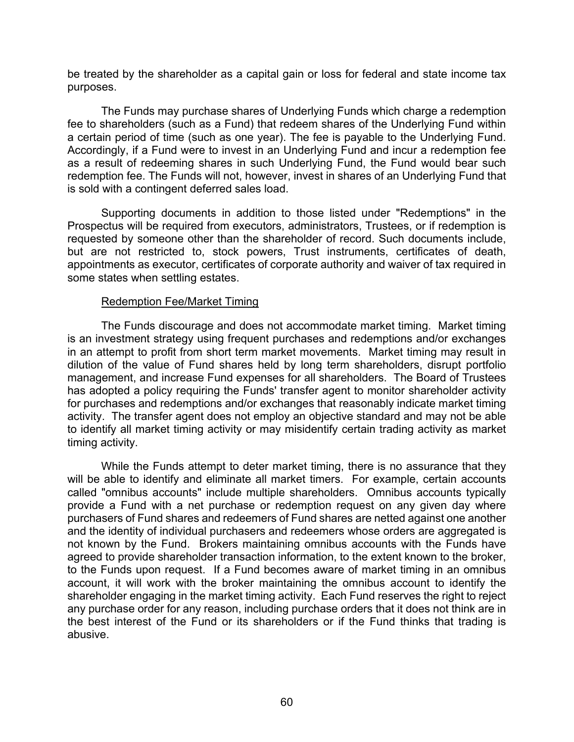be treated by the shareholder as a capital gain or loss for federal and state income tax purposes.

The Funds may purchase shares of Underlying Funds which charge a redemption fee to shareholders (such as a Fund) that redeem shares of the Underlying Fund within a certain period of time (such as one year). The fee is payable to the Underlying Fund. Accordingly, if a Fund were to invest in an Underlying Fund and incur a redemption fee as a result of redeeming shares in such Underlying Fund, the Fund would bear such redemption fee. The Funds will not, however, invest in shares of an Underlying Fund that is sold with a contingent deferred sales load.

Supporting documents in addition to those listed under "Redemptions" in the Prospectus will be required from executors, administrators, Trustees, or if redemption is requested by someone other than the shareholder of record. Such documents include, but are not restricted to, stock powers, Trust instruments, certificates of death, appointments as executor, certificates of corporate authority and waiver of tax required in some states when settling estates.

Redemption Fee/Market Timing

The Funds discourage and does not accommodate market timing. Market timing is an investment strategy using frequent purchases and redemptions and/or exchanges in an attempt to profit from short term market movements. Market timing may result in dilution of the value of Fund shares held by long term shareholders, disrupt portfolio management, and increase Fund expenses for all shareholders. The Board of Trustees has adopted a policy requiring the Funds' transfer agent to monitor shareholder activity for purchases and redemptions and/or exchanges that reasonably indicate market timing activity. The transfer agent does not employ an objective standard and may not be able to identify all market timing activity or may misidentify certain trading activity as market timing activity.

While the Funds attempt to deter market timing, there is no assurance that they will be able to identify and eliminate all market timers. For example, certain accounts called "omnibus accounts" include multiple shareholders. Omnibus accounts typically provide a Fund with a net purchase or redemption request on any given day where purchasers of Fund shares and redeemers of Fund shares are netted against one another and the identity of individual purchasers and redeemers whose orders are aggregated is not known by the Fund. Brokers maintaining omnibus accounts with the Funds have agreed to provide shareholder transaction information, to the extent known to the broker, to the Funds upon request. If a Fund becomes aware of market timing in an omnibus account, it will work with the broker maintaining the omnibus account to identify the shareholder engaging in the market timing activity. Each Fund reserves the right to reject any purchase order for any reason, including purchase orders that it does not think are in the best interest of the Fund or its shareholders or if the Fund thinks that trading is abusive.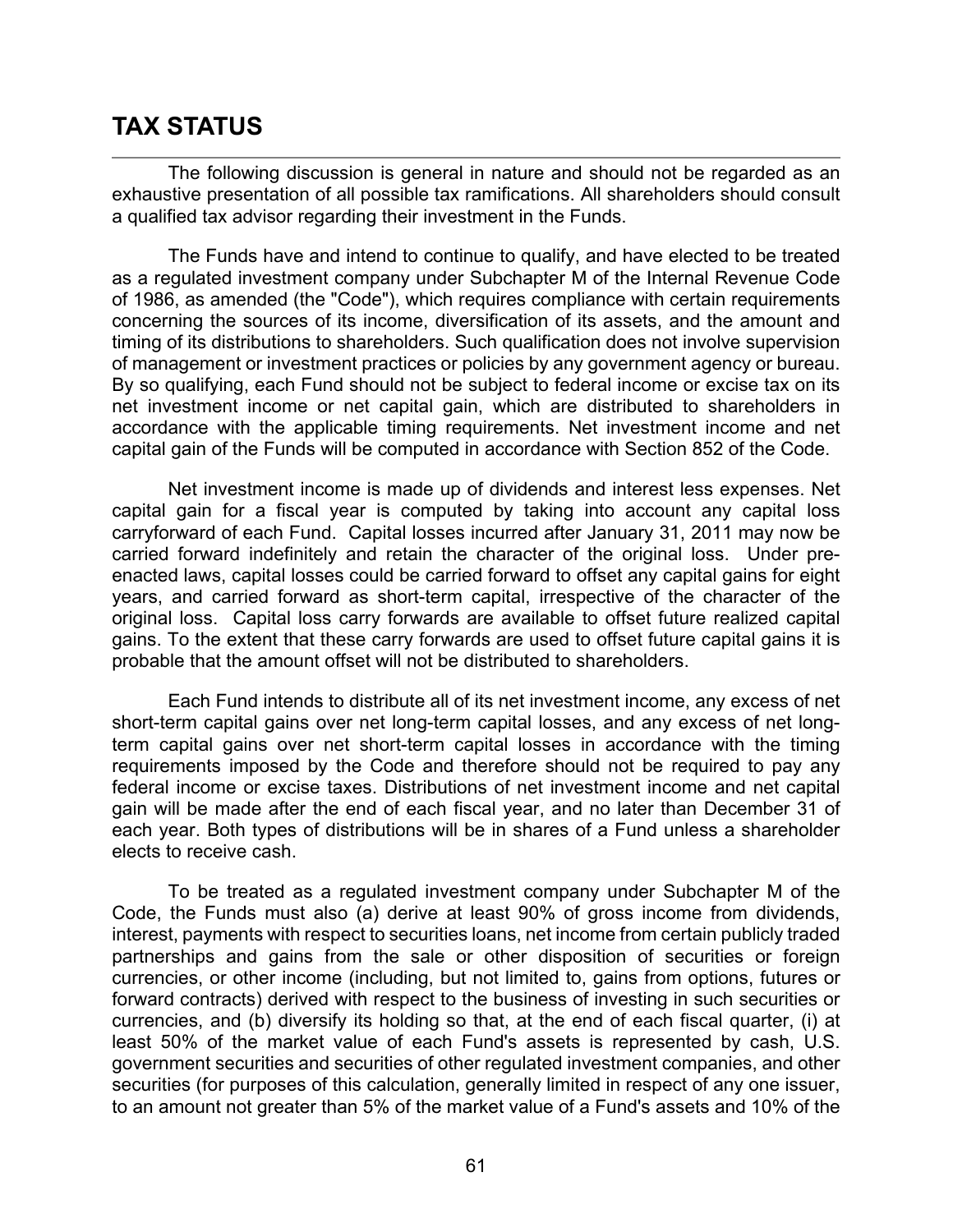## TAX STATUS

The following discussion is general in nature and should not be regarded as an exhaustive presentation of all possible tax ramifications. All shareholders should consult a qualified tax advisor regarding their investment in the Funds.

The Funds have and intend to continue to qualify, and have elected to be treated as a regulated investment company under Subchapter M of the Internal Revenue Code of 1986, as amended (the "Code"), which requires compliance with certain requirements concerning the sources of its income, diversification of its assets, and the amount and timing of its distributions to shareholders. Such qualification does not involve supervision of management or investment practices or policies by any government agency or bureau. By so qualifying, each Fund should not be subject to federal income or excise tax on its net investment income or net capital gain, which are distributed to shareholders in accordance with the applicable timing requirements. Net investment income and net capital gain of the Funds will be computed in accordance with Section 852 of the Code.

Net investment income is made up of dividends and interest less expenses. Net capital gain for a fiscal year is computed by taking into account any capital loss carryforward of each Fund. Capital losses incurred after January 31, 2011 may now be carried forward indefinitely and retain the character of the original loss. Under pre-enacted laws, capital losses could be carried forward to offset any capital gains for eight years, and carried forward as short-term capital, irrespective of the character of the original loss. Capital loss carry forwards are available to offset future realized capital gains. To the extent that these carry forwards are used to offset future capital gains it is probable that the amount offset will not be distributed to shareholders.

Each Fund intends to distribute all of its net investment income, any excess of net short-term capital gains over net long-term capital losses, and any excess of net long-term capital gains over net short-term capital losses in accordance with the timing requirements imposed by the Code and therefore should not be required to pay any federal income or excise taxes. Distributions of net investment income and net capital gain will be made after the end of each fiscal year, and no later than December 31 of each year. Both types of distributions will be in shares of a Fund unless a shareholder elects to receive cash.

To be treated as a regulated investment company under Subchapter M of the Code, the Funds must also (a) derive at least 90% of gross income from dividends, interest, payments with respect to securities loans, net income from certain publicly traded partnerships and gains from the sale or other disposition of securities or foreign currencies, or other income (including, but not limited to, gains from options, futures or forward contracts) derived with respect to the business of investing in such securities or currencies, and (b) diversify its holding so that, at the end of each fiscal quarter, (i) at least 50% of the market value of each Fund's assets is represented by cash, U.S. government securities and securities of other regulated investment companies, and other securities (for purposes of this calculation, generally limited in respect of any one issuer, to an amount not greater than 5% of the market value of a Fund's assets and 10% of the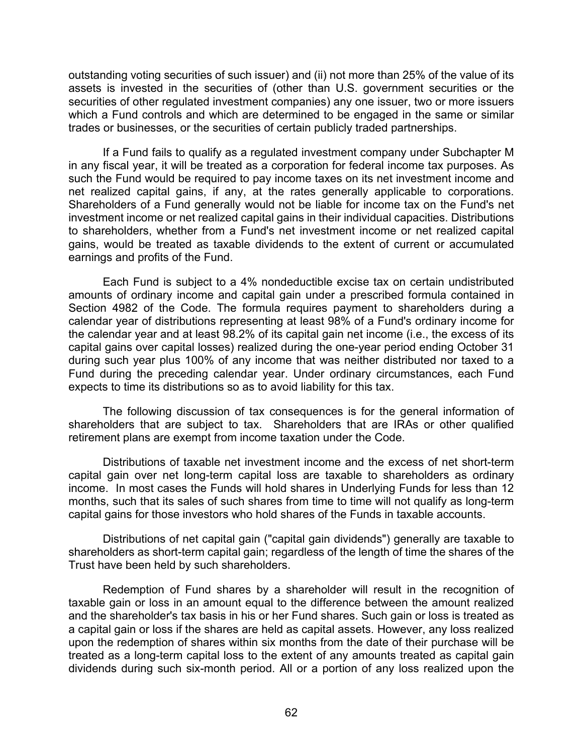outstanding voting securities of such issuer) and (ii) not more than 25% of the value of its assets is invested in the securities of (other than U.S. government securities or the securities of other regulated investment companies) any one issuer, two or more issuers which a Fund controls and which are determined to be engaged in the same or similar trades or businesses, or the securities of certain publicly traded partnerships.

If a Fund fails to qualify as a regulated investment company under Subchapter M in any fiscal year, it will be treated as a corporation for federal income tax purposes. As such the Fund would be required to pay income taxes on its net investment income and net realized capital gains, if any, at the rates generally applicable to corporations. Shareholders of a Fund generally would not be liable for income tax on the Fund's net investment income or net realized capital gains in their individual capacities. Distributions to shareholders, whether from a Fund's net investment income or net realized capital gains, would be treated as taxable dividends to the extent of current or accumulated earnings and profits of the Fund.

Each Fund is subject to a 4% nondeductible excise tax on certain undistributed amounts of ordinary income and capital gain under a prescribed formula contained in Section 4982 of the Code. The formula requires payment to shareholders during a calendar year of distributions representing at least 98% of a Fund's ordinary income for the calendar year and at least 98.2% of its capital gain net income (i.e., the excess of its capital gains over capital losses) realized during the one-year period ending October 31 during such year plus 100% of any income that was neither distributed nor taxed to a Fund during the preceding calendar year. Under ordinary circumstances, each Fund expects to time its distributions so as to avoid liability for this tax.

The following discussion of tax consequences is for the general information of shareholders that are subject to tax. Shareholders that are IRAs or other qualified retirement plans are exempt from income taxation under the Code.

Distributions of taxable net investment income and the excess of net short-term capital gain over net long-term capital loss are taxable to shareholders as ordinary income. In most cases the Funds will hold shares in Underlying Funds for less than 12 months, such that its sales of such shares from time to time will not qualify as long-term capital gains for those investors who hold shares of the Funds in taxable accounts.

Distributions of net capital gain ("capital gain dividends") generally are taxable to shareholders as short-term capital gain; regardless of the length of time the shares of the Trust have been held by such shareholders.

Redemption of Fund shares by a shareholder will result in the recognition of taxable gain or loss in an amount equal to the difference between the amount realized and the shareholder's tax basis in his or her Fund shares. Such gain or loss is treated as a capital gain or loss if the shares are held as capital assets. However, any loss realized upon the redemption of shares within six months from the date of their purchase will be treated as a long-term capital loss to the extent of any amounts treated as capital gain dividends during such six-month period. All or a portion of any loss realized upon the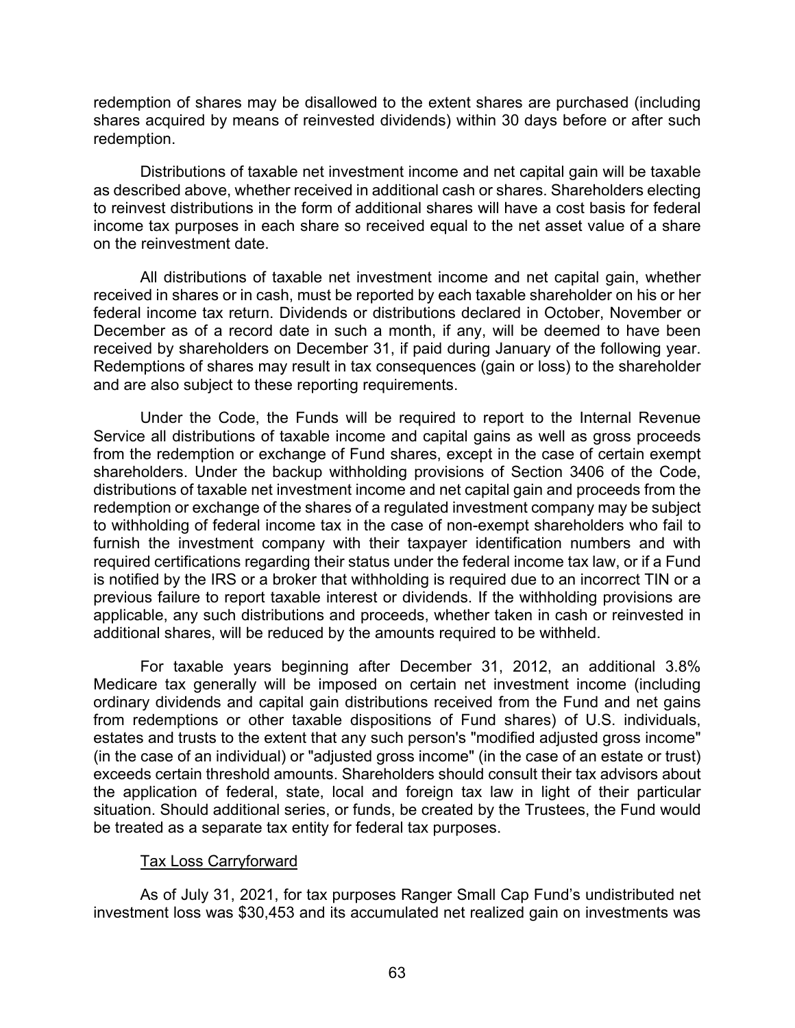redemption of shares may be disallowed to the extent shares are purchased (including shares acquired by means of reinvested dividends) within 30 days before or after such redemption.

Distributions of taxable net investment income and net capital gain will be taxable as described above, whether received in additional cash or shares. Shareholders electing to reinvest distributions in the form of additional shares will have a cost basis for federal income tax purposes in each share so received equal to the net asset value of a share on the reinvestment date.

All distributions of taxable net investment income and net capital gain, whether received in shares or in cash, must be reported by each taxable shareholder on his or her federal income tax return. Dividends or distributions declared in October, November or December as of a record date in such a month, if any, will be deemed to have been received by shareholders on December 31, if paid during January of the following year. Redemptions of shares may result in tax consequences (gain or loss) to the shareholder and are also subject to these reporting requirements.

Under the Code, the Funds will be required to report to the Internal Revenue Service all distributions of taxable income and capital gains as well as gross proceeds from the redemption or exchange of Fund shares, except in the case of certain exempt shareholders. Under the backup withholding provisions of Section 3406 of the Code, distributions of taxable net investment income and net capital gain and proceeds from the redemption or exchange of the shares of a regulated investment company may be subject to withholding of federal income tax in the case of non-exempt shareholders who fail to furnish the investment company with their taxpayer identification numbers and with required certifications regarding their status under the federal income tax law, or if a Fund is notified by the IRS or a broker that withholding is required due to an incorrect TIN or a previous failure to report taxable interest or dividends. If the withholding provisions are applicable, any such distributions and proceeds, whether taken in cash or reinvested in additional shares, will be reduced by the amounts required to be withheld.

For taxable years beginning after December 31, 2012, an additional 3.8% Medicare tax generally will be imposed on certain net investment income (including ordinary dividends and capital gain distributions received from the Fund and net gains from redemptions or other taxable dispositions of Fund shares) of U.S. individuals, estates and trusts to the extent that any such person's "modified adjusted gross income" (in the case of an individual) or "adjusted gross income" (in the case of an estate or trust) exceeds certain threshold amounts. Shareholders should consult their tax advisors about the application of federal, state, local and foreign tax law in light of their particular situation. Should additional series, or funds, be created by the Trustees, the Fund would be treated as a separate tax entity for federal tax purposes.

Tax Loss Carryforward

As of July 31, 2021, for tax purposes Ranger Small Cap Fund's undistributed net investment loss was $30,453 and its accumulated net realized gain on investments was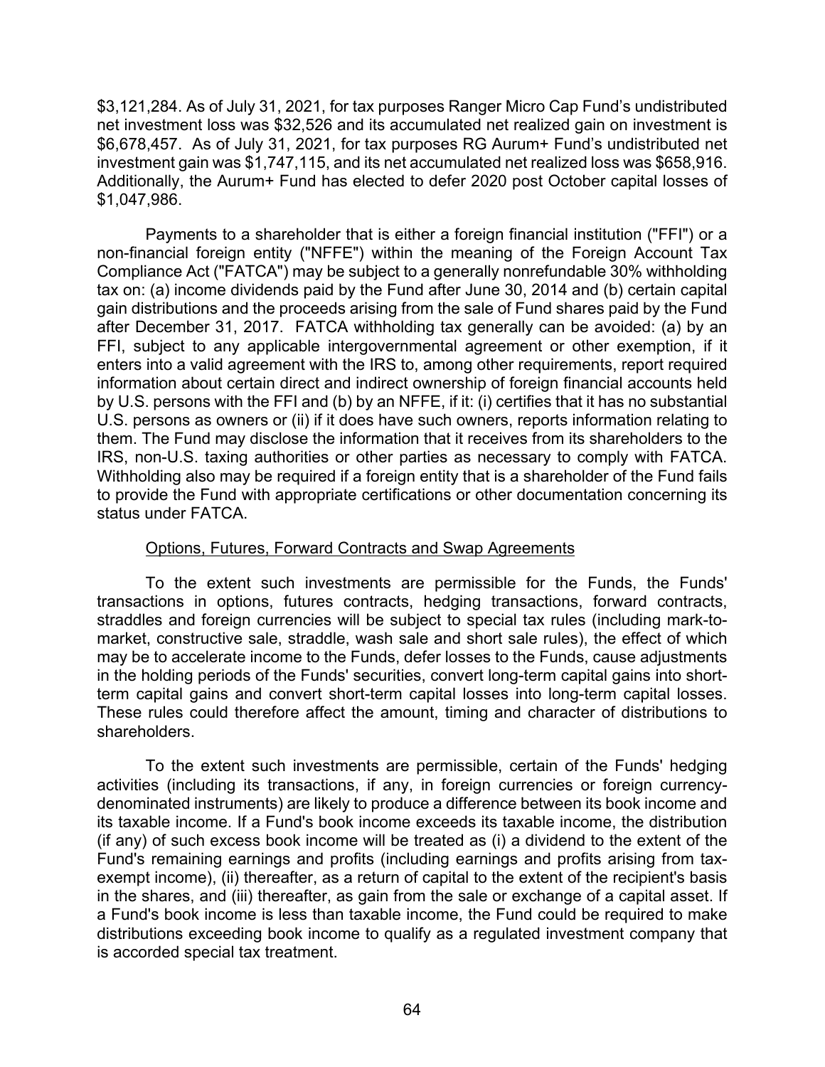$3,121,284. As of July 31, 2021, for tax purposes Ranger Micro Cap Fund's undistributed net investment loss was $32,526 and its accumulated net realized gain on investment is $6,678,457. As of July 31, 2021, for tax purposes RG Aurum+ Fund's undistributed net investment gain was $1,747,115, and its net accumulated net realized loss was $658,916. Additionally, the Aurum+ Fund has elected to defer 2020 post October capital losses of $1,047,986.

Payments to a shareholder that is either a foreign financial institution ("FFI") or a non-financial foreign entity ("NFFE") within the meaning of the Foreign Account Tax Compliance Act ("FATCA") may be subject to a generally nonrefundable 30% withholding tax on: (a) income dividends paid by the Fund after June 30, 2014 and (b) certain capital gain distributions and the proceeds arising from the sale of Fund shares paid by the Fund after December 31, 2017. FATCA withholding tax generally can be avoided: (a) by an FFI, subject to any applicable intergovernmental agreement or other exemption, if it enters into a valid agreement with the IRS to, among other requirements, report required information about certain direct and indirect ownership of foreign financial accounts held by U.S. persons with the FFI and (b) by an NFFE, if it: (i) certifies that it has no substantial U.S. persons as owners or (ii) if it does have such owners, reports information relating to them. The Fund may disclose the information that it receives from its shareholders to the IRS, non-U.S. taxing authorities or other parties as necessary to comply with FATCA. Withholding also may be required if a foreign entity that is a shareholder of the Fund fails to provide the Fund with appropriate certifications or other documentation concerning its status under FATCA.

Options, Futures, Forward Contracts and Swap Agreements

To the extent such investments are permissible for the Funds, the Funds' transactions in options, futures contracts, hedging transactions, forward contracts, straddles and foreign currencies will be subject to special tax rules (including mark-to-market, constructive sale, straddle, wash sale and short sale rules), the effect of which may be to accelerate income to the Funds, defer losses to the Funds, cause adjustments in the holding periods of the Funds' securities, convert long-term capital gains into short-term capital gains and convert short-term capital losses into long-term capital losses. These rules could therefore affect the amount, timing and character of distributions to shareholders.

To the extent such investments are permissible, certain of the Funds' hedging activities (including its transactions, if any, in foreign currencies or foreign currency-denominated instruments) are likely to produce a difference between its book income and its taxable income. If a Fund's book income exceeds its taxable income, the distribution (if any) of such excess book income will be treated as (i) a dividend to the extent of the Fund's remaining earnings and profits (including earnings and profits arising from tax-exempt income), (ii) thereafter, as a return of capital to the extent of the recipient's basis in the shares, and (iii) thereafter, as gain from the sale or exchange of a capital asset. If a Fund's book income is less than taxable income, the Fund could be required to make distributions exceeding book income to qualify as a regulated investment company that is accorded special tax treatment.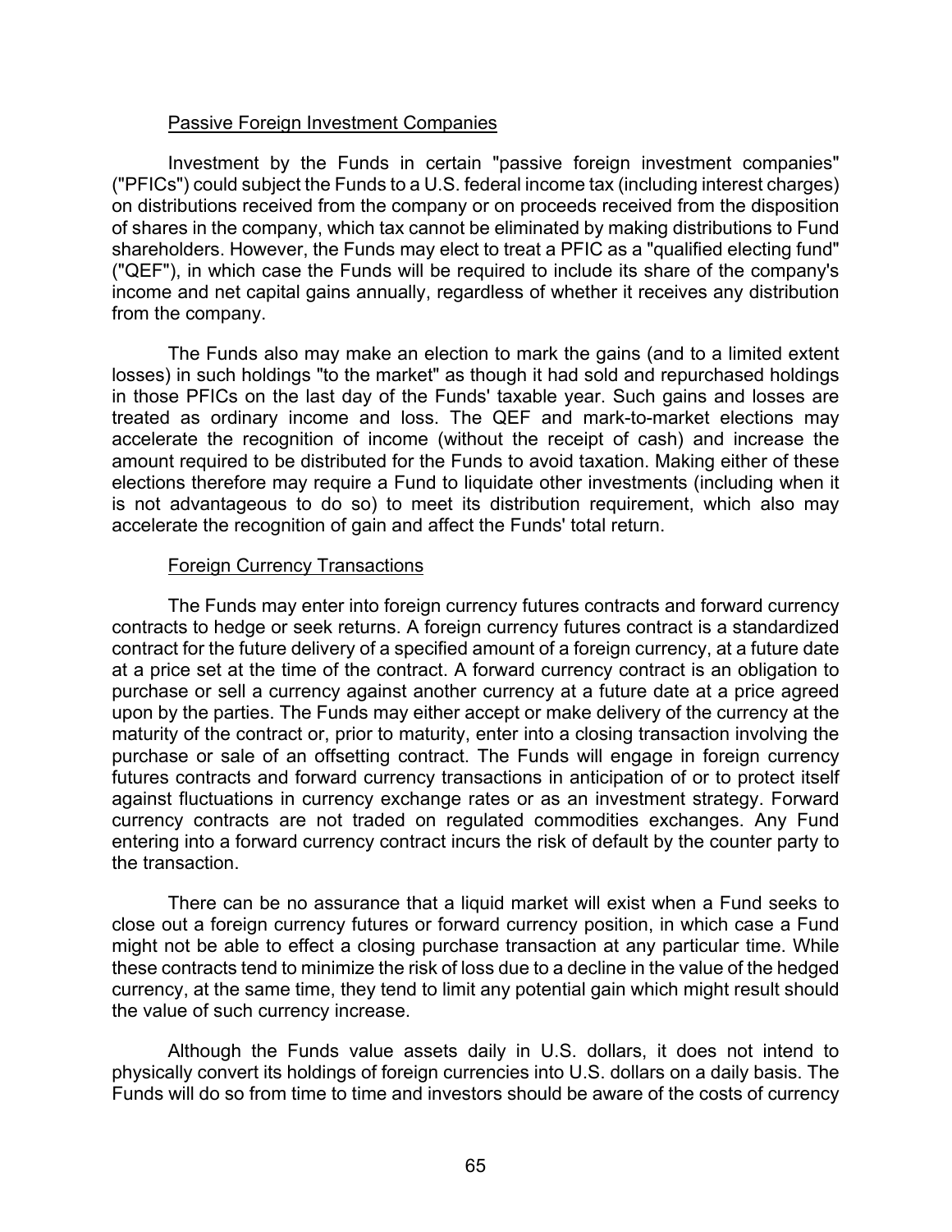## Passive Foreign Investment Companies

Investment by the Funds in certain "passive foreign investment companies" ("PFICs") could subject the Funds to a U.S. federal income tax (including interest charges) on distributions received from the company or on proceeds received from the disposition of shares in the company, which tax cannot be eliminated by making distributions to Fund shareholders. However, the Funds may elect to treat a PFIC as a "qualified electing fund" ("QEF"), in which case the Funds will be required to include its share of the company's income and net capital gains annually, regardless of whether it receives any distribution from the company.

The Funds also may make an election to mark the gains (and to a limited extent losses) in such holdings "to the market" as though it had sold and repurchased holdings in those PFICs on the last day of the Funds' taxable year. Such gains and losses are treated as ordinary income and loss. The QEF and mark-to-market elections may accelerate the recognition of income (without the receipt of cash) and increase the amount required to be distributed for the Funds to avoid taxation. Making either of these elections therefore may require a Fund to liquidate other investments (including when it is not advantageous to do so) to meet its distribution requirement, which also may accelerate the recognition of gain and affect the Funds' total return.

## Foreign Currency Transactions

The Funds may enter into foreign currency futures contracts and forward currency contracts to hedge or seek returns. A foreign currency futures contract is a standardized contract for the future delivery of a specified amount of a foreign currency, at a future date at a price set at the time of the contract. A forward currency contract is an obligation to purchase or sell a currency against another currency at a future date at a price agreed upon by the parties. The Funds may either accept or make delivery of the currency at the maturity of the contract or, prior to maturity, enter into a closing transaction involving the purchase or sale of an offsetting contract. The Funds will engage in foreign currency futures contracts and forward currency transactions in anticipation of or to protect itself against fluctuations in currency exchange rates or as an investment strategy. Forward currency contracts are not traded on regulated commodities exchanges. Any Fund entering into a forward currency contract incurs the risk of default by the counter party to the transaction.

There can be no assurance that a liquid market will exist when a Fund seeks to close out a foreign currency futures or forward currency position, in which case a Fund might not be able to effect a closing purchase transaction at any particular time. While these contracts tend to minimize the risk of loss due to a decline in the value of the hedged currency, at the same time, they tend to limit any potential gain which might result should the value of such currency increase.

Although the Funds value assets daily in U.S. dollars, it does not intend to physically convert its holdings of foreign currencies into U.S. dollars on a daily basis. The Funds will do so from time to time and investors should be aware of the costs of currency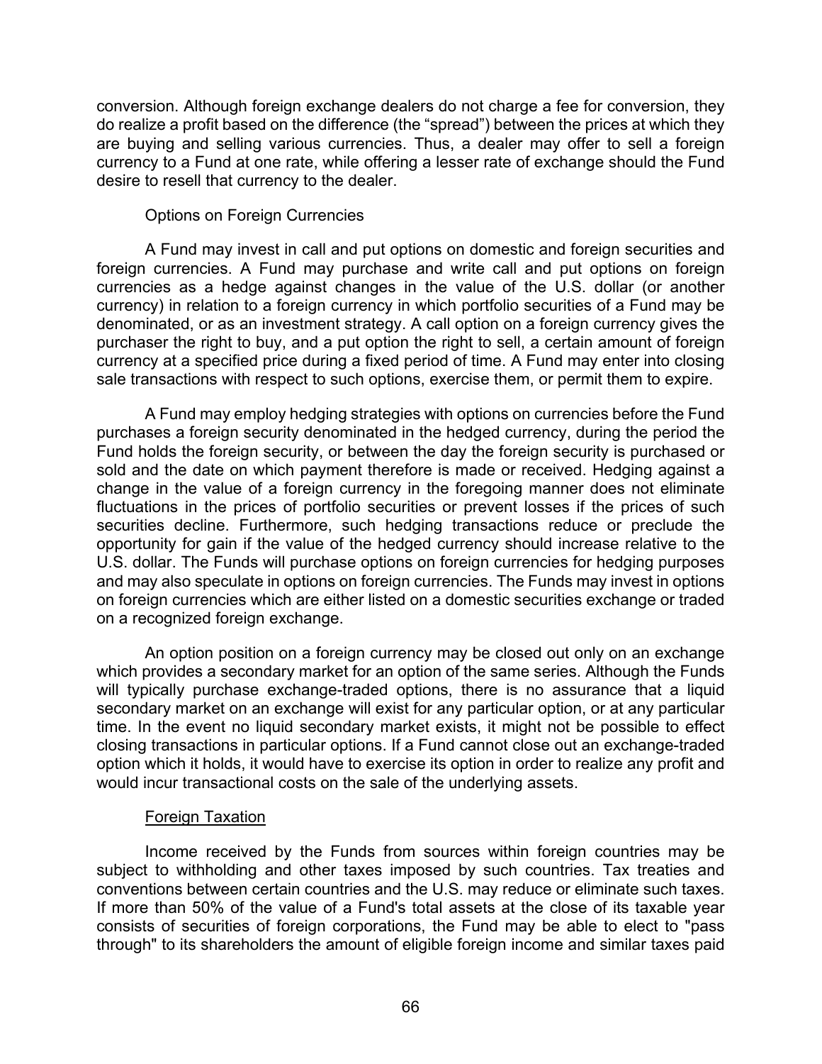conversion. Although foreign exchange dealers do not charge a fee for conversion, they do realize a profit based on the difference (the "spread") between the prices at which they are buying and selling various currencies. Thus, a dealer may offer to sell a foreign currency to a Fund at one rate, while offering a lesser rate of exchange should the Fund desire to resell that currency to the dealer.

Options on Foreign Currencies

A Fund may invest in call and put options on domestic and foreign securities and foreign currencies. A Fund may purchase and write call and put options on foreign currencies as a hedge against changes in the value of the U.S. dollar (or another currency) in relation to a foreign currency in which portfolio securities of a Fund may be denominated, or as an investment strategy. A call option on a foreign currency gives the purchaser the right to buy, and a put option the right to sell, a certain amount of foreign currency at a specified price during a fixed period of time. A Fund may enter into closing sale transactions with respect to such options, exercise them, or permit them to expire.

A Fund may employ hedging strategies with options on currencies before the Fund purchases a foreign security denominated in the hedged currency, during the period the Fund holds the foreign security, or between the day the foreign security is purchased or sold and the date on which payment therefore is made or received. Hedging against a change in the value of a foreign currency in the foregoing manner does not eliminate fluctuations in the prices of portfolio securities or prevent losses if the prices of such securities decline. Furthermore, such hedging transactions reduce or preclude the opportunity for gain if the value of the hedged currency should increase relative to the U.S. dollar. The Funds will purchase options on foreign currencies for hedging purposes and may also speculate in options on foreign currencies. The Funds may invest in options on foreign currencies which are either listed on a domestic securities exchange or traded on a recognized foreign exchange.

An option position on a foreign currency may be closed out only on an exchange which provides a secondary market for an option of the same series. Although the Funds will typically purchase exchange-traded options, there is no assurance that a liquid secondary market on an exchange will exist for any particular option, or at any particular time. In the event no liquid secondary market exists, it might not be possible to effect closing transactions in particular options. If a Fund cannot close out an exchange-traded option which it holds, it would have to exercise its option in order to realize any profit and would incur transactional costs on the sale of the underlying assets.

Foreign Taxation

Income received by the Funds from sources within foreign countries may be subject to withholding and other taxes imposed by such countries. Tax treaties and conventions between certain countries and the U.S. may reduce or eliminate such taxes. If more than 50% of the value of a Fund's total assets at the close of its taxable year consists of securities of foreign corporations, the Fund may be able to elect to "pass through" to its shareholders the amount of eligible foreign income and similar taxes paid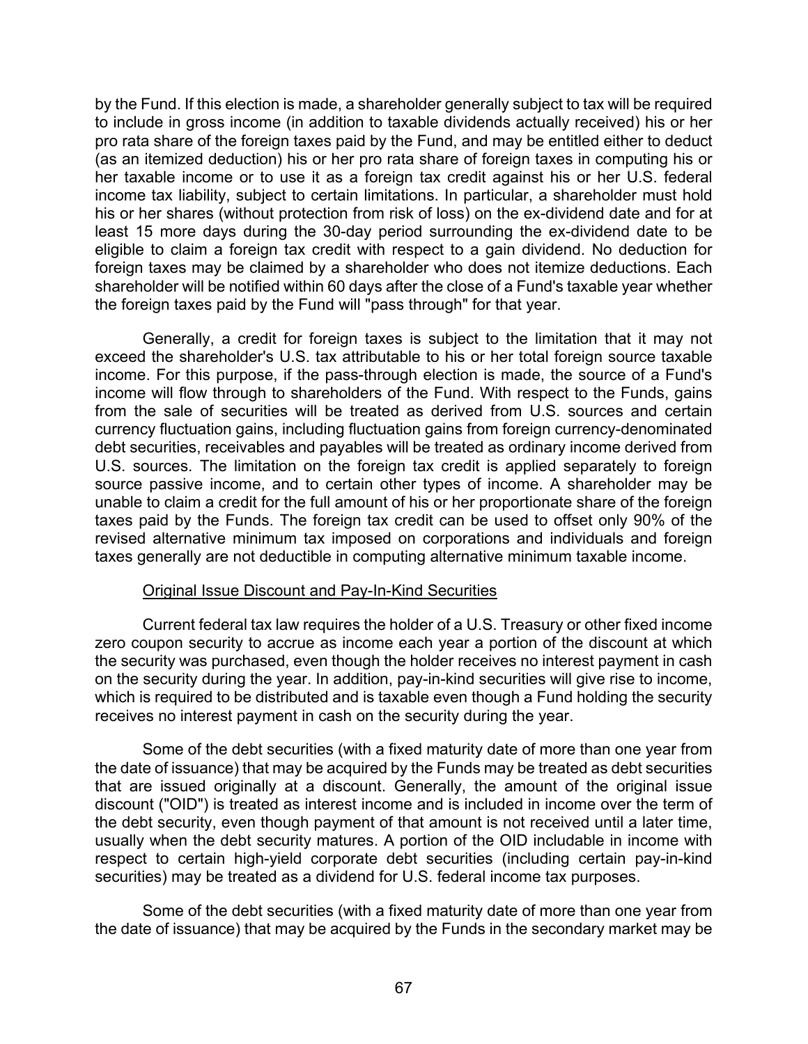by the Fund. If this election is made, a shareholder generally subject to tax will be required to include in gross income (in addition to taxable dividends actually received) his or her pro rata share of the foreign taxes paid by the Fund, and may be entitled either to deduct (as an itemized deduction) his or her pro rata share of foreign taxes in computing his or her taxable income or to use it as a foreign tax credit against his or her U.S. federal income tax liability, subject to certain limitations. In particular, a shareholder must hold his or her shares (without protection from risk of loss) on the ex-dividend date and for at least 15 more days during the 30-day period surrounding the ex-dividend date to be eligible to claim a foreign tax credit with respect to a gain dividend. No deduction for foreign taxes may be claimed by a shareholder who does not itemize deductions. Each shareholder will be notified within 60 days after the close of a Fund's taxable year whether the foreign taxes paid by the Fund will "pass through" for that year.

Generally, a credit for foreign taxes is subject to the limitation that it may not exceed the shareholder's U.S. tax attributable to his or her total foreign source taxable income. For this purpose, if the pass-through election is made, the source of a Fund's income will flow through to shareholders of the Fund. With respect to the Funds, gains from the sale of securities will be treated as derived from U.S. sources and certain currency fluctuation gains, including fluctuation gains from foreign currency-denominated debt securities, receivables and payables will be treated as ordinary income derived from U.S. sources. The limitation on the foreign tax credit is applied separately to foreign source passive income, and to certain other types of income. A shareholder may be unable to claim a credit for the full amount of his or her proportionate share of the foreign taxes paid by the Funds. The foreign tax credit can be used to offset only 90% of the revised alternative minimum tax imposed on corporations and individuals and foreign taxes generally are not deductible in computing alternative minimum taxable income.

Original Issue Discount and Pay-In-Kind Securities

Current federal tax law requires the holder of a U.S. Treasury or other fixed income zero coupon security to accrue as income each year a portion of the discount at which the security was purchased, even though the holder receives no interest payment in cash on the security during the year. In addition, pay-in-kind securities will give rise to income, which is required to be distributed and is taxable even though a Fund holding the security receives no interest payment in cash on the security during the year.

Some of the debt securities (with a fixed maturity date of more than one year from the date of issuance) that may be acquired by the Funds may be treated as debt securities that are issued originally at a discount. Generally, the amount of the original issue discount ("OID") is treated as interest income and is included in income over the term of the debt security, even though payment of that amount is not received until a later time, usually when the debt security matures. A portion of the OID includable in income with respect to certain high-yield corporate debt securities (including certain pay-in-kind securities) may be treated as a dividend for U.S. federal income tax purposes.

Some of the debt securities (with a fixed maturity date of more than one year from the date of issuance) that may be acquired by the Funds in the secondary market may be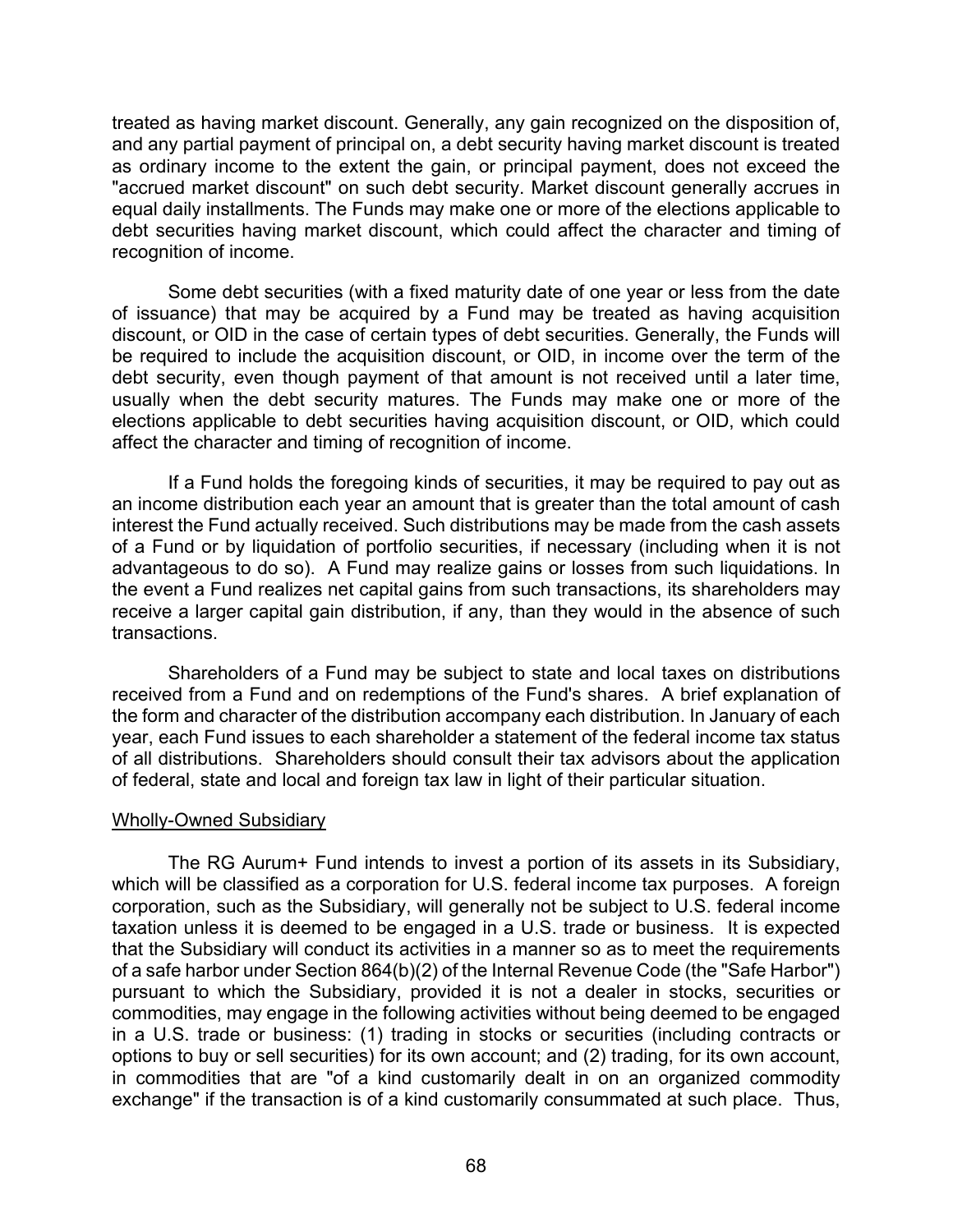treated as having market discount. Generally, any gain recognized on the disposition of, and any partial payment of principal on, a debt security having market discount is treated as ordinary income to the extent the gain, or principal payment, does not exceed the "accrued market discount" on such debt security. Market discount generally accrues in equal daily installments. The Funds may make one or more of the elections applicable to debt securities having market discount, which could affect the character and timing of recognition of income.

Some debt securities (with a fixed maturity date of one year or less from the date of issuance) that may be acquired by a Fund may be treated as having acquisition discount, or OID in the case of certain types of debt securities. Generally, the Funds will be required to include the acquisition discount, or OID, in income over the term of the debt security, even though payment of that amount is not received until a later time, usually when the debt security matures. The Funds may make one or more of the elections applicable to debt securities having acquisition discount, or OID, which could affect the character and timing of recognition of income.

If a Fund holds the foregoing kinds of securities, it may be required to pay out as an income distribution each year an amount that is greater than the total amount of cash interest the Fund actually received. Such distributions may be made from the cash assets of a Fund or by liquidation of portfolio securities, if necessary (including when it is not advantageous to do so). A Fund may realize gains or losses from such liquidations. In the event a Fund realizes net capital gains from such transactions, its shareholders may receive a larger capital gain distribution, if any, than they would in the absence of such transactions.

Shareholders of a Fund may be subject to state and local taxes on distributions received from a Fund and on redemptions of the Fund's shares. A brief explanation of the form and character of the distribution accompany each distribution. In January of each year, each Fund issues to each shareholder a statement of the federal income tax status of all distributions. Shareholders should consult their tax advisors about the application of federal, state and local and foreign tax law in light of their particular situation.

Wholly-Owned Subsidiary

The RG Aurum+ Fund intends to invest a portion of its assets in its Subsidiary, which will be classified as a corporation for U.S. federal income tax purposes. A foreign corporation, such as the Subsidiary, will generally not be subject to U.S. federal income taxation unless it is deemed to be engaged in a U.S. trade or business. It is expected that the Subsidiary will conduct its activities in a manner so as to meet the requirements of a safe harbor under Section 864(b)(2) of the Internal Revenue Code (the "Safe Harbor") pursuant to which the Subsidiary, provided it is not a dealer in stocks, securities or commodities, may engage in the following activities without being deemed to be engaged in a U.S. trade or business: (1) trading in stocks or securities (including contracts or options to buy or sell securities) for its own account; and (2) trading, for its own account, in commodities that are "of a kind customarily dealt in on an organized commodity exchange" if the transaction is of a kind customarily consummated at such place. Thus,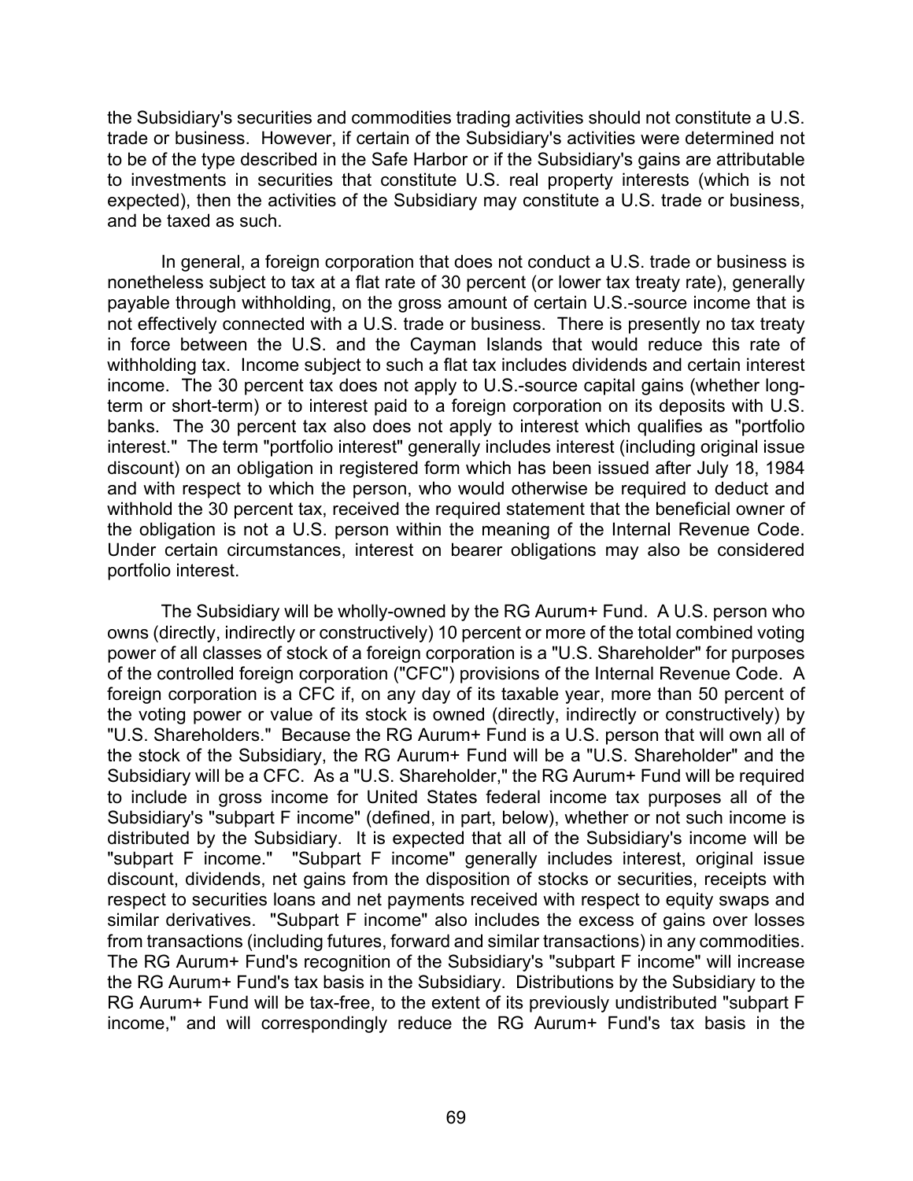the Subsidiary's securities and commodities trading activities should not constitute a U.S. trade or business. However, if certain of the Subsidiary's activities were determined not to be of the type described in the Safe Harbor or if the Subsidiary's gains are attributable to investments in securities that constitute U.S. real property interests (which is not expected), then the activities of the Subsidiary may constitute a U.S. trade or business, and be taxed as such.

In general, a foreign corporation that does not conduct a U.S. trade or business is nonetheless subject to tax at a flat rate of 30 percent (or lower tax treaty rate), generally payable through withholding, on the gross amount of certain U.S.-source income that is not effectively connected with a U.S. trade or business. There is presently no tax treaty in force between the U.S. and the Cayman Islands that would reduce this rate of withholding tax. Income subject to such a flat tax includes dividends and certain interest income. The 30 percent tax does not apply to U.S.-source capital gains (whether long-term or short-term) or to interest paid to a foreign corporation on its deposits with U.S. banks. The 30 percent tax also does not apply to interest which qualifies as "portfolio interest." The term "portfolio interest" generally includes interest (including original issue discount) on an obligation in registered form which has been issued after July 18, 1984 and with respect to which the person, who would otherwise be required to deduct and withhold the 30 percent tax, received the required statement that the beneficial owner of the obligation is not a U.S. person within the meaning of the Internal Revenue Code. Under certain circumstances, interest on bearer obligations may also be considered portfolio interest.

The Subsidiary will be wholly-owned by the RG Aurum+ Fund. A U.S. person who owns (directly, indirectly or constructively) 10 percent or more of the total combined voting power of all classes of stock of a foreign corporation is a "U.S. Shareholder" for purposes of the controlled foreign corporation ("CFC") provisions of the Internal Revenue Code. A foreign corporation is a CFC if, on any day of its taxable year, more than 50 percent of the voting power or value of its stock is owned (directly, indirectly or constructively) by "U.S. Shareholders." Because the RG Aurum+ Fund is a U.S. person that will own all of the stock of the Subsidiary, the RG Aurum+ Fund will be a "U.S. Shareholder" and the Subsidiary will be a CFC. As a "U.S. Shareholder," the RG Aurum+ Fund will be required to include in gross income for United States federal income tax purposes all of the Subsidiary's "subpart F income" (defined, in part, below), whether or not such income is distributed by the Subsidiary. It is expected that all of the Subsidiary's income will be "subpart F income." "Subpart F income" generally includes interest, original issue discount, dividends, net gains from the disposition of stocks or securities, receipts with respect to securities loans and net payments received with respect to equity swaps and similar derivatives. "Subpart F income" also includes the excess of gains over losses from transactions (including futures, forward and similar transactions) in any commodities. The RG Aurum+ Fund's recognition of the Subsidiary's "subpart F income" will increase the RG Aurum+ Fund's tax basis in the Subsidiary. Distributions by the Subsidiary to the RG Aurum+ Fund will be tax-free, to the extent of its previously undistributed "subpart F income," and will correspondingly reduce the RG Aurum+ Fund's tax basis in the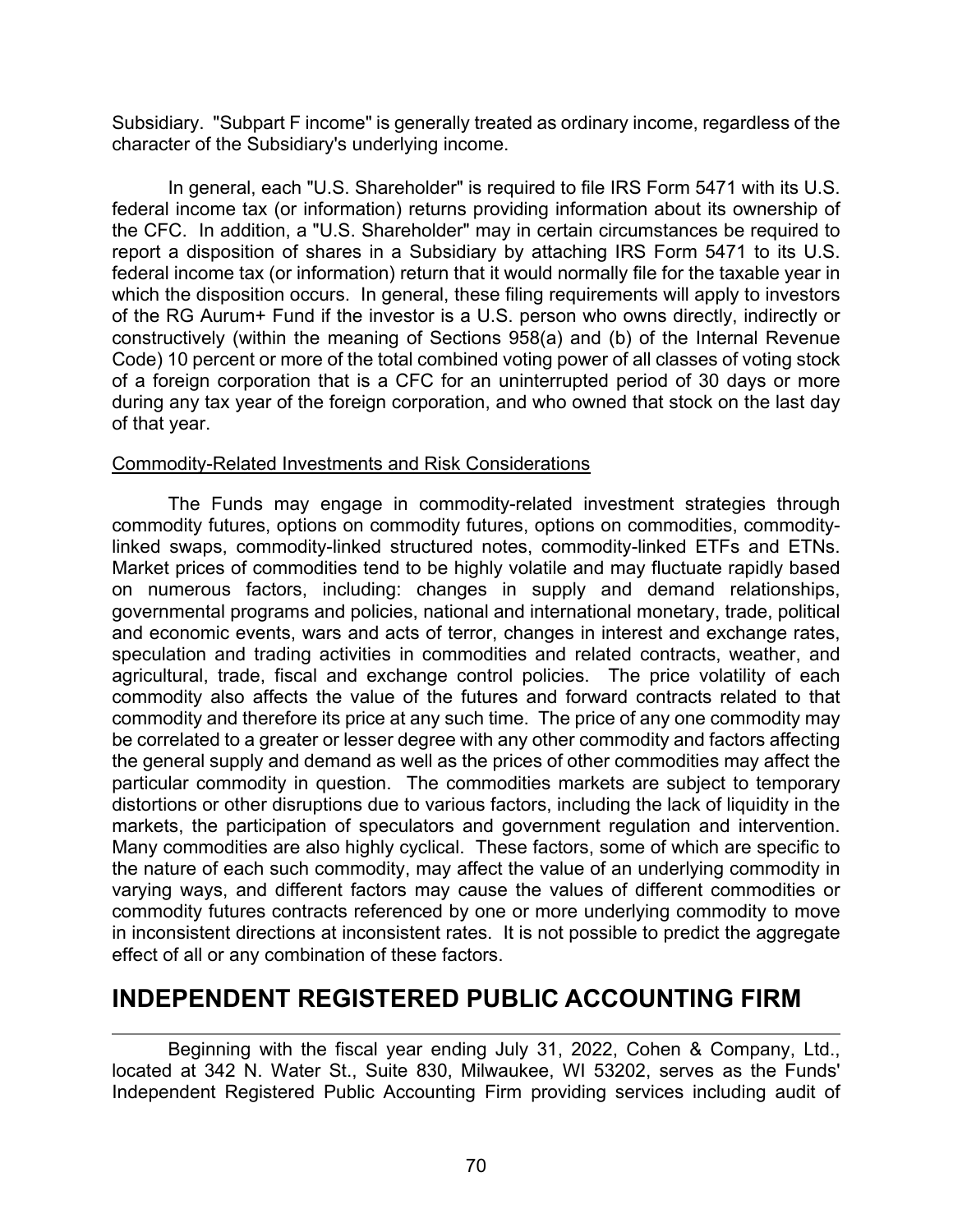Subsidiary. "Subpart F income" is generally treated as ordinary income, regardless of the character of the Subsidiary's underlying income.

In general, each "U.S. Shareholder" is required to file IRS Form 5471 with its U.S. federal income tax (or information) returns providing information about its ownership of the CFC. In addition, a "U.S. Shareholder" may in certain circumstances be required to report a disposition of shares in a Subsidiary by attaching IRS Form 5471 to its U.S. federal income tax (or information) return that it would normally file for the taxable year in which the disposition occurs. In general, these filing requirements will apply to investors of the RG Aurum+ Fund if the investor is a U.S. person who owns directly, indirectly or constructively (within the meaning of Sections 958(a) and (b) of the Internal Revenue Code) 10 percent or more of the total combined voting power of all classes of voting stock of a foreign corporation that is a CFC for an uninterrupted period of 30 days or more during any tax year of the foreign corporation, and who owned that stock on the last day of that year.

Commodity-Related Investments and Risk Considerations

The Funds may engage in commodity-related investment strategies through commodity futures, options on commodity futures, options on commodities, commodity-linked swaps, commodity-linked structured notes, commodity-linked ETFs and ETNs. Market prices of commodities tend to be highly volatile and may fluctuate rapidly based on numerous factors, including: changes in supply and demand relationships, governmental programs and policies, national and international monetary, trade, political and economic events, wars and acts of terror, changes in interest and exchange rates, speculation and trading activities in commodities and related contracts, weather, and agricultural, trade, fiscal and exchange control policies. The price volatility of each commodity also affects the value of the futures and forward contracts related to that commodity and therefore its price at any such time. The price of any one commodity may be correlated to a greater or lesser degree with any other commodity and factors affecting the general supply and demand as well as the prices of other commodities may affect the particular commodity in question. The commodities markets are subject to temporary distortions or other disruptions due to various factors, including the lack of liquidity in the markets, the participation of speculators and government regulation and intervention. Many commodities are also highly cyclical. These factors, some of which are specific to the nature of each such commodity, may affect the value of an underlying commodity in varying ways, and different factors may cause the values of different commodities or commodity futures contracts referenced by one or more underlying commodity to move in inconsistent directions at inconsistent rates. It is not possible to predict the aggregate effect of all or any combination of these factors.

## INDEPENDENT REGISTERED PUBLIC ACCOUNTING FIRM

Beginning with the fiscal year ending July 31, 2022, Cohen & Company, Ltd., located at 342 N. Water St., Suite 830, Milwaukee, WI 53202, serves as the Funds' Independent Registered Public Accounting Firm providing services including audit of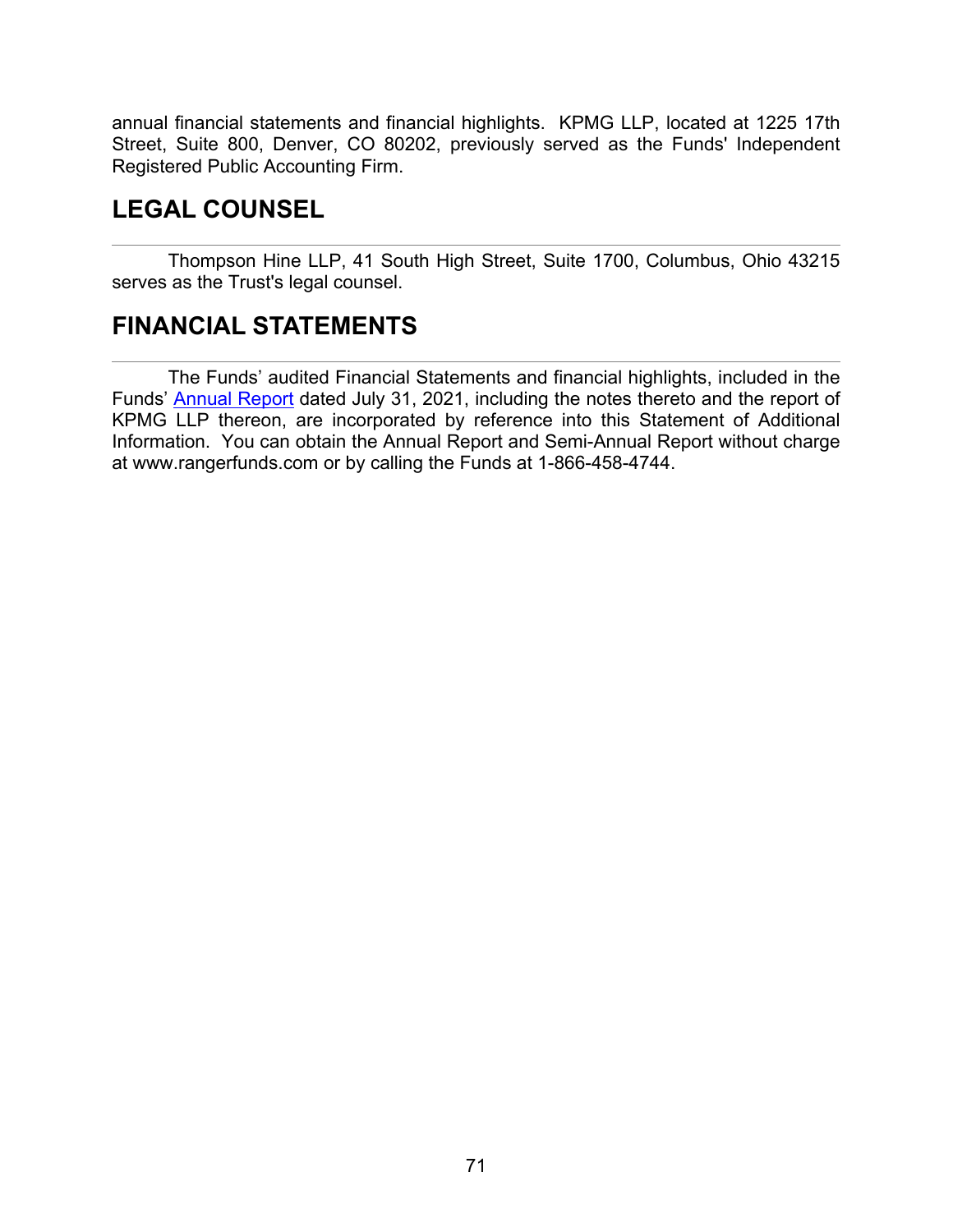annual financial statements and financial highlights. KPMG LLP, located at 1225 17th Street, Suite 800, Denver, CO 80202, previously served as the Funds' Independent Registered Public Accounting Firm.

## LEGAL COUNSEL

Thompson Hine LLP, 41 South High Street, Suite 1700, Columbus, Ohio 43215 serves as the Trust's legal counsel.

## FINANCIAL STATEMENTS

The Funds' audited Financial Statements and financial highlights, included in the Funds' Annual Report dated July 31, 2021, including the notes thereto and the report of KPMG LLP thereon, are incorporated by reference into this Statement of Additional Information. You can obtain the Annual Report and Semi-Annual Report without charge at www.rangerfunds.com or by calling the Funds at 1-866-458-4744.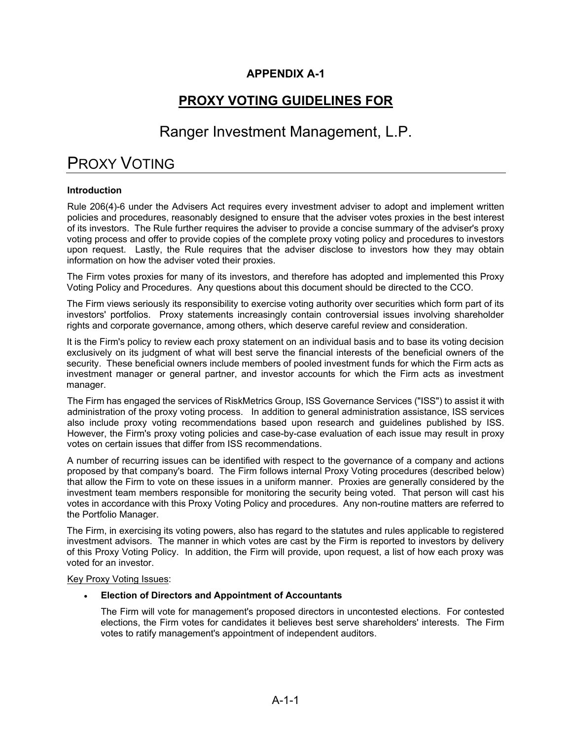**APPENDIX A-1**

## PROXY VOTING GUIDELINES FOR

## Ranger Investment Management, L.P.

# PROXY VOTING

**Introduction**

Rule 206(4)-6 under the Advisers Act requires every investment adviser to adopt and implement written policies and procedures, reasonably designed to ensure that the adviser votes proxies in the best interest of its investors. The Rule further requires the adviser to provide a concise summary of the adviser's proxy voting process and offer to provide copies of the complete proxy voting policy and procedures to investors upon request. Lastly, the Rule requires that the adviser disclose to investors how they may obtain information on how the adviser voted their proxies.

The Firm votes proxies for many of its investors, and therefore has adopted and implemented this Proxy Voting Policy and Procedures. Any questions about this document should be directed to the CCO.

The Firm views seriously its responsibility to exercise voting authority over securities which form part of its investors' portfolios. Proxy statements increasingly contain controversial issues involving shareholder rights and corporate governance, among others, which deserve careful review and consideration.

It is the Firm's policy to review each proxy statement on an individual basis and to base its voting decision exclusively on its judgment of what will best serve the financial interests of the beneficial owners of the security. These beneficial owners include members of pooled investment funds for which the Firm acts as investment manager or general partner, and investor accounts for which the Firm acts as investment manager.

The Firm has engaged the services of RiskMetrics Group, ISS Governance Services ("ISS") to assist it with administration of the proxy voting process. In addition to general administration assistance, ISS services also include proxy voting recommendations based upon research and guidelines published by ISS. However, the Firm's proxy voting policies and case-by-case evaluation of each issue may result in proxy votes on certain issues that differ from ISS recommendations.

A number of recurring issues can be identified with respect to the governance of a company and actions proposed by that company's board. The Firm follows internal Proxy Voting procedures (described below) that allow the Firm to vote on these issues in a uniform manner. Proxies are generally considered by the investment team members responsible for monitoring the security being voted. That person will cast his votes in accordance with this Proxy Voting Policy and procedures. Any non-routine matters are referred to the Portfolio Manager.

The Firm, in exercising its voting powers, also has regard to the statutes and rules applicable to registered investment advisors. The manner in which votes are cast by the Firm is reported to investors by delivery of this Proxy Voting Policy. In addition, the Firm will provide, upon request, a list of how each proxy was voted for an investor.

Key Proxy Voting Issues:

- **Election of Directors and Appointment of Accountants**

  The Firm will vote for management's proposed directors in uncontested elections. For contested elections, the Firm votes for candidates it believes best serve shareholders' interests. The Firm votes to ratify management's appointment of independent auditors.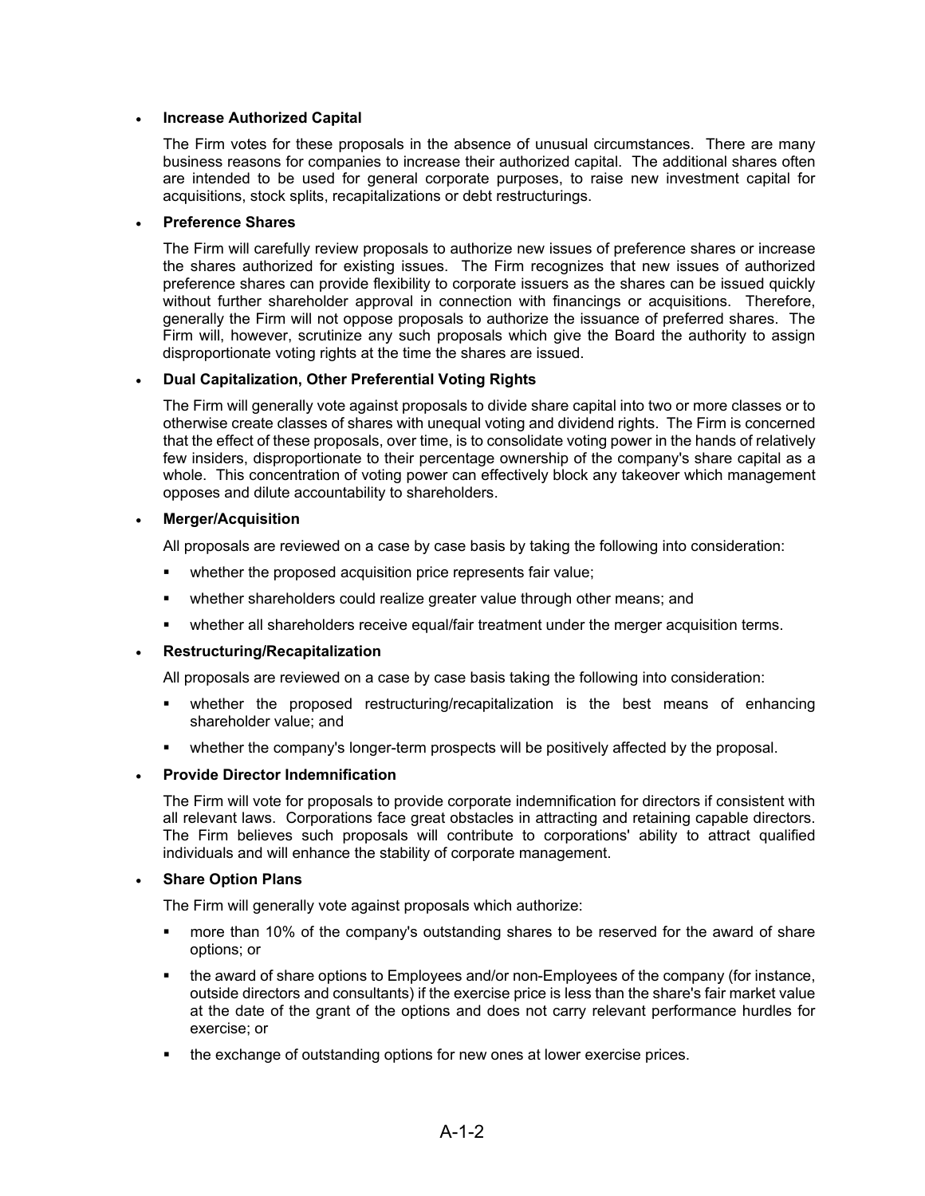- **Increase Authorized Capital**

  The Firm votes for these proposals in the absence of unusual circumstances. There are many business reasons for companies to increase their authorized capital. The additional shares often are intended to be used for general corporate purposes, to raise new investment capital for acquisitions, stock splits, recapitalizations or debt restructurings.

- **Preference Shares**

  The Firm will carefully review proposals to authorize new issues of preference shares or increase the shares authorized for existing issues. The Firm recognizes that new issues of authorized preference shares can provide flexibility to corporate issuers as the shares can be issued quickly without further shareholder approval in connection with financings or acquisitions. Therefore, generally the Firm will not oppose proposals to authorize the issuance of preferred shares. The Firm will, however, scrutinize any such proposals which give the Board the authority to assign disproportionate voting rights at the time the shares are issued.

- **Dual Capitalization, Other Preferential Voting Rights**

  The Firm will generally vote against proposals to divide share capital into two or more classes or to otherwise create classes of shares with unequal voting and dividend rights. The Firm is concerned that the effect of these proposals, over time, is to consolidate voting power in the hands of relatively few insiders, disproportionate to their percentage ownership of the company's share capital as a whole. This concentration of voting power can effectively block any takeover which management opposes and dilute accountability to shareholders.

- **Merger/Acquisition**

  All proposals are reviewed on a case by case basis by taking the following into consideration:

  - whether the proposed acquisition price represents fair value;
  - whether shareholders could realize greater value through other means; and
  - whether all shareholders receive equal/fair treatment under the merger acquisition terms.

- **Restructuring/Recapitalization**

  All proposals are reviewed on a case by case basis taking the following into consideration:

  - whether the proposed restructuring/recapitalization is the best means of enhancing shareholder value; and
  - whether the company's longer-term prospects will be positively affected by the proposal.

- **Provide Director Indemnification**

  The Firm will vote for proposals to provide corporate indemnification for directors if consistent with all relevant laws. Corporations face great obstacles in attracting and retaining capable directors. The Firm believes such proposals will contribute to corporations' ability to attract qualified individuals and will enhance the stability of corporate management.

- **Share Option Plans**

  The Firm will generally vote against proposals which authorize:

  - more than 10% of the company's outstanding shares to be reserved for the award of share options; or
  - the award of share options to Employees and/or non-Employees of the company (for instance, outside directors and consultants) if the exercise price is less than the share's fair market value at the date of the grant of the options and does not carry relevant performance hurdles for exercise; or
  - the exchange of outstanding options for new ones at lower exercise prices.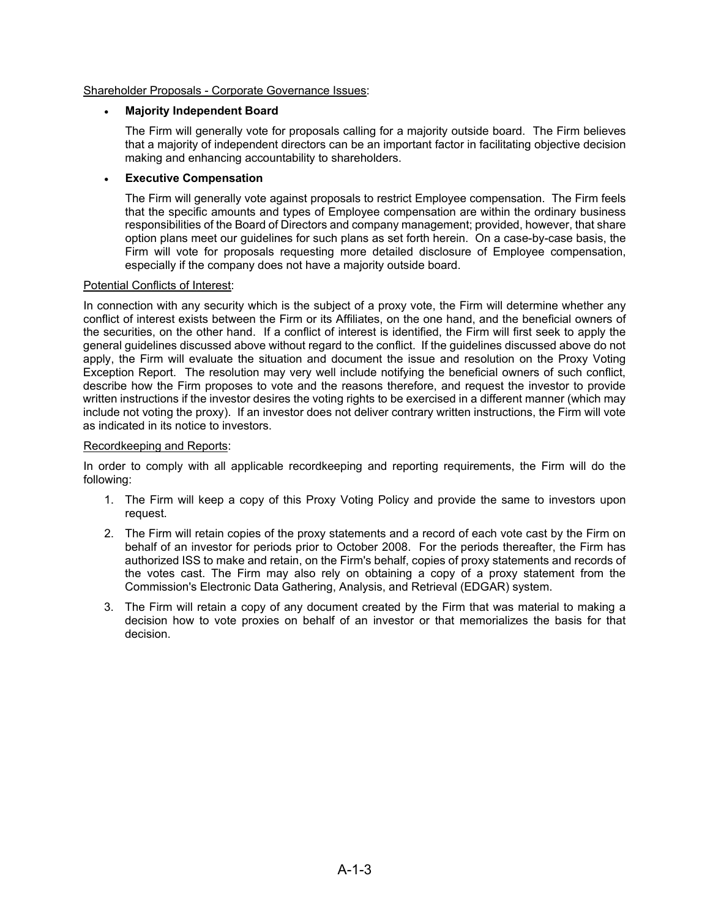Shareholder Proposals - Corporate Governance Issues:

- **Majority Independent Board**

  The Firm will generally vote for proposals calling for a majority outside board. The Firm believes that a majority of independent directors can be an important factor in facilitating objective decision making and enhancing accountability to shareholders.

- **Executive Compensation**

  The Firm will generally vote against proposals to restrict Employee compensation. The Firm feels that the specific amounts and types of Employee compensation are within the ordinary business responsibilities of the Board of Directors and company management; provided, however, that share option plans meet our guidelines for such plans as set forth herein. On a case-by-case basis, the Firm will vote for proposals requesting more detailed disclosure of Employee compensation, especially if the company does not have a majority outside board.

Potential Conflicts of Interest:

In connection with any security which is the subject of a proxy vote, the Firm will determine whether any conflict of interest exists between the Firm or its Affiliates, on the one hand, and the beneficial owners of the securities, on the other hand. If a conflict of interest is identified, the Firm will first seek to apply the general guidelines discussed above without regard to the conflict. If the guidelines discussed above do not apply, the Firm will evaluate the situation and document the issue and resolution on the Proxy Voting Exception Report. The resolution may very well include notifying the beneficial owners of such conflict, describe how the Firm proposes to vote and the reasons therefore, and request the investor to provide written instructions if the investor desires the voting rights to be exercised in a different manner (which may include not voting the proxy). If an investor does not deliver contrary written instructions, the Firm will vote as indicated in its notice to investors.

Recordkeeping and Reports:

In order to comply with all applicable recordkeeping and reporting requirements, the Firm will do the following:

1. The Firm will keep a copy of this Proxy Voting Policy and provide the same to investors upon request.
2. The Firm will retain copies of the proxy statements and a record of each vote cast by the Firm on behalf of an investor for periods prior to October 2008. For the periods thereafter, the Firm has authorized ISS to make and retain, on the Firm's behalf, copies of proxy statements and records of the votes cast. The Firm may also rely on obtaining a copy of a proxy statement from the Commission's Electronic Data Gathering, Analysis, and Retrieval (EDGAR) system.
3. The Firm will retain a copy of any document created by the Firm that was material to making a decision how to vote proxies on behalf of an investor or that memorializes the basis for that decision.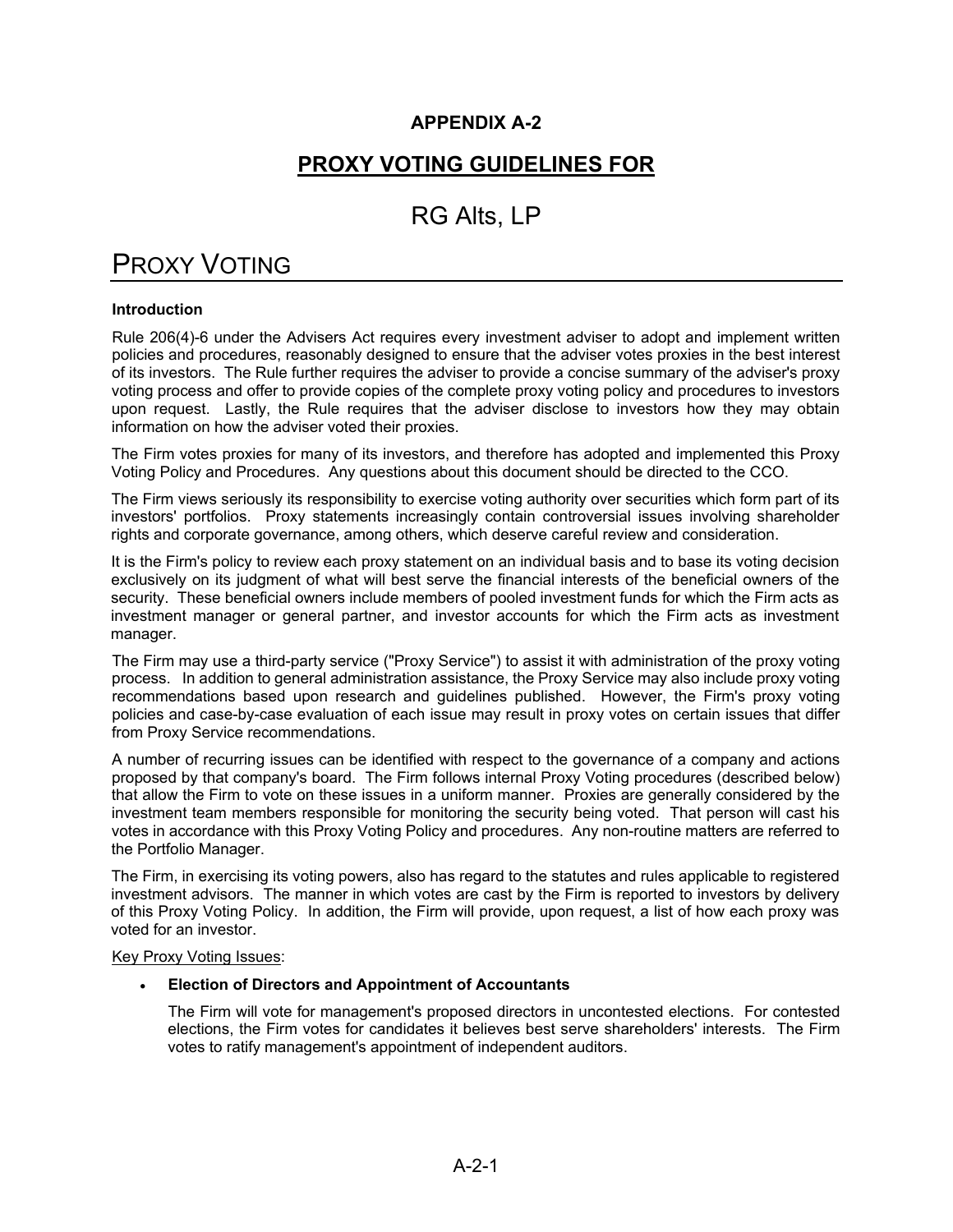## APPENDIX A-2

## PROXY VOTING GUIDELINES FOR

# RG Alts, LP

# PROXY VOTING

**Introduction**

Rule 206(4)-6 under the Advisers Act requires every investment adviser to adopt and implement written policies and procedures, reasonably designed to ensure that the adviser votes proxies in the best interest of its investors. The Rule further requires the adviser to provide a concise summary of the adviser's proxy voting process and offer to provide copies of the complete proxy voting policy and procedures to investors upon request. Lastly, the Rule requires that the adviser disclose to investors how they may obtain information on how the adviser voted their proxies.

The Firm votes proxies for many of its investors, and therefore has adopted and implemented this Proxy Voting Policy and Procedures. Any questions about this document should be directed to the CCO.

The Firm views seriously its responsibility to exercise voting authority over securities which form part of its investors' portfolios. Proxy statements increasingly contain controversial issues involving shareholder rights and corporate governance, among others, which deserve careful review and consideration.

It is the Firm's policy to review each proxy statement on an individual basis and to base its voting decision exclusively on its judgment of what will best serve the financial interests of the beneficial owners of the security. These beneficial owners include members of pooled investment funds for which the Firm acts as investment manager or general partner, and investor accounts for which the Firm acts as investment manager.

The Firm may use a third-party service ("Proxy Service") to assist it with administration of the proxy voting process. In addition to general administration assistance, the Proxy Service may also include proxy voting recommendations based upon research and guidelines published. However, the Firm's proxy voting policies and case-by-case evaluation of each issue may result in proxy votes on certain issues that differ from Proxy Service recommendations.

A number of recurring issues can be identified with respect to the governance of a company and actions proposed by that company's board. The Firm follows internal Proxy Voting procedures (described below) that allow the Firm to vote on these issues in a uniform manner. Proxies are generally considered by the investment team members responsible for monitoring the security being voted. That person will cast his votes in accordance with this Proxy Voting Policy and procedures. Any non-routine matters are referred to the Portfolio Manager.

The Firm, in exercising its voting powers, also has regard to the statutes and rules applicable to registered investment advisors. The manner in which votes are cast by the Firm is reported to investors by delivery of this Proxy Voting Policy. In addition, the Firm will provide, upon request, a list of how each proxy was voted for an investor.

Key Proxy Voting Issues:

- **Election of Directors and Appointment of Accountants**

  The Firm will vote for management's proposed directors in uncontested elections. For contested elections, the Firm votes for candidates it believes best serve shareholders' interests. The Firm votes to ratify management's appointment of independent auditors.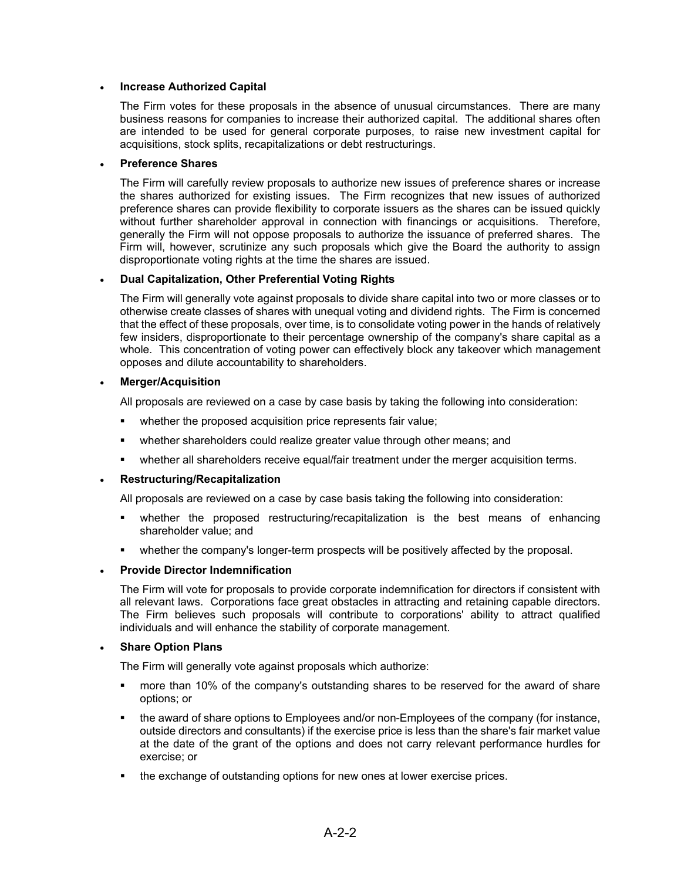- **Increase Authorized Capital**

  The Firm votes for these proposals in the absence of unusual circumstances. There are many business reasons for companies to increase their authorized capital. The additional shares often are intended to be used for general corporate purposes, to raise new investment capital for acquisitions, stock splits, recapitalizations or debt restructurings.

- **Preference Shares**

  The Firm will carefully review proposals to authorize new issues of preference shares or increase the shares authorized for existing issues. The Firm recognizes that new issues of authorized preference shares can provide flexibility to corporate issuers as the shares can be issued quickly without further shareholder approval in connection with financings or acquisitions. Therefore, generally the Firm will not oppose proposals to authorize the issuance of preferred shares. The Firm will, however, scrutinize any such proposals which give the Board the authority to assign disproportionate voting rights at the time the shares are issued.

- **Dual Capitalization, Other Preferential Voting Rights**

  The Firm will generally vote against proposals to divide share capital into two or more classes or to otherwise create classes of shares with unequal voting and dividend rights. The Firm is concerned that the effect of these proposals, over time, is to consolidate voting power in the hands of relatively few insiders, disproportionate to their percentage ownership of the company's share capital as a whole. This concentration of voting power can effectively block any takeover which management opposes and dilute accountability to shareholders.

- **Merger/Acquisition**

  All proposals are reviewed on a case by case basis by taking the following into consideration:

  - whether the proposed acquisition price represents fair value;
  - whether shareholders could realize greater value through other means; and
  - whether all shareholders receive equal/fair treatment under the merger acquisition terms.

- **Restructuring/Recapitalization**

  All proposals are reviewed on a case by case basis taking the following into consideration:

  - whether the proposed restructuring/recapitalization is the best means of enhancing shareholder value; and
  - whether the company's longer-term prospects will be positively affected by the proposal.

- **Provide Director Indemnification**

  The Firm will vote for proposals to provide corporate indemnification for directors if consistent with all relevant laws. Corporations face great obstacles in attracting and retaining capable directors. The Firm believes such proposals will contribute to corporations' ability to attract qualified individuals and will enhance the stability of corporate management.

- **Share Option Plans**

  The Firm will generally vote against proposals which authorize:

  - more than 10% of the company's outstanding shares to be reserved for the award of share options; or
  - the award of share options to Employees and/or non-Employees of the company (for instance, outside directors and consultants) if the exercise price is less than the share's fair market value at the date of the grant of the options and does not carry relevant performance hurdles for exercise; or
  - the exchange of outstanding options for new ones at lower exercise prices.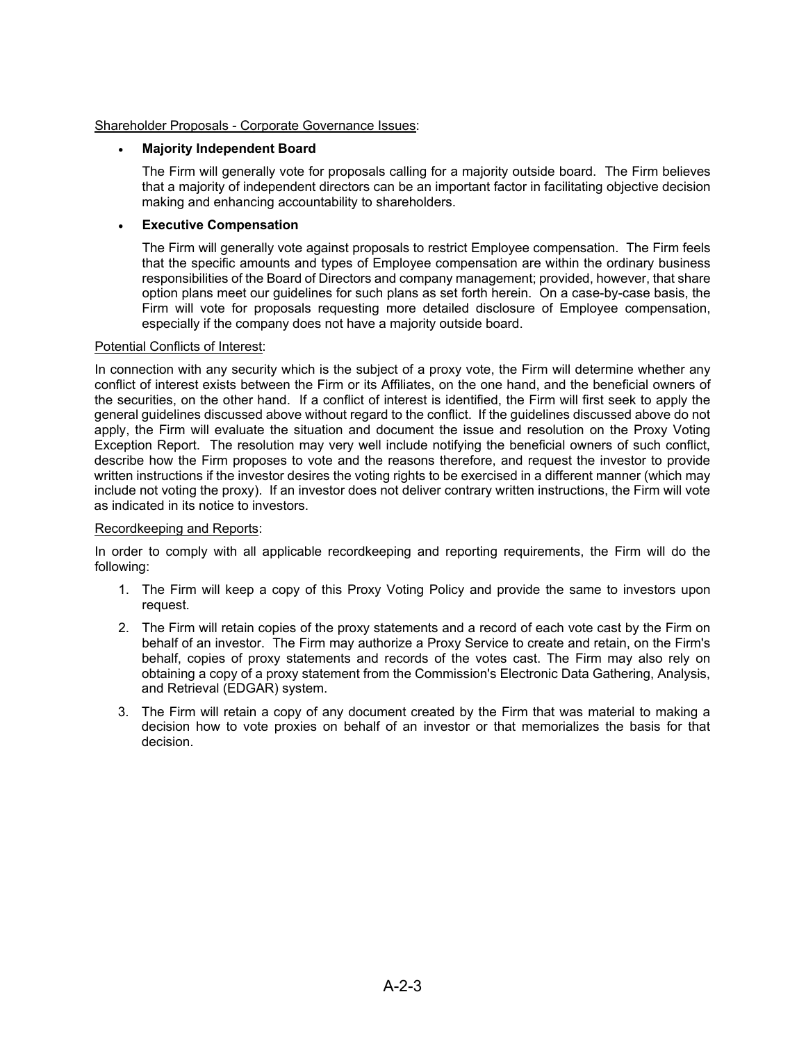<u>Shareholder Proposals - Corporate Governance Issues</u>:

- **Majority Independent Board**

  The Firm will generally vote for proposals calling for a majority outside board. The Firm believes that a majority of independent directors can be an important factor in facilitating objective decision making and enhancing accountability to shareholders.

- **Executive Compensation**

  The Firm will generally vote against proposals to restrict Employee compensation. The Firm feels that the specific amounts and types of Employee compensation are within the ordinary business responsibilities of the Board of Directors and company management; provided, however, that share option plans meet our guidelines for such plans as set forth herein. On a case-by-case basis, the Firm will vote for proposals requesting more detailed disclosure of Employee compensation, especially if the company does not have a majority outside board.

<u>Potential Conflicts of Interest</u>:

In connection with any security which is the subject of a proxy vote, the Firm will determine whether any conflict of interest exists between the Firm or its Affiliates, on the one hand, and the beneficial owners of the securities, on the other hand. If a conflict of interest is identified, the Firm will first seek to apply the general guidelines discussed above without regard to the conflict. If the guidelines discussed above do not apply, the Firm will evaluate the situation and document the issue and resolution on the Proxy Voting Exception Report. The resolution may very well include notifying the beneficial owners of such conflict, describe how the Firm proposes to vote and the reasons therefore, and request the investor to provide written instructions if the investor desires the voting rights to be exercised in a different manner (which may include not voting the proxy). If an investor does not deliver contrary written instructions, the Firm will vote as indicated in its notice to investors.

<u>Recordkeeping and Reports</u>:

In order to comply with all applicable recordkeeping and reporting requirements, the Firm will do the following:

1. The Firm will keep a copy of this Proxy Voting Policy and provide the same to investors upon request.
2. The Firm will retain copies of the proxy statements and a record of each vote cast by the Firm on behalf of an investor. The Firm may authorize a Proxy Service to create and retain, on the Firm's behalf, copies of proxy statements and records of the votes cast. The Firm may also rely on obtaining a copy of a proxy statement from the Commission's Electronic Data Gathering, Analysis, and Retrieval (EDGAR) system.
3. The Firm will retain a copy of any document created by the Firm that was material to making a decision how to vote proxies on behalf of an investor or that memorializes the basis for that decision.